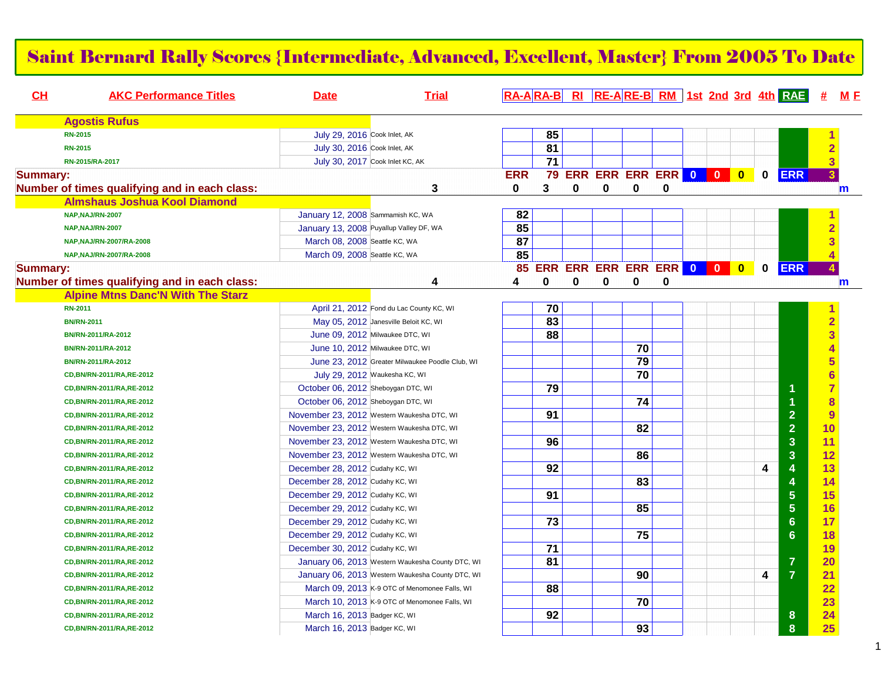# Saint Bernard Rally Scores {Intermediate, Advanced, Excellent, Master} From 2005 To Date

| CH | AKC Performance Titles | Date | Trial | RA-A | RA-B | RI | RE-A | RE-B | RM | 1st | 2nd | 3rd | 4th | RAE | # | M F |
|---|---|---|---|---|---|---|---|---|---|---|---|---|---|---|---|---|
| | **Agostis Rufus** | | | | | | | | | | | | | | | |
| | RN-2015 | July 29, 2016 | Cook Inlet, AK | | 85 | | | | | | | | | | 1 | |
| | RN-2015 | July 30, 2016 | Cook Inlet, AK | | 81 | | | | | | | | | | 2 | |
| | RN-2015/RA-2017 | July 30, 2017 | Cook Inlet KC, AK | | 71 | | | | | | | | | | 3 | |
| **Summary:** | | | | ERR | 79 | ERR | ERR | ERR | ERR | 0 | 0 | 0 | 0 | ERR | 3 | |
| **Number of times qualifying and in each class:** | | | 3 | 0 | 3 | 0 | 0 | 0 | 0 | | | | | | | m |
| | **Almshaus Joshua Kool Diamond** | | | | | | | | | | | | | | | |
| | NAP,NAJ/RN-2007 | January 12, 2008 | Sammamish KC, WA | 82 | | | | | | | | | | | 1 | |
| | NAP,NAJ/RN-2007 | January 13, 2008 | Puyallup Valley DF, WA | 85 | | | | | | | | | | | 2 | |
| | NAP,NAJ/RN-2007/RA-2008 | March 08, 2008 | Seattle KC, WA | 87 | | | | | | | | | | | 3 | |
| | NAP,NAJ/RN-2007/RA-2008 | March 09, 2008 | Seattle KC, WA | 85 | | | | | | | | | | | 4 | |
| **Summary:** | | | | 85 | ERR | ERR | ERR | ERR | ERR | 0 | 0 | 0 | 0 | ERR | 4 | |
| **Number of times qualifying and in each class:** | | | 4 | 4 | 0 | 0 | 0 | 0 | 0 | | | | | | | m |
| | **Alpine Mtns Danc'N With The Starz** | | | | | | | | | | | | | | | |
| | RN-2011 | April 21, 2012 | Fond du Lac County KC, WI | | 70 | | | | | | | | | | 1 | |
| | BN/RN-2011 | May 05, 2012 | Janesville Beloit KC, WI | | 83 | | | | | | | | | | 2 | |
| | BN/RN-2011/RA-2012 | June 09, 2012 | Milwaukee DTC, WI | | 88 | | | | | | | | | | 3 | |
| | BN/RN-2011/RA-2012 | June 10, 2012 | Milwaukee DTC, WI | | | | | 70 | | | | | | | 4 | |
| | BN/RN-2011/RA-2012 | June 23, 2012 | Greater Milwaukee Poodle Club, WI | | | | | 79 | | | | | | | 5 | |
| | CD,BN/RN-2011/RA,RE-2012 | July 29, 2012 | Waukesha KC, WI | | | | | 70 | | | | | | | 6 | |
| | CD,BN/RN-2011/RA,RE-2012 | October 06, 2012 | Sheboygan DTC, WI | | 79 | | | | | | | | | 1 | 7 | |
| | CD,BN/RN-2011/RA,RE-2012 | October 06, 2012 | Sheboygan DTC, WI | | | | | 74 | | | | | | 1 | 8 | |
| | CD,BN/RN-2011/RA,RE-2012 | November 23, 2012 | Western Waukesha DTC, WI | | 91 | | | | | | | | | 2 | 9 | |
| | CD,BN/RN-2011/RA,RE-2012 | November 23, 2012 | Western Waukesha DTC, WI | | | | | 82 | | | | | | 2 | 10 | |
| | CD,BN/RN-2011/RA,RE-2012 | November 23, 2012 | Western Waukesha DTC, WI | | 96 | | | | | | | | | 3 | 11 | |
| | CD,BN/RN-2011/RA,RE-2012 | November 23, 2012 | Western Waukesha DTC, WI | | | | | 86 | | | | | | 3 | 12 | |
| | CD,BN/RN-2011/RA,RE-2012 | December 28, 2012 | Cudahy KC, WI | | 92 | | | | | | | | 4 | 4 | 13 | |
| | CD,BN/RN-2011/RA,RE-2012 | December 28, 2012 | Cudahy KC, WI | | | | | 83 | | | | | | 4 | 14 | |
| | CD,BN/RN-2011/RA,RE-2012 | December 29, 2012 | Cudahy KC, WI | | 91 | | | | | | | | | 5 | 15 | |
| | CD,BN/RN-2011/RA,RE-2012 | December 29, 2012 | Cudahy KC, WI | | | | | 85 | | | | | | 5 | 16 | |
| | CD,BN/RN-2011/RA,RE-2012 | December 29, 2012 | Cudahy KC, WI | | 73 | | | | | | | | | 6 | 17 | |
| | CD,BN/RN-2011/RA,RE-2012 | December 29, 2012 | Cudahy KC, WI | | | | | 75 | | | | | | 6 | 18 | |
| | CD,BN/RN-2011/RA,RE-2012 | December 30, 2012 | Cudahy KC, WI | | 71 | | | | | | | | | | 19 | |
| | CD,BN/RN-2011/RA,RE-2012 | January 06, 2013 | Western Waukesha County DTC, WI | | 81 | | | | | | | | | 7 | 20 | |
| | CD,BN/RN-2011/RA,RE-2012 | January 06, 2013 | Western Waukesha County DTC, WI | | | | | 90 | | | | | 4 | 7 | 21 | |
| | CD,BN/RN-2011/RA,RE-2012 | March 09, 2013 | K-9 OTC of Menomonee Falls, WI | | 88 | | | | | | | | | | 22 | |
| | CD,BN/RN-2011/RA,RE-2012 | March 10, 2013 | K-9 OTC of Menomonee Falls, WI | | | | | 70 | | | | | | | 23 | |
| | CD,BN/RN-2011/RA,RE-2012 | March 16, 2013 | Badger KC, WI | | 92 | | | | | | | | | 8 | 24 | |
| | CD,BN/RN-2011/RA,RE-2012 | March 16, 2013 | Badger KC, WI | | | | | 93 | | | | | | 8 | 25 | |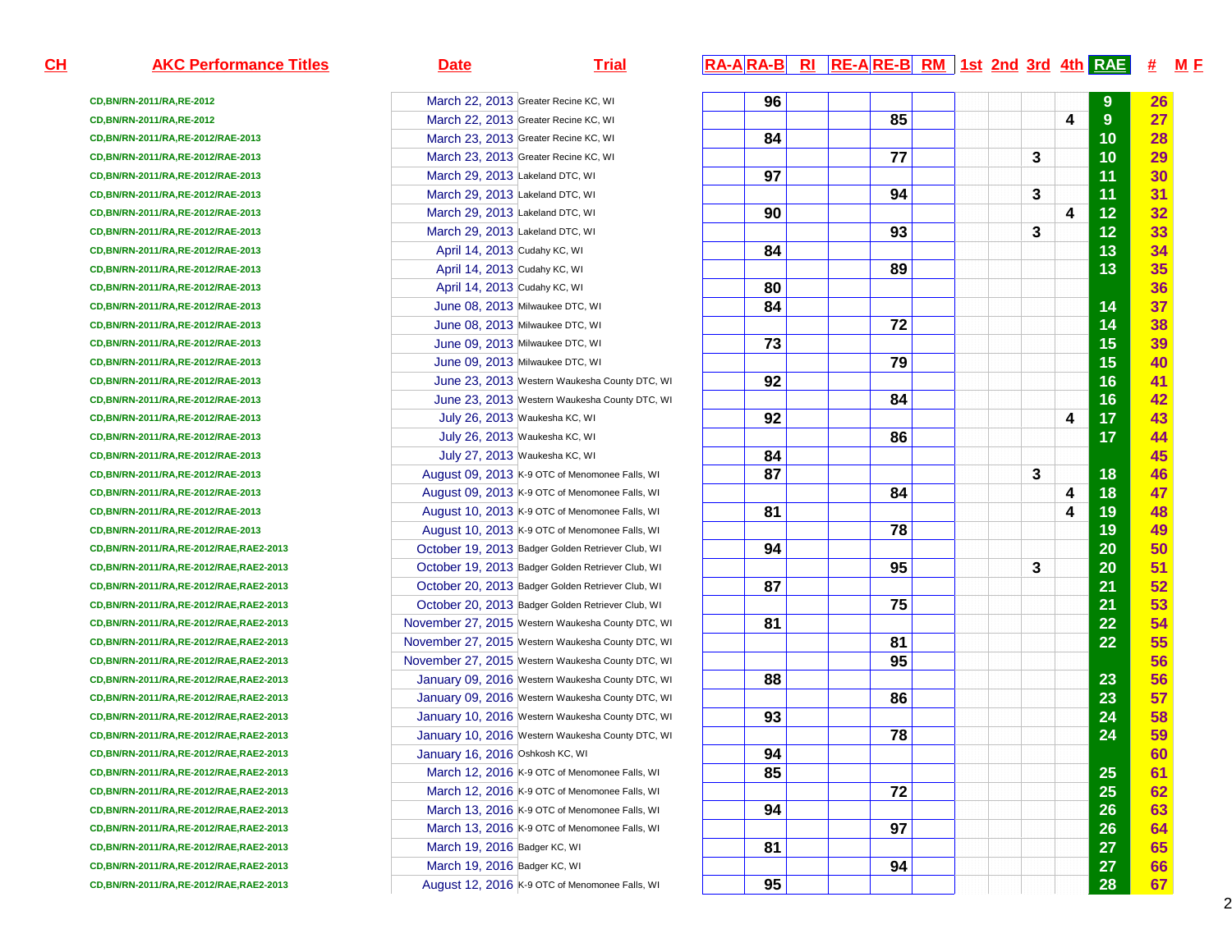| CH | AKC Performance Titles | Date | Trial | RA-A | RA-B | RI | RE-A | RE-B | RM | 1st | 2nd | 3rd | 4th | RAE | # | M F |
|---|---|---|---|---|---|---|---|---|---|---|---|---|---|---|---|---|
| | CD,BN/RN-2011/RA,RE-2012 | March 22, 2013 | Greater Recine KC, WI | | 96 | | | | | | | | | 9 | 26 | |
| | CD,BN/RN-2011/RA,RE-2012 | March 22, 2013 | Greater Recine KC, WI | | | | | 85 | | | | | 4 | 9 | 27 | |
| | CD,BN/RN-2011/RA,RE-2012/RAE-2013 | March 23, 2013 | Greater Recine KC, WI | | 84 | | | | | | | | | 10 | 28 | |
| | CD,BN/RN-2011/RA,RE-2012/RAE-2013 | March 23, 2013 | Greater Recine KC, WI | | | | | 77 | | | | 3 | | 10 | 29 | |
| | CD,BN/RN-2011/RA,RE-2012/RAE-2013 | March 29, 2013 | Lakeland DTC, WI | | 97 | | | | | | | | | 11 | 30 | |
| | CD,BN/RN-2011/RA,RE-2012/RAE-2013 | March 29, 2013 | Lakeland DTC, WI | | | | | 94 | | | | 3 | | 11 | 31 | |
| | CD,BN/RN-2011/RA,RE-2012/RAE-2013 | March 29, 2013 | Lakeland DTC, WI | | 90 | | | | | | | | 4 | 12 | 32 | |
| | CD,BN/RN-2011/RA,RE-2012/RAE-2013 | March 29, 2013 | Lakeland DTC, WI | | | | | 93 | | | | 3 | | 12 | 33 | |
| | CD,BN/RN-2011/RA,RE-2012/RAE-2013 | April 14, 2013 | Cudahy KC, WI | | 84 | | | | | | | | | 13 | 34 | |
| | CD,BN/RN-2011/RA,RE-2012/RAE-2013 | April 14, 2013 | Cudahy KC, WI | | | | | 89 | | | | | | 13 | 35 | |
| | CD,BN/RN-2011/RA,RE-2012/RAE-2013 | April 14, 2013 | Cudahy KC, WI | | 80 | | | | | | | | | | 36 | |
| | CD,BN/RN-2011/RA,RE-2012/RAE-2013 | June 08, 2013 | Milwaukee DTC, WI | | 84 | | | | | | | | | 14 | 37 | |
| | CD,BN/RN-2011/RA,RE-2012/RAE-2013 | June 08, 2013 | Milwaukee DTC, WI | | | | | 72 | | | | | | 14 | 38 | |
| | CD,BN/RN-2011/RA,RE-2012/RAE-2013 | June 09, 2013 | Milwaukee DTC, WI | | 73 | | | | | | | | | 15 | 39 | |
| | CD,BN/RN-2011/RA,RE-2012/RAE-2013 | June 09, 2013 | Milwaukee DTC, WI | | | | | 79 | | | | | | 15 | 40 | |
| | CD,BN/RN-2011/RA,RE-2012/RAE-2013 | June 23, 2013 | Western Waukesha County DTC, WI | | 92 | | | | | | | | | 16 | 41 | |
| | CD,BN/RN-2011/RA,RE-2012/RAE-2013 | June 23, 2013 | Western Waukesha County DTC, WI | | | | | 84 | | | | | | 16 | 42 | |
| | CD,BN/RN-2011/RA,RE-2012/RAE-2013 | July 26, 2013 | Waukesha KC, WI | | 92 | | | | | | | | 4 | 17 | 43 | |
| | CD,BN/RN-2011/RA,RE-2012/RAE-2013 | July 26, 2013 | Waukesha KC, WI | | | | | 86 | | | | | | 17 | 44 | |
| | CD,BN/RN-2011/RA,RE-2012/RAE-2013 | July 27, 2013 | Waukesha KC, WI | | 84 | | | | | | | | | | 45 | |
| | CD,BN/RN-2011/RA,RE-2012/RAE-2013 | August 09, 2013 | K-9 OTC of Menomonee Falls, WI | | 87 | | | | | | | 3 | | 18 | 46 | |
| | CD,BN/RN-2011/RA,RE-2012/RAE-2013 | August 09, 2013 | K-9 OTC of Menomonee Falls, WI | | | | | 84 | | | | | 4 | 18 | 47 | |
| | CD,BN/RN-2011/RA,RE-2012/RAE-2013 | August 10, 2013 | K-9 OTC of Menomonee Falls, WI | | 81 | | | | | | | | 4 | 19 | 48 | |
| | CD,BN/RN-2011/RA,RE-2012/RAE-2013 | August 10, 2013 | K-9 OTC of Menomonee Falls, WI | | | | | 78 | | | | | | 19 | 49 | |
| | CD,BN/RN-2011/RA,RE-2012/RAE,RAE2-2013 | October 19, 2013 | Badger Golden Retriever Club, WI | | 94 | | | | | | | | | 20 | 50 | |
| | CD,BN/RN-2011/RA,RE-2012/RAE,RAE2-2013 | October 19, 2013 | Badger Golden Retriever Club, WI | | | | | 95 | | | | 3 | | 20 | 51 | |
| | CD,BN/RN-2011/RA,RE-2012/RAE,RAE2-2013 | October 20, 2013 | Badger Golden Retriever Club, WI | | 87 | | | | | | | | | 21 | 52 | |
| | CD,BN/RN-2011/RA,RE-2012/RAE,RAE2-2013 | October 20, 2013 | Badger Golden Retriever Club, WI | | | | | 75 | | | | | | 21 | 53 | |
| | CD,BN/RN-2011/RA,RE-2012/RAE,RAE2-2013 | November 27, 2015 | Western Waukesha County DTC, WI | | 81 | | | | | | | | | 22 | 54 | |
| | CD,BN/RN-2011/RA,RE-2012/RAE,RAE2-2013 | November 27, 2015 | Western Waukesha County DTC, WI | | | | | 81 | | | | | | 22 | 55 | |
| | CD,BN/RN-2011/RA,RE-2012/RAE,RAE2-2013 | November 27, 2015 | Western Waukesha County DTC, WI | | | | | 95 | | | | | | | 56 | |
| | CD,BN/RN-2011/RA,RE-2012/RAE,RAE2-2013 | January 09, 2016 | Western Waukesha County DTC, WI | | 88 | | | | | | | | | 23 | 56 | |
| | CD,BN/RN-2011/RA,RE-2012/RAE,RAE2-2013 | January 09, 2016 | Western Waukesha County DTC, WI | | | | | 86 | | | | | | 23 | 57 | |
| | CD,BN/RN-2011/RA,RE-2012/RAE,RAE2-2013 | January 10, 2016 | Western Waukesha County DTC, WI | | 93 | | | | | | | | | 24 | 58 | |
| | CD,BN/RN-2011/RA,RE-2012/RAE,RAE2-2013 | January 10, 2016 | Western Waukesha County DTC, WI | | | | | 78 | | | | | | 24 | 59 | |
| | CD,BN/RN-2011/RA,RE-2012/RAE,RAE2-2013 | January 16, 2016 | Oshkosh KC, WI | | 94 | | | | | | | | | | 60 | |
| | CD,BN/RN-2011/RA,RE-2012/RAE,RAE2-2013 | March 12, 2016 | K-9 OTC of Menomonee Falls, WI | | 85 | | | | | | | | | 25 | 61 | |
| | CD,BN/RN-2011/RA,RE-2012/RAE,RAE2-2013 | March 12, 2016 | K-9 OTC of Menomonee Falls, WI | | | | | 72 | | | | | | 25 | 62 | |
| | CD,BN/RN-2011/RA,RE-2012/RAE,RAE2-2013 | March 13, 2016 | K-9 OTC of Menomonee Falls, WI | | 94 | | | | | | | | | 26 | 63 | |
| | CD,BN/RN-2011/RA,RE-2012/RAE,RAE2-2013 | March 13, 2016 | K-9 OTC of Menomonee Falls, WI | | | | | 97 | | | | | | 26 | 64 | |
| | CD,BN/RN-2011/RA,RE-2012/RAE,RAE2-2013 | March 19, 2016 | Badger KC, WI | | 81 | | | | | | | | | 27 | 65 | |
| | CD,BN/RN-2011/RA,RE-2012/RAE,RAE2-2013 | March 19, 2016 | Badger KC, WI | | | | | 94 | | | | | | 27 | 66 | |
| | CD,BN/RN-2011/RA,RE-2012/RAE,RAE2-2013 | August 12, 2016 | K-9 OTC of Menomonee Falls, WI | | 95 | | | | | | | | | 28 | 67 | |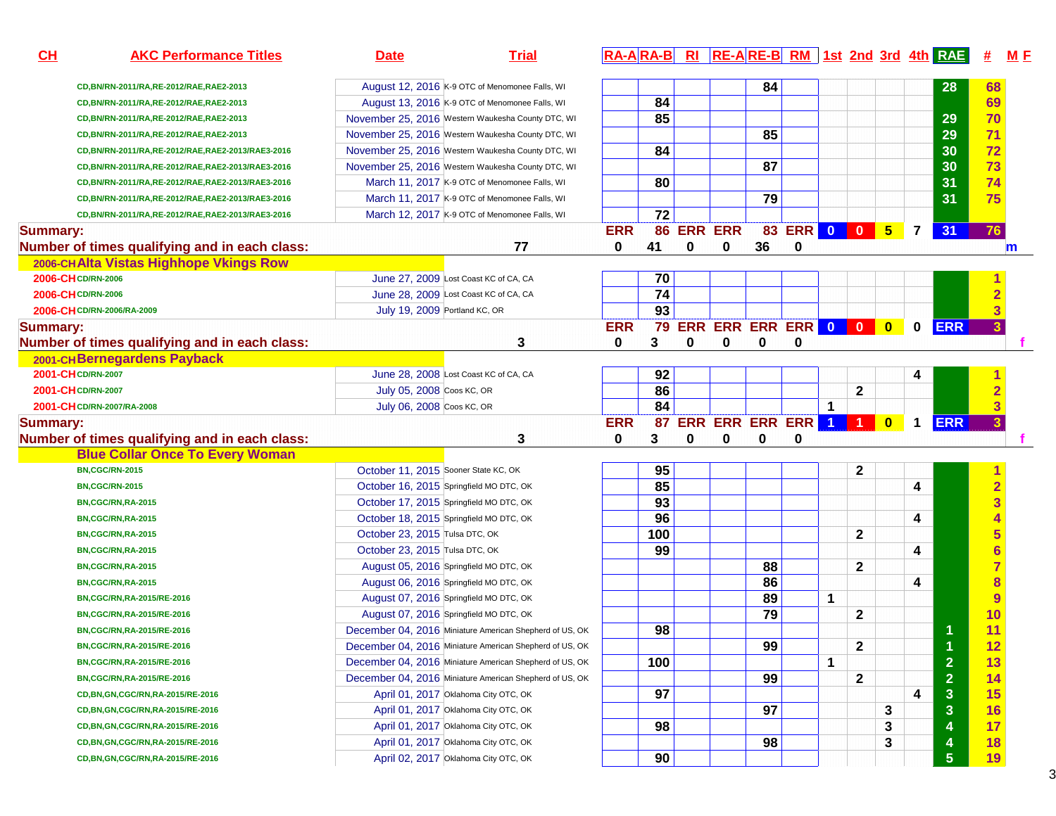| CH | AKC Performance Titles | Date | Trial | RA-A | RA-B | RI | RE-A | RE-B | RM | 1st | 2nd | 3rd | 4th | RAE | # | M F |
|---|---|---|---|---|---|---|---|---|---|---|---|---|---|---|---|---|
| | CD,BN/RN-2011/RA,RE-2012/RAE,RAE2-2013 | August 12, 2016 | K-9 OTC of Menomonee Falls, WI | | | | | 84 | | | | | | 28 | 68 | |
| | CD,BN/RN-2011/RA,RE-2012/RAE,RAE2-2013 | August 13, 2016 | K-9 OTC of Menomonee Falls, WI | | 84 | | | | | | | | | | 69 | |
| | CD,BN/RN-2011/RA,RE-2012/RAE,RAE2-2013 | November 25, 2016 | Western Waukesha County DTC, WI | | 85 | | | | | | | | | 29 | 70 | |
| | CD,BN/RN-2011/RA,RE-2012/RAE,RAE2-2013 | November 25, 2016 | Western Waukesha County DTC, WI | | | | | 85 | | | | | | 29 | 71 | |
| | CD,BN/RN-2011/RA,RE-2012/RAE,RAE2-2013/RAE3-2016 | November 25, 2016 | Western Waukesha County DTC, WI | | 84 | | | | | | | | | 30 | 72 | |
| | CD,BN/RN-2011/RA,RE-2012/RAE,RAE2-2013/RAE3-2016 | November 25, 2016 | Western Waukesha County DTC, WI | | | | | 87 | | | | | | 30 | 73 | |
| | CD,BN/RN-2011/RA,RE-2012/RAE,RAE2-2013/RAE3-2016 | March 11, 2017 | K-9 OTC of Menomonee Falls, WI | | 80 | | | | | | | | | 31 | 74 | |
| | CD,BN/RN-2011/RA,RE-2012/RAE,RAE2-2013/RAE3-2016 | March 11, 2017 | K-9 OTC of Menomonee Falls, WI | | | | | 79 | | | | | | 31 | 75 | |
| | CD,BN/RN-2011/RA,RE-2012/RAE,RAE2-2013/RAE3-2016 | March 12, 2017 | K-9 OTC of Menomonee Falls, WI | | 72 | | | | | | | | | | | |
| Summary: | | | | ERR | 86 | ERR | ERR | 83 | ERR | 0 | 0 | 5 | 7 | 31 | 76 | |
| Number of times qualifying and in each class: | | | 77 | 0 | 41 | 0 | 0 | 36 | 0 | | | | | | | m |
| 2006-CH | **Alta Vistas Highhope Vkings Row** | | | | | | | | | | | | | | | |
| 2006-CH | CD/RN-2006 | June 27, 2009 | Lost Coast KC of CA, CA | | 70 | | | | | | | | | | 1 | |
| 2006-CH | CD/RN-2006 | June 28, 2009 | Lost Coast KC of CA, CA | | 74 | | | | | | | | | | 2 | |
| 2006-CH | CD/RN-2006/RA-2009 | July 19, 2009 | Portland KC, OR | | 93 | | | | | | | | | | 3 | |
| Summary: | | | | ERR | 79 | ERR | ERR | ERR | ERR | 0 | 0 | 0 | 0 | ERR | 3 | |
| Number of times qualifying and in each class: | | | 3 | 0 | 3 | 0 | 0 | 0 | 0 | | | | | | | f |
| 2001-CH | **Bernegardens Payback** | | | | | | | | | | | | | | | |
| 2001-CH | CD/RN-2007 | June 28, 2008 | Lost Coast KC of CA, CA | | 92 | | | | | | | | 4 | | 1 | |
| 2001-CH | CD/RN-2007 | July 05, 2008 | Coos KC, OR | | 86 | | | | | | 2 | | | | 2 | |
| 2001-CH | CD/RN-2007/RA-2008 | July 06, 2008 | Coos KC, OR | | 84 | | | | | 1 | | | | | 3 | |
| Summary: | | | | ERR | 87 | ERR | ERR | ERR | ERR | 1 | 1 | 0 | 1 | ERR | 3 | |
| Number of times qualifying and in each class: | | | 3 | 0 | 3 | 0 | 0 | 0 | 0 | | | | | | | f |
| | **Blue Collar Once To Every Woman** | | | | | | | | | | | | | | | |
| | BN,CGC/RN-2015 | October 11, 2015 | Sooner State KC, OK | | 95 | | | | | | 2 | | | | 1 | |
| | BN,CGC/RN-2015 | October 16, 2015 | Springfield MO DTC, OK | | 85 | | | | | | | | 4 | | 2 | |
| | BN,CGC/RN,RA-2015 | October 17, 2015 | Springfield MO DTC, OK | | 93 | | | | | | | | | | 3 | |
| | BN,CGC/RN,RA-2015 | October 18, 2015 | Springfield MO DTC, OK | | 96 | | | | | | | | 4 | | 4 | |
| | BN,CGC/RN,RA-2015 | October 23, 2015 | Tulsa DTC, OK | | 100 | | | | | | 2 | | | | 5 | |
| | BN,CGC/RN,RA-2015 | October 23, 2015 | Tulsa DTC, OK | | 99 | | | | | | | | 4 | | 6 | |
| | BN,CGC/RN,RA-2015 | August 05, 2016 | Springfield MO DTC, OK | | | | | 88 | | | 2 | | | | 7 | |
| | BN,CGC/RN,RA-2015 | August 06, 2016 | Springfield MO DTC, OK | | | | | 86 | | | | | 4 | | 8 | |
| | BN,CGC/RN,RA-2015/RE-2016 | August 07, 2016 | Springfield MO DTC, OK | | | | | 89 | | 1 | | | | | 9 | |
| | BN,CGC/RN,RA-2015/RE-2016 | August 07, 2016 | Springfield MO DTC, OK | | | | | 79 | | | 2 | | | | 10 | |
| | BN,CGC/RN,RA-2015/RE-2016 | December 04, 2016 | Miniature American Shepherd of US, OK | | 98 | | | | | | | | | 1 | 11 | |
| | BN,CGC/RN,RA-2015/RE-2016 | December 04, 2016 | Miniature American Shepherd of US, OK | | | | | 99 | | | 2 | | | 1 | 12 | |
| | BN,CGC/RN,RA-2015/RE-2016 | December 04, 2016 | Miniature American Shepherd of US, OK | | 100 | | | | | 1 | | | | 2 | 13 | |
| | BN,CGC/RN,RA-2015/RE-2016 | December 04, 2016 | Miniature American Shepherd of US, OK | | | | | 99 | | | 2 | | | 2 | 14 | |
| | CD,BN,GN,CGC/RN,RA-2015/RE-2016 | April 01, 2017 | Oklahoma City OTC, OK | | 97 | | | | | | | | 4 | 3 | 15 | |
| | CD,BN,GN,CGC/RN,RA-2015/RE-2016 | April 01, 2017 | Oklahoma City OTC, OK | | | | | 97 | | | | 3 | | 3 | 16 | |
| | CD,BN,GN,CGC/RN,RA-2015/RE-2016 | April 01, 2017 | Oklahoma City OTC, OK | | 98 | | | | | | | 3 | | 4 | 17 | |
| | CD,BN,GN,CGC/RN,RA-2015/RE-2016 | April 01, 2017 | Oklahoma City OTC, OK | | | | | 98 | | | | 3 | | 4 | 18 | |
| | CD,BN,GN,CGC/RN,RA-2015/RE-2016 | April 02, 2017 | Oklahoma City OTC, OK | | 90 | | | | | | | | | 5 | 19 | |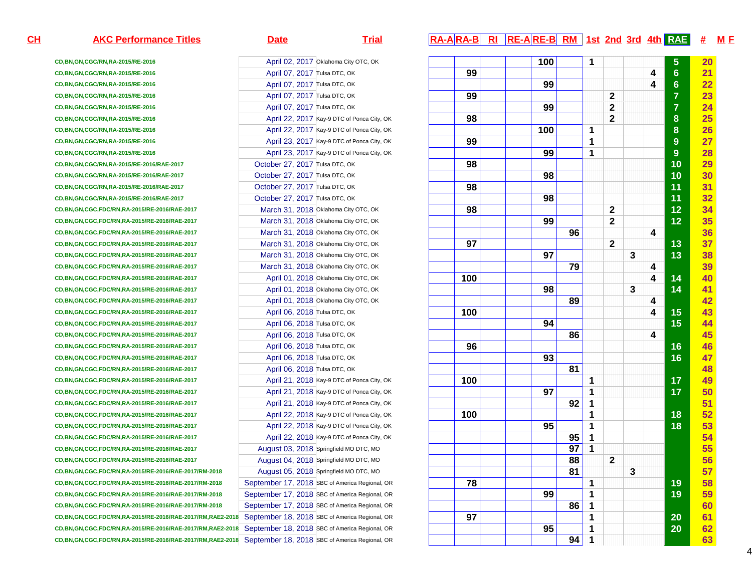| CH | AKC Performance Titles | Date | Trial | RA-A | RA-B | RI | RE-A | RE-B | RM | 1st | 2nd | 3rd | 4th | RAE | # | M | F |
|---|---|---|---|---|---|---|---|---|---|---|---|---|---|---|---|---|---|
| | CD,BN,GN,CGC/RN,RA-2015/RE-2016 | April 02, 2017 | Oklahoma City OTC, OK | | | | | 100 | | 1 | | | | 5 | 20 | | |
| | CD,BN,GN,CGC/RN,RA-2015/RE-2016 | April 07, 2017 | Tulsa DTC, OK | | 99 | | | | | | | | 4 | 6 | 21 | | |
| | CD,BN,GN,CGC/RN,RA-2015/RE-2016 | April 07, 2017 | Tulsa DTC, OK | | | | | 99 | | | | | 4 | 6 | 22 | | |
| | CD,BN,GN,CGC/RN,RA-2015/RE-2016 | April 07, 2017 | Tulsa DTC, OK | | 99 | | | | | | 2 | | | 7 | 23 | | |
| | CD,BN,GN,CGC/RN,RA-2015/RE-2016 | April 07, 2017 | Tulsa DTC, OK | | | | | 99 | | | 2 | | | 7 | 24 | | |
| | CD,BN,GN,CGC/RN,RA-2015/RE-2016 | April 22, 2017 | Kay-9 DTC of Ponca City, OK | | 98 | | | | | | 2 | | | 8 | 25 | | |
| | CD,BN,GN,CGC/RN,RA-2015/RE-2016 | April 22, 2017 | Kay-9 DTC of Ponca City, OK | | | | | 100 | | 1 | | | | 8 | 26 | | |
| | CD,BN,GN,CGC/RN,RA-2015/RE-2016 | April 23, 2017 | Kay-9 DTC of Ponca City, OK | | 99 | | | | | 1 | | | | 9 | 27 | | |
| | CD,BN,GN,CGC/RN,RA-2015/RE-2016 | April 23, 2017 | Kay-9 DTC of Ponca City, OK | | | | | 99 | | 1 | | | | 9 | 28 | | |
| | CD,BN,GN,CGC/RN,RA-2015/RE-2016/RAE-2017 | October 27, 2017 | Tulsa DTC, OK | | 98 | | | | | | | | | 10 | 29 | | |
| | CD,BN,GN,CGC/RN,RA-2015/RE-2016/RAE-2017 | October 27, 2017 | Tulsa DTC, OK | | | | | 98 | | | | | | 10 | 30 | | |
| | CD,BN,GN,CGC/RN,RA-2015/RE-2016/RAE-2017 | October 27, 2017 | Tulsa DTC, OK | | 98 | | | | | | | | | 11 | 31 | | |
| | CD,BN,GN,CGC/RN,RA-2015/RE-2016/RAE-2017 | October 27, 2017 | Tulsa DTC, OK | | | | | 98 | | | | | | 11 | 32 | | |
| | CD,BN,GN,CGC,FDC/RN,RA-2015/RE-2016/RAE-2017 | March 31, 2018 | Oklahoma City OTC, OK | | 98 | | | | | | 2 | | | 12 | 34 | | |
| | CD,BN,GN,CGC,FDC/RN,RA-2015/RE-2016/RAE-2017 | March 31, 2018 | Oklahoma City OTC, OK | | | | | 99 | | | 2 | | | 12 | 35 | | |
| | CD,BN,GN,CGC,FDC/RN,RA-2015/RE-2016/RAE-2017 | March 31, 2018 | Oklahoma City OTC, OK | | | | | | 96 | | | | 4 | | 36 | | |
| | CD,BN,GN,CGC,FDC/RN,RA-2015/RE-2016/RAE-2017 | March 31, 2018 | Oklahoma City OTC, OK | | 97 | | | | | | 2 | | | 13 | 37 | | |
| | CD,BN,GN,CGC,FDC/RN,RA-2015/RE-2016/RAE-2017 | March 31, 2018 | Oklahoma City OTC, OK | | | | | 97 | | | | 3 | | 13 | 38 | | |
| | CD,BN,GN,CGC,FDC/RN,RA-2015/RE-2016/RAE-2017 | March 31, 2018 | Oklahoma City OTC, OK | | | | | | 79 | | | | 4 | | 39 | | |
| | CD,BN,GN,CGC,FDC/RN,RA-2015/RE-2016/RAE-2017 | April 01, 2018 | Oklahoma City OTC, OK | | 100 | | | | | | | | 4 | 14 | 40 | | |
| | CD,BN,GN,CGC,FDC/RN,RA-2015/RE-2016/RAE-2017 | April 01, 2018 | Oklahoma City OTC, OK | | | | | 98 | | | | 3 | | 14 | 41 | | |
| | CD,BN,GN,CGC,FDC/RN,RA-2015/RE-2016/RAE-2017 | April 01, 2018 | Oklahoma City OTC, OK | | | | | | 89 | | | | 4 | | 42 | | |
| | CD,BN,GN,CGC,FDC/RN,RA-2015/RE-2016/RAE-2017 | April 06, 2018 | Tulsa DTC, OK | | 100 | | | | | | | | 4 | 15 | 43 | | |
| | CD,BN,GN,CGC,FDC/RN,RA-2015/RE-2016/RAE-2017 | April 06, 2018 | Tulsa DTC, OK | | | | | 94 | | | | | | 15 | 44 | | |
| | CD,BN,GN,CGC,FDC/RN,RA-2015/RE-2016/RAE-2017 | April 06, 2018 | Tulsa DTC, OK | | | | | | 86 | | | | 4 | | 45 | | |
| | CD,BN,GN,CGC,FDC/RN,RA-2015/RE-2016/RAE-2017 | April 06, 2018 | Tulsa DTC, OK | | 96 | | | | | | | | | 16 | 46 | | |
| | CD,BN,GN,CGC,FDC/RN,RA-2015/RE-2016/RAE-2017 | April 06, 2018 | Tulsa DTC, OK | | | | | 93 | | | | | | 16 | 47 | | |
| | CD,BN,GN,CGC,FDC/RN,RA-2015/RE-2016/RAE-2017 | April 06, 2018 | Tulsa DTC, OK | | | | | | 81 | | | | | | 48 | | |
| | CD,BN,GN,CGC,FDC/RN,RA-2015/RE-2016/RAE-2017 | April 21, 2018 | Kay-9 DTC of Ponca City, OK | | 100 | | | | | 1 | | | | 17 | 49 | | |
| | CD,BN,GN,CGC,FDC/RN,RA-2015/RE-2016/RAE-2017 | April 21, 2018 | Kay-9 DTC of Ponca City, OK | | | | | 97 | | 1 | | | | 17 | 50 | | |
| | CD,BN,GN,CGC,FDC/RN,RA-2015/RE-2016/RAE-2017 | April 21, 2018 | Kay-9 DTC of Ponca City, OK | | | | | | 92 | 1 | | | | | 51 | | |
| | CD,BN,GN,CGC,FDC/RN,RA-2015/RE-2016/RAE-2017 | April 22, 2018 | Kay-9 DTC of Ponca City, OK | | 100 | | | | | 1 | | | | 18 | 52 | | |
| | CD,BN,GN,CGC,FDC/RN,RA-2015/RE-2016/RAE-2017 | April 22, 2018 | Kay-9 DTC of Ponca City, OK | | | | | 95 | | 1 | | | | 18 | 53 | | |
| | CD,BN,GN,CGC,FDC/RN,RA-2015/RE-2016/RAE-2017 | April 22, 2018 | Kay-9 DTC of Ponca City, OK | | | | | | 95 | 1 | | | | | 54 | | |
| | CD,BN,GN,CGC,FDC/RN,RA-2015/RE-2016/RAE-2017 | August 03, 2018 | Springfield MO DTC, MO | | | | | | 97 | 1 | | | | | 55 | | |
| | CD,BN,GN,CGC,FDC/RN,RA-2015/RE-2016/RAE-2017 | August 04, 2018 | Springfield MO DTC, MO | | | | | | 88 | | 2 | | | | 56 | | |
| | CD,BN,GN,CGC,FDC/RN,RA-2015/RE-2016/RAE-2017/RM-2018 | August 05, 2018 | Springfield MO DTC, MO | | | | | | 81 | | | 3 | | | 57 | | |
| | CD,BN,GN,CGC,FDC/RN,RA-2015/RE-2016/RAE-2017/RM-2018 | September 17, 2018 | SBC of America Regional, OR | | 78 | | | | | 1 | | | | 19 | 58 | | |
| | CD,BN,GN,CGC,FDC/RN,RA-2015/RE-2016/RAE-2017/RM-2018 | September 17, 2018 | SBC of America Regional, OR | | | | | 99 | | 1 | | | | 19 | 59 | | |
| | CD,BN,GN,CGC,FDC/RN,RA-2015/RE-2016/RAE-2017/RM-2018 | September 17, 2018 | SBC of America Regional, OR | | | | | | 86 | 1 | | | | | 60 | | |
| | CD,BN,GN,CGC,FDC/RN,RA-2015/RE-2016/RAE-2017/RM,RAE2-2018 | September 18, 2018 | SBC of America Regional, OR | | 97 | | | | | 1 | | | | 20 | 61 | | |
| | CD,BN,GN,CGC,FDC/RN,RA-2015/RE-2016/RAE-2017/RM,RAE2-2018 | September 18, 2018 | SBC of America Regional, OR | | | | | 95 | | 1 | | | | 20 | 62 | | |
| | CD,BN,GN,CGC,FDC/RN,RA-2015/RE-2016/RAE-2017/RM,RAE2-2018 | September 18, 2018 | SBC of America Regional, OR | | | | | | 94 | 1 | | | | | 63 | | |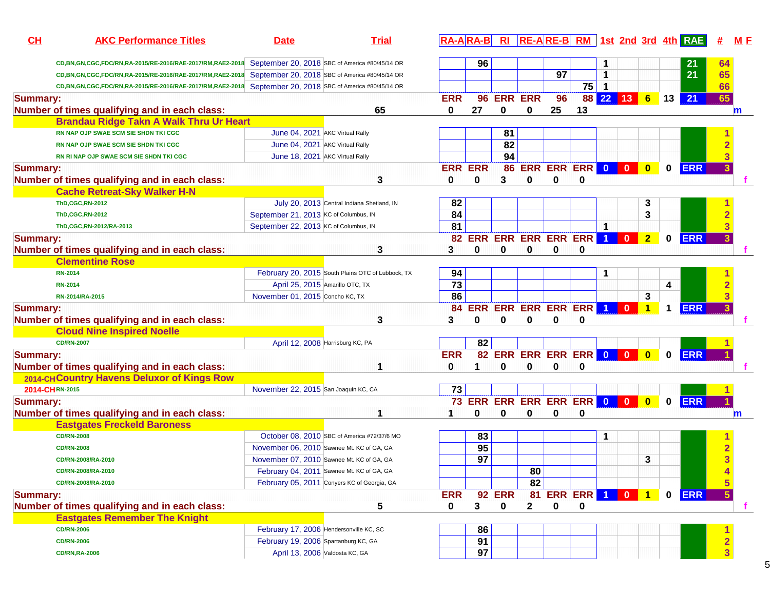| CH | AKC Performance Titles | Date | Trial | RA-A | RA-B | RI | RE-A | RE-B | RM | 1st | 2nd | 3rd | 4th | RAE | # | M F |
|---|---|---|---|---|---|---|---|---|---|---|---|---|---|---|---|---|
| | CD,BN,GN,CGC,FDC/RN,RA-2015/RE-2016/RAE-2017/RM,RAE2-2018 | September 20, 2018 | SBC of America #80/45/14 OR | | 96 | | | | | 1 | | | | 21 | 64 | |
| | CD,BN,GN,CGC,FDC/RN,RA-2015/RE-2016/RAE-2017/RM,RAE2-2018 | September 20, 2018 | SBC of America #80/45/14 OR | | | | | 97 | | 1 | | | | 21 | 65 | |
| | CD,BN,GN,CGC,FDC/RN,RA-2015/RE-2016/RAE-2017/RM,RAE2-2018 | September 20, 2018 | SBC of America #80/45/14 OR | | | | | | 75 | 1 | | | | | 66 | |
| Summary: | | | | ERR | 96 | ERR | ERR | 96 | 88 | 22 | 13 | 6 | 13 | 21 | 65 | |
| Number of times qualifying and in each class: | | | 65 | 0 | 27 | 0 | 0 | 25 | 13 | | | | | | | m |
| | **Brandau Ridge Takn A Walk Thru Ur Heart** | | | | | | | | | | | | | | | |
| | RN NAP OJP SWAE SCM SIE SHDN TKI CGC | June 04, 2021 | AKC Virtual Rally | | | 81 | | | | | | | | | 1 | |
| | RN NAP OJP SWAE SCM SIE SHDN TKI CGC | June 04, 2021 | AKC Virtual Rally | | | 82 | | | | | | | | | 2 | |
| | RN RI NAP OJP SWAE SCM SIE SHDN TKI CGC | June 18, 2021 | AKC Virtual Rally | | | 94 | | | | | | | | | 3 | |
| Summary: | | | | ERR | ERR | 86 | ERR | ERR | ERR | 0 | 0 | 0 | 0 | ERR | 3 | |
| Number of times qualifying and in each class: | | | 3 | 0 | 0 | 3 | 0 | 0 | 0 | | | | | | | f |
| | **Cache Retreat-Sky Walker H-N** | | | | | | | | | | | | | | | |
| | ThD,CGC,RN-2012 | July 20, 2013 | Central Indiana Shetland, IN | 82 | | | | | | | | 3 | | | 1 | |
| | ThD,CGC,RN-2012 | September 21, 2013 | KC of Columbus, IN | 84 | | | | | | | | 3 | | | 2 | |
| | ThD,CGC,RN-2012/RA-2013 | September 22, 2013 | KC of Columbus, IN | 81 | | | | | | 1 | | | | | 3 | |
| Summary: | | | | 82 | ERR | ERR | ERR | ERR | ERR | 1 | 0 | 2 | 0 | ERR | 3 | |
| Number of times qualifying and in each class: | | | 3 | 3 | 0 | 0 | 0 | 0 | 0 | | | | | | | f |
| | **Clementine Rose** | | | | | | | | | | | | | | | |
| | RN-2014 | February 20, 2015 | South Plains OTC of Lubbock, TX | 94 | | | | | | 1 | | | | | 1 | |
| | RN-2014 | April 25, 2015 | Amarillo OTC, TX | 73 | | | | | | | | | 4 | | 2 | |
| | RN-2014/RA-2015 | November 01, 2015 | Concho KC, TX | 86 | | | | | | | | 3 | | | 3 | |
| Summary: | | | | 84 | ERR | ERR | ERR | ERR | ERR | 1 | 0 | 1 | 1 | ERR | 3 | |
| Number of times qualifying and in each class: | | | 3 | 3 | 0 | 0 | 0 | 0 | 0 | | | | | | | f |
| | **Cloud Nine Inspired Noelle** | | | | | | | | | | | | | | | |
| | CD/RN-2007 | April 12, 2008 | Harrisburg KC, PA | | 82 | | | | | | | | | | 1 | |
| Summary: | | | | ERR | 82 | ERR | ERR | ERR | ERR | 0 | 0 | 0 | 0 | ERR | 1 | |
| Number of times qualifying and in each class: | | | 1 | 0 | 1 | 0 | 0 | 0 | 0 | | | | | | | f |
| 2014-CH | **Country Havens Deluxor of Kings Row** | | | | | | | | | | | | | | | |
| 2014-CH | RN-2015 | November 22, 2015 | San Joaquin KC, CA | 73 | | | | | | | | | | | 1 | |
| Summary: | | | | 73 | ERR | ERR | ERR | ERR | ERR | 0 | 0 | 0 | 0 | ERR | 1 | |
| Number of times qualifying and in each class: | | | 1 | 1 | 0 | 0 | 0 | 0 | 0 | | | | | | | m |
| | **Eastgates Freckeld Baroness** | | | | | | | | | | | | | | | |
| | CD/RN-2008 | October 08, 2010 | SBC of America #72/37/6 MO | | 83 | | | | | 1 | | | | | 1 | |
| | CD/RN-2008 | November 06, 2010 | Sawnee Mt. KC of GA, GA | | 95 | | | | | | | | | | 2 | |
| | CD/RN-2008/RA-2010 | November 07, 2010 | Sawnee Mt. KC of GA, GA | | 97 | | | | | | | 3 | | | 3 | |
| | CD/RN-2008/RA-2010 | February 04, 2011 | Sawnee Mt. KC of GA, GA | | | | 80 | | | | | | | | 4 | |
| | CD/RN-2008/RA-2010 | February 05, 2011 | Conyers KC of Georgia, GA | | | | 82 | | | | | | | | 5 | |
| Summary: | | | | ERR | 92 | ERR | 81 | ERR | ERR | 1 | 0 | 1 | 0 | ERR | 5 | |
| Number of times qualifying and in each class: | | | 5 | 0 | 3 | 0 | 2 | 0 | 0 | | | | | | | f |
| | **Eastgates Remember The Knight** | | | | | | | | | | | | | | | |
| | CD/RN-2006 | February 17, 2006 | Hendersonville KC, SC | | 86 | | | | | | | | | | 1 | |
| | CD/RN-2006 | February 19, 2006 | Spartanburg KC, GA | | 91 | | | | | | | | | | 2 | |
| | CD/RN,RA-2006 | April 13, 2006 | Valdosta KC, GA | | 97 | | | | | | | | | | 3 | |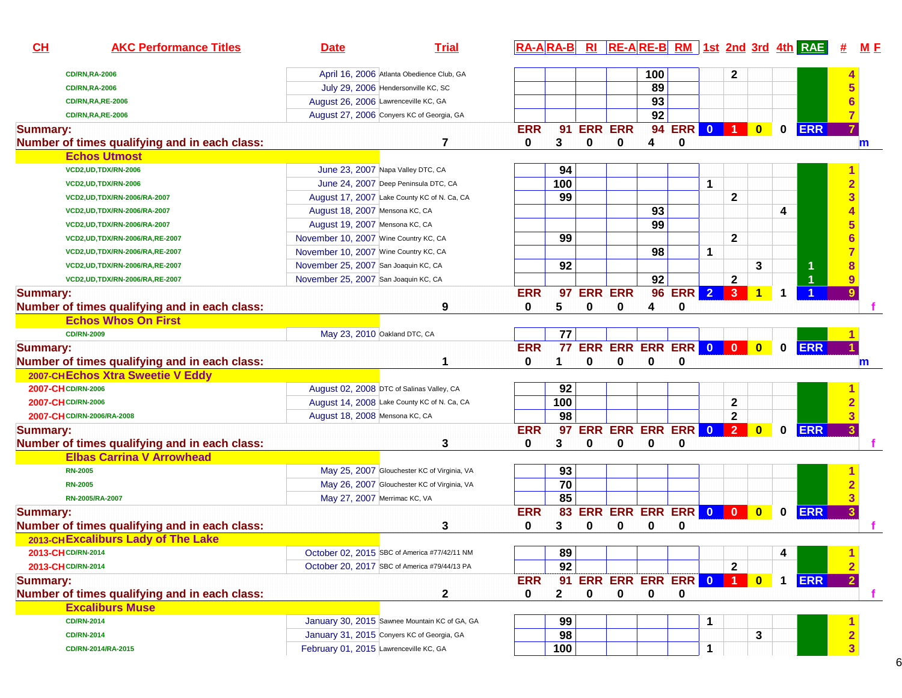| CH | AKC Performance Titles | Date | Trial | RA-A | RA-B | RI | RE-A | RE-B | RM | 1st | 2nd | 3rd | 4th | RAE | # | M F |
|---|---|---|---|---|---|---|---|---|---|---|---|---|---|---|---|---|
| | CD/RN,RA-2006 | April 16, 2006 | Atlanta Obedience Club, GA | | | | | 100 | | | 2 | | | | 4 | |
| | CD/RN,RA-2006 | July 29, 2006 | Hendersonville KC, SC | | | | | 89 | | | | | | | 5 | |
| | CD/RN,RA,RE-2006 | August 26, 2006 | Lawrenceville KC, GA | | | | | 93 | | | | | | | 6 | |
| | CD/RN,RA,RE-2006 | August 27, 2006 | Conyers KC of Georgia, GA | | | | | 92 | | | | | | | 7 | |
| Summary: | | | | ERR | 91 | ERR | ERR | 94 | ERR | 0 | 1 | 0 | 0 | ERR | 7 | |
| Number of times qualifying and in each class: | | | 7 | 0 | 3 | 0 | 0 | 4 | 0 | | | | | | | m |
| | **Echos Utmost** | | | | | | | | | | | | | | | |
| | VCD2,UD,TDX/RN-2006 | June 23, 2007 | Napa Valley DTC, CA | | 94 | | | | | | | | | | 1 | |
| | VCD2,UD,TDX/RN-2006 | June 24, 2007 | Deep Peninsula DTC, CA | | 100 | | | | | 1 | | | | | 2 | |
| | VCD2,UD,TDX/RN-2006/RA-2007 | August 17, 2007 | Lake County KC of N. Ca, CA | | 99 | | | | | | 2 | | | | 3 | |
| | VCD2,UD,TDX/RN-2006/RA-2007 | August 18, 2007 | Mensona KC, CA | | | | | 93 | | | | | 4 | | 4 | |
| | VCD2,UD,TDX/RN-2006/RA-2007 | August 19, 2007 | Mensona KC, CA | | | | | 99 | | | | | | | 5 | |
| | VCD2,UD,TDX/RN-2006/RA,RE-2007 | November 10, 2007 | Wine Country KC, CA | | 99 | | | | | | 2 | | | | 6 | |
| | VCD2,UD,TDX/RN-2006/RA,RE-2007 | November 10, 2007 | Wine Country KC, CA | | | | | 98 | | 1 | | | | | 7 | |
| | VCD2,UD,TDX/RN-2006/RA,RE-2007 | November 25, 2007 | San Joaquin KC, CA | | 92 | | | | | | | 3 | | 1 | 8 | |
| | VCD2,UD,TDX/RN-2006/RA,RE-2007 | November 25, 2007 | San Joaquin KC, CA | | | | | 92 | | | 2 | | | 1 | 9 | |
| Summary: | | | | ERR | 97 | ERR | ERR | 96 | ERR | 2 | 3 | 1 | 1 | 1 | 9 | |
| Number of times qualifying and in each class: | | | 9 | 0 | 5 | 0 | 0 | 4 | 0 | | | | | | | f |
| | **Echos Whos On First** | | | | | | | | | | | | | | | |
| | CD/RN-2009 | May 23, 2010 | Oakland DTC, CA | | 77 | | | | | | | | | | 1 | |
| Summary: | | | | ERR | 77 | ERR | ERR | ERR | ERR | 0 | 0 | 0 | 0 | ERR | 1 | |
| Number of times qualifying and in each class: | | | 1 | 0 | 1 | 0 | 0 | 0 | 0 | | | | | | | m |
| 2007-CH | **Echos Xtra Sweetie V Eddy** | | | | | | | | | | | | | | | |
| 2007-CH | CD/RN-2006 | August 02, 2008 | DTC of Salinas Valley, CA | | 92 | | | | | | | | | | 1 | |
| 2007-CH | CD/RN-2006 | August 14, 2008 | Lake County KC of N. Ca, CA | | 100 | | | | | | 2 | | | | 2 | |
| 2007-CH | CD/RN-2006/RA-2008 | August 18, 2008 | Mensona KC, CA | | 98 | | | | | | 2 | | | | 3 | |
| Summary: | | | | ERR | 97 | ERR | ERR | ERR | ERR | 0 | 2 | 0 | 0 | ERR | 3 | |
| Number of times qualifying and in each class: | | | 3 | 0 | 3 | 0 | 0 | 0 | 0 | | | | | | | f |
| | **Elbas Carrina V Arrowhead** | | | | | | | | | | | | | | | |
| | RN-2005 | May 25, 2007 | Glouchester KC of Virginia, VA | | 93 | | | | | | | | | | 1 | |
| | RN-2005 | May 26, 2007 | Glouchester KC of Virginia, VA | | 70 | | | | | | | | | | 2 | |
| | RN-2005/RA-2007 | May 27, 2007 | Merrimac KC, VA | | 85 | | | | | | | | | | 3 | |
| Summary: | | | | ERR | 83 | ERR | ERR | ERR | ERR | 0 | 0 | 0 | 0 | ERR | 3 | |
| Number of times qualifying and in each class: | | | 3 | 0 | 3 | 0 | 0 | 0 | 0 | | | | | | | f |
| 2013-CH | **Excaliburs Lady of The Lake** | | | | | | | | | | | | | | | |
| 2013-CH | CD/RN-2014 | October 02, 2015 | SBC of America #77/42/11 NM | | 89 | | | | | | | | 4 | | 1 | |
| 2013-CH | CD/RN-2014 | October 20, 2017 | SBC of America #79/44/13 PA | | 92 | | | | | | 2 | | | | 2 | |
| Summary: | | | | ERR | 91 | ERR | ERR | ERR | ERR | 0 | 1 | 0 | 1 | ERR | 2 | |
| Number of times qualifying and in each class: | | | 2 | 0 | 2 | 0 | 0 | 0 | 0 | | | | | | | f |
| | **Excaliburs Muse** | | | | | | | | | | | | | | | |
| | CD/RN-2014 | January 30, 2015 | Sawnee Mountain KC of GA, GA | | 99 | | | | | 1 | | | | | 1 | |
| | CD/RN-2014 | January 31, 2015 | Conyers KC of Georgia, GA | | 98 | | | | | | | 3 | | | 2 | |
| | CD/RN-2014/RA-2015 | February 01, 2015 | Lawrenceville KC, GA | | 100 | | | | | 1 | | | | | 3 | |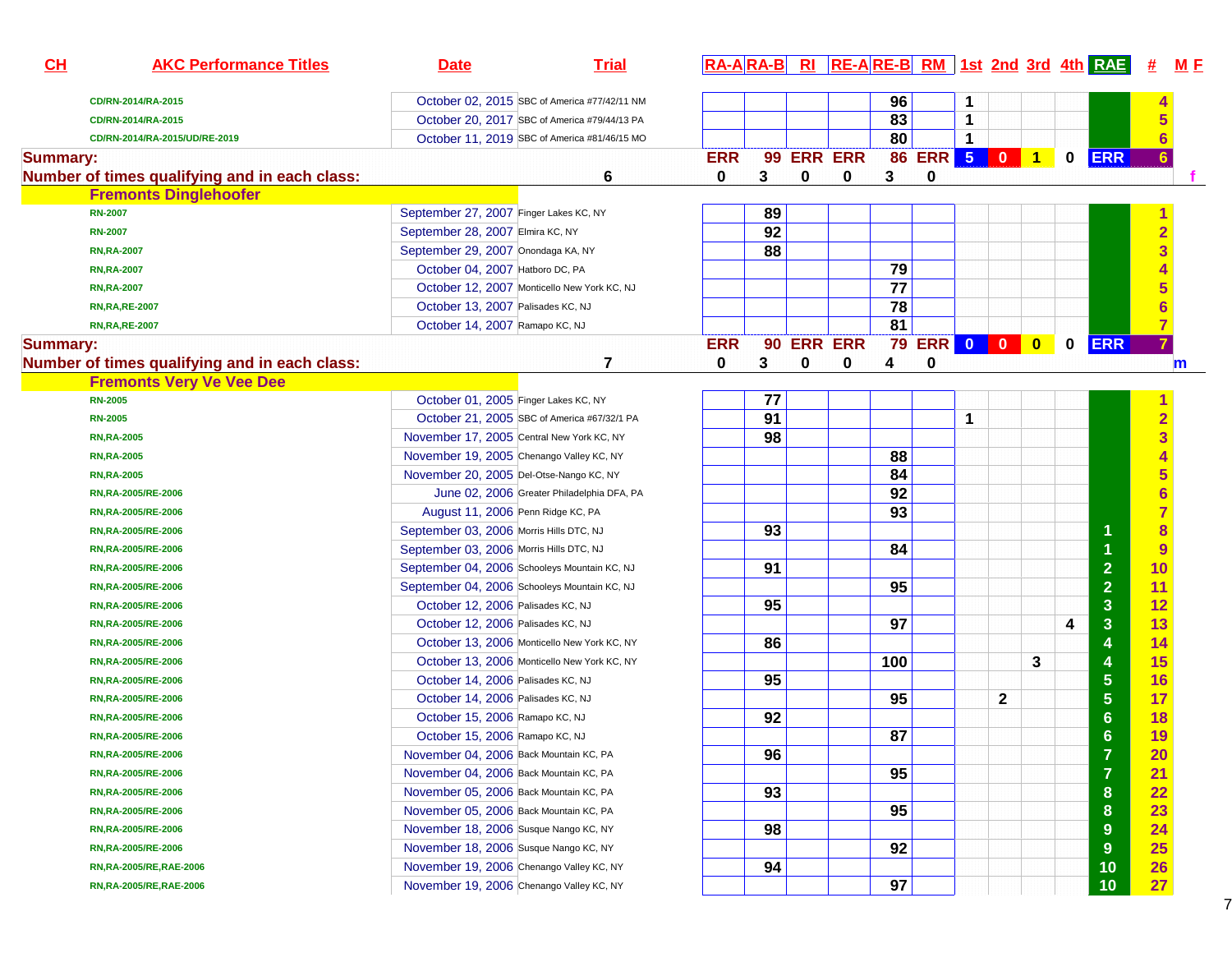| CH | AKC Performance Titles | Date | Trial | RA-A | RA-B | RI | RE-A | RE-B | RM | 1st | 2nd | 3rd | 4th | RAE | # | M F |
|---|---|---|---|---|---|---|---|---|---|---|---|---|---|---|---|---|
| | CD/RN-2014/RA-2015 | October 02, 2015 | SBC of America #77/42/11 NM | | | | | 96 | | 1 | | | | | 4 | |
| | CD/RN-2014/RA-2015 | October 20, 2017 | SBC of America #79/44/13 PA | | | | | 83 | | 1 | | | | | 5 | |
| | CD/RN-2014/RA-2015/UD/RE-2019 | October 11, 2019 | SBC of America #81/46/15 MO | | | | | 80 | | 1 | | | | | 6 | |
| Summary: | | | | ERR | 99 | ERR | ERR | 86 | ERR | 5 | 0 | 1 | 0 | ERR | 6 | |
| Number of times qualifying and in each class: | | | 6 | 0 | 3 | 0 | 0 | 3 | 0 | | | | | | | f |
| | **Fremonts Dinglehoofer** | | | | | | | | | | | | | | | |
| | RN-2007 | September 27, 2007 | Finger Lakes KC, NY | | 89 | | | | | | | | | | 1 | |
| | RN-2007 | September 28, 2007 | Elmira KC, NY | | 92 | | | | | | | | | | 2 | |
| | RN,RA-2007 | September 29, 2007 | Onondaga KA, NY | | 88 | | | | | | | | | | 3 | |
| | RN,RA-2007 | October 04, 2007 | Hatboro DC, PA | | | | | 79 | | | | | | | 4 | |
| | RN,RA-2007 | October 12, 2007 | Monticello New York KC, NJ | | | | | 77 | | | | | | | 5 | |
| | RN,RA,RE-2007 | October 13, 2007 | Palisades KC, NJ | | | | | 78 | | | | | | | 6 | |
| | RN,RA,RE-2007 | October 14, 2007 | Ramapo KC, NJ | | | | | 81 | | | | | | | 7 | |
| Summary: | | | | ERR | 90 | ERR | ERR | 79 | ERR | 0 | 0 | 0 | 0 | ERR | 7 | |
| Number of times qualifying and in each class: | | | 7 | 0 | 3 | 0 | 0 | 4 | 0 | | | | | | | m |
| | **Fremonts Very Ve Vee Dee** | | | | | | | | | | | | | | | |
| | RN-2005 | October 01, 2005 | Finger Lakes KC, NY | | 77 | | | | | | | | | | 1 | |
| | RN-2005 | October 21, 2005 | SBC of America #67/32/1 PA | | 91 | | | | | 1 | | | | | 2 | |
| | RN,RA-2005 | November 17, 2005 | Central New York KC, NY | | 98 | | | | | | | | | | 3 | |
| | RN,RA-2005 | November 19, 2005 | Chenango Valley KC, NY | | | | | 88 | | | | | | | 4 | |
| | RN,RA-2005 | November 20, 2005 | Del-Otse-Nango KC, NY | | | | | 84 | | | | | | | 5 | |
| | RN,RA-2005/RE-2006 | June 02, 2006 | Greater Philadelphia DFA, PA | | | | | 92 | | | | | | | 6 | |
| | RN,RA-2005/RE-2006 | August 11, 2006 | Penn Ridge KC, PA | | | | | 93 | | | | | | | 7 | |
| | RN,RA-2005/RE-2006 | September 03, 2006 | Morris Hills DTC, NJ | | 93 | | | | | | | | | 1 | 8 | |
| | RN,RA-2005/RE-2006 | September 03, 2006 | Morris Hills DTC, NJ | | | | | 84 | | | | | | 1 | 9 | |
| | RN,RA-2005/RE-2006 | September 04, 2006 | Schooleys Mountain KC, NJ | | 91 | | | | | | | | | 2 | 10 | |
| | RN,RA-2005/RE-2006 | September 04, 2006 | Schooleys Mountain KC, NJ | | | | | 95 | | | | | | 2 | 11 | |
| | RN,RA-2005/RE-2006 | October 12, 2006 | Palisades KC, NJ | | 95 | | | | | | | | | 3 | 12 | |
| | RN,RA-2005/RE-2006 | October 12, 2006 | Palisades KC, NJ | | | | | 97 | | | | | 4 | 3 | 13 | |
| | RN,RA-2005/RE-2006 | October 13, 2006 | Monticello New York KC, NY | | 86 | | | | | | | | | 4 | 14 | |
| | RN,RA-2005/RE-2006 | October 13, 2006 | Monticello New York KC, NY | | | | | 100 | | | | 3 | | 4 | 15 | |
| | RN,RA-2005/RE-2006 | October 14, 2006 | Palisades KC, NJ | | 95 | | | | | | | | | 5 | 16 | |
| | RN,RA-2005/RE-2006 | October 14, 2006 | Palisades KC, NJ | | | | | 95 | | | 2 | | | 5 | 17 | |
| | RN,RA-2005/RE-2006 | October 15, 2006 | Ramapo KC, NJ | | 92 | | | | | | | | | 6 | 18 | |
| | RN,RA-2005/RE-2006 | October 15, 2006 | Ramapo KC, NJ | | | | | 87 | | | | | | 6 | 19 | |
| | RN,RA-2005/RE-2006 | November 04, 2006 | Back Mountain KC, PA | | 96 | | | | | | | | | 7 | 20 | |
| | RN,RA-2005/RE-2006 | November 04, 2006 | Back Mountain KC, PA | | | | | 95 | | | | | | 7 | 21 | |
| | RN,RA-2005/RE-2006 | November 05, 2006 | Back Mountain KC, PA | | 93 | | | | | | | | | 8 | 22 | |
| | RN,RA-2005/RE-2006 | November 05, 2006 | Back Mountain KC, PA | | | | | 95 | | | | | | 8 | 23 | |
| | RN,RA-2005/RE-2006 | November 18, 2006 | Susque Nango KC, NY | | 98 | | | | | | | | | 9 | 24 | |
| | RN,RA-2005/RE-2006 | November 18, 2006 | Susque Nango KC, NY | | | | | 92 | | | | | | 9 | 25 | |
| | RN,RA-2005/RE,RAE-2006 | November 19, 2006 | Chenango Valley KC, NY | | 94 | | | | | | | | | 10 | 26 | |
| | RN,RA-2005/RE,RAE-2006 | November 19, 2006 | Chenango Valley KC, NY | | | | | 97 | | | | | | 10 | 27 | |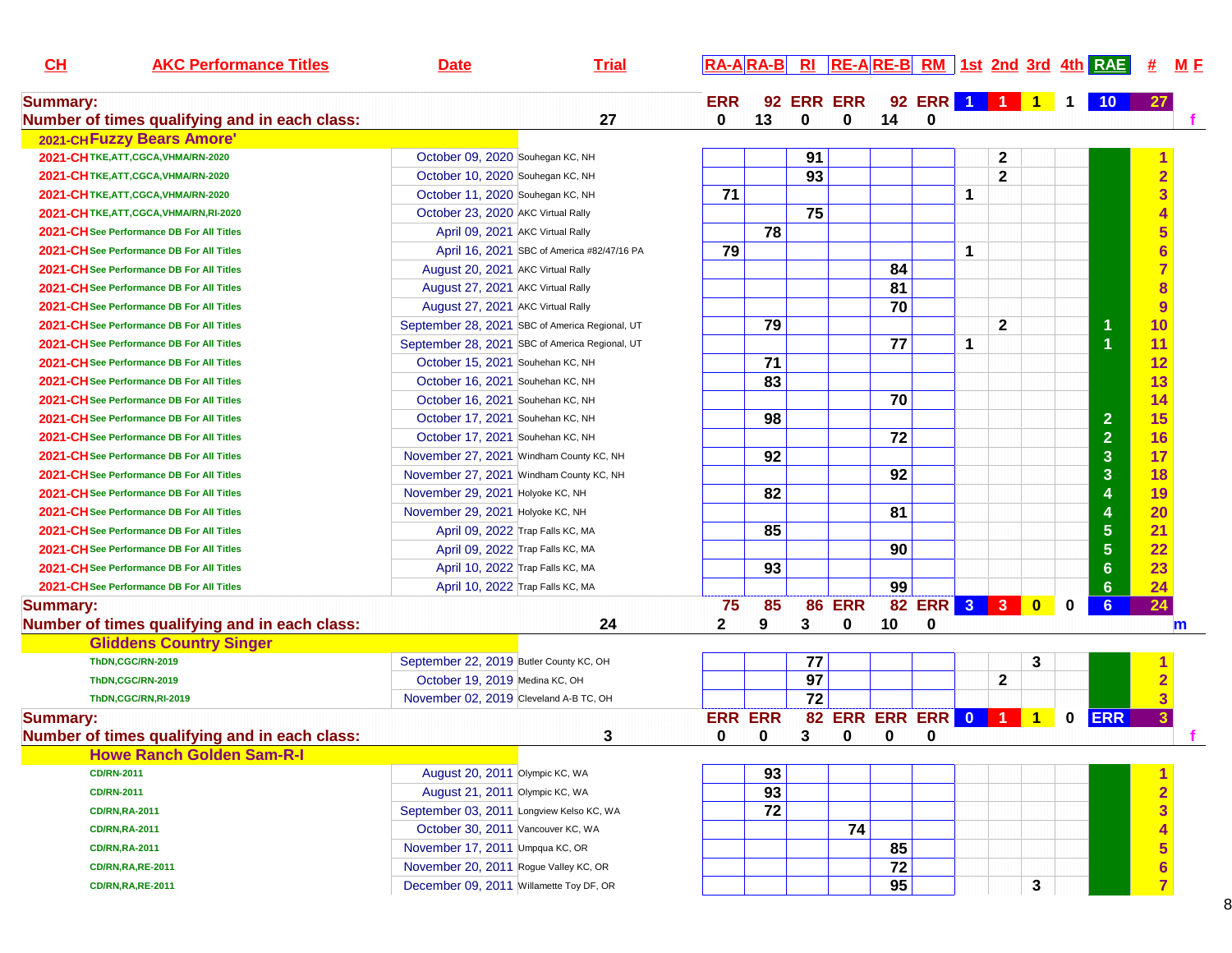| CH | AKC Performance Titles | Date | Trial | RA-A | RA-B | RI | RE-A | RE-B | RM | 1st | 2nd | 3rd | 4th | RAE | # | M F |
|---|---|---|---|---|---|---|---|---|---|---|---|---|---|---|---|---|
| Summary: | | | | ERR | 92 | ERR | ERR | 92 | ERR | 1 | 1 | 1 | 1 | 10 | 27 | |
| Number of times qualifying and in each class: | | | 27 | 0 | 13 | 0 | 0 | 14 | 0 | | | | | | | f |
| 2021-CH **Fuzzy Bears Amore'** | | | | | | | | | | | | | | | | |
| 2021-CH | TKE,ATT,CGCA,VHMA/RN-2020 | October 09, 2020 | Souhegan KC, NH | | | 91 | | | | | 2 | | | | 1 | |
| 2021-CH | TKE,ATT,CGCA,VHMA/RN-2020 | October 10, 2020 | Souhegan KC, NH | | | 93 | | | | | 2 | | | | 2 | |
| 2021-CH | TKE,ATT,CGCA,VHMA/RN-2020 | October 11, 2020 | Souhegan KC, NH | 71 | | | | | | 1 | | | | | 3 | |
| 2021-CH | TKE,ATT,CGCA,VHMA/RN,RI-2020 | October 23, 2020 | AKC Virtual Rally | | | 75 | | | | | | | | | 4 | |
| 2021-CH | See Performance DB For All Titles | April 09, 2021 | AKC Virtual Rally | | 78 | | | | | | | | | | 5 | |
| 2021-CH | See Performance DB For All Titles | April 16, 2021 | SBC of America #82/47/16 PA | 79 | | | | | | 1 | | | | | 6 | |
| 2021-CH | See Performance DB For All Titles | August 20, 2021 | AKC Virtual Rally | | | | | 84 | | | | | | | 7 | |
| 2021-CH | See Performance DB For All Titles | August 27, 2021 | AKC Virtual Rally | | | | | 81 | | | | | | | 8 | |
| 2021-CH | See Performance DB For All Titles | August 27, 2021 | AKC Virtual Rally | | | | | 70 | | | | | | | 9 | |
| 2021-CH | See Performance DB For All Titles | September 28, 2021 | SBC of America Regional, UT | | 79 | | | | | | 2 | | | 1 | 10 | |
| 2021-CH | See Performance DB For All Titles | September 28, 2021 | SBC of America Regional, UT | | | | | 77 | | 1 | | | | 1 | 11 | |
| 2021-CH | See Performance DB For All Titles | October 15, 2021 | Souhehan KC, NH | | 71 | | | | | | | | | | 12 | |
| 2021-CH | See Performance DB For All Titles | October 16, 2021 | Souhehan KC, NH | | 83 | | | | | | | | | | 13 | |
| 2021-CH | See Performance DB For All Titles | October 16, 2021 | Souhehan KC, NH | | | | | 70 | | | | | | | 14 | |
| 2021-CH | See Performance DB For All Titles | October 17, 2021 | Souhehan KC, NH | | 98 | | | | | | | | | 2 | 15 | |
| 2021-CH | See Performance DB For All Titles | October 17, 2021 | Souhehan KC, NH | | | | | 72 | | | | | | 2 | 16 | |
| 2021-CH | See Performance DB For All Titles | November 27, 2021 | Windham County KC, NH | | 92 | | | | | | | | | 3 | 17 | |
| 2021-CH | See Performance DB For All Titles | November 27, 2021 | Windham County KC, NH | | | | | 92 | | | | | | 3 | 18 | |
| 2021-CH | See Performance DB For All Titles | November 29, 2021 | Holyoke KC, NH | | 82 | | | | | | | | | 4 | 19 | |
| 2021-CH | See Performance DB For All Titles | November 29, 2021 | Holyoke KC, NH | | | | | 81 | | | | | | 4 | 20 | |
| 2021-CH | See Performance DB For All Titles | April 09, 2022 | Trap Falls KC, MA | | 85 | | | | | | | | | 5 | 21 | |
| 2021-CH | See Performance DB For All Titles | April 09, 2022 | Trap Falls KC, MA | | | | | 90 | | | | | | 5 | 22 | |
| 2021-CH | See Performance DB For All Titles | April 10, 2022 | Trap Falls KC, MA | | 93 | | | | | | | | | 6 | 23 | |
| 2021-CH | See Performance DB For All Titles | April 10, 2022 | Trap Falls KC, MA | | | | | 99 | | | | | | 6 | 24 | |
| Summary: | | | | 75 | 85 | 86 | ERR | 82 | ERR | 3 | 3 | 0 | 0 | 6 | 24 | |
| Number of times qualifying and in each class: | | | 24 | 2 | 9 | 3 | 0 | 10 | 0 | | | | | | | m |
| **Gliddens Country Singer** | | | | | | | | | | | | | | | | |
| | ThDN,CGC/RN-2019 | September 22, 2019 | Butler County KC, OH | | | 77 | | | | | | 3 | | | 1 | |
| | ThDN,CGC/RN-2019 | October 19, 2019 | Medina KC, OH | | | 97 | | | | | 2 | | | | 2 | |
| | ThDN,CGC/RN,RI-2019 | November 02, 2019 | Cleveland A-B TC, OH | | | 72 | | | | | | | | | 3 | |
| Summary: | | | | ERR | ERR | 82 | ERR | ERR | ERR | 0 | 1 | 1 | 0 | ERR | 3 | |
| Number of times qualifying and in each class: | | | 3 | 0 | 0 | 3 | 0 | 0 | 0 | | | | | | | f |
| **Howe Ranch Golden Sam-R-I** | | | | | | | | | | | | | | | | |
| | CD/RN-2011 | August 20, 2011 | Olympic KC, WA | | 93 | | | | | | | | | | 1 | |
| | CD/RN-2011 | August 21, 2011 | Olympic KC, WA | | 93 | | | | | | | | | | 2 | |
| | CD/RN,RA-2011 | September 03, 2011 | Longview Kelso KC, WA | | 72 | | | | | | | | | | 3 | |
| | CD/RN,RA-2011 | October 30, 2011 | Vancouver KC, WA | | | | 74 | | | | | | | | 4 | |
| | CD/RN,RA-2011 | November 17, 2011 | Umpqua KC, OR | | | | | 85 | | | | | | | 5 | |
| | CD/RN,RA,RE-2011 | November 20, 2011 | Rogue Valley KC, OR | | | | | 72 | | | | | | | 6 | |
| | CD/RN,RA,RE-2011 | December 09, 2011 | Willamette Toy DF, OR | | | | | 95 | | | | 3 | | | 7 | |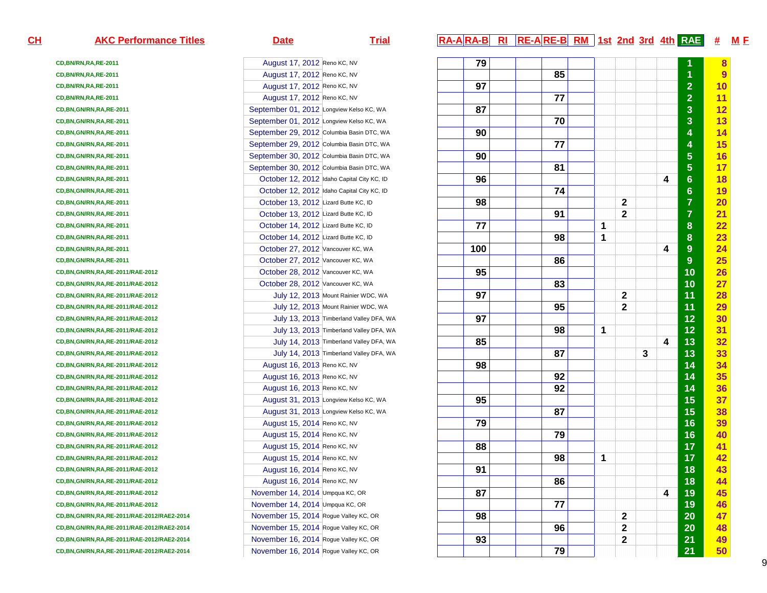| CH | AKC Performance Titles | Date | Trial | RA-A | RA-B | RI | RE-A | RE-B | RM | 1st | 2nd | 3rd | 4th | RAE | # | M F |
|---|---|---|---|---|---|---|---|---|---|---|---|---|---|---|---|---|
| | CD,BN/RN,RA,RE-2011 | August 17, 2012 | Reno KC, NV | | 79 | | | | | | | | | 1 | 8 | |
| | CD,BN/RN,RA,RE-2011 | August 17, 2012 | Reno KC, NV | | | | | 85 | | | | | | 1 | 9 | |
| | CD,BN/RN,RA,RE-2011 | August 17, 2012 | Reno KC, NV | | 97 | | | | | | | | | 2 | 10 | |
| | CD,BN/RN,RA,RE-2011 | August 17, 2012 | Reno KC, NV | | | | | 77 | | | | | | 2 | 11 | |
| | CD,BN,GN/RN,RA,RE-2011 | September 01, 2012 | Longview Kelso KC, WA | | 87 | | | | | | | | | 3 | 12 | |
| | CD,BN,GN/RN,RA,RE-2011 | September 01, 2012 | Longview Kelso KC, WA | | | | | 70 | | | | | | 3 | 13 | |
| | CD,BN,GN/RN,RA,RE-2011 | September 29, 2012 | Columbia Basin DTC, WA | | 90 | | | | | | | | | 4 | 14 | |
| | CD,BN,GN/RN,RA,RE-2011 | September 29, 2012 | Columbia Basin DTC, WA | | | | | 77 | | | | | | 4 | 15 | |
| | CD,BN,GN/RN,RA,RE-2011 | September 30, 2012 | Columbia Basin DTC, WA | | 90 | | | | | | | | | 5 | 16 | |
| | CD,BN,GN/RN,RA,RE-2011 | September 30, 2012 | Columbia Basin DTC, WA | | | | | 81 | | | | | | 5 | 17 | |
| | CD,BN,GN/RN,RA,RE-2011 | October 12, 2012 | Idaho Capital City KC, ID | | 96 | | | | | | | | 4 | 6 | 18 | |
| | CD,BN,GN/RN,RA,RE-2011 | October 12, 2012 | Idaho Capital City KC, ID | | | | | 74 | | | | | | 6 | 19 | |
| | CD,BN,GN/RN,RA,RE-2011 | October 13, 2012 | Lizard Butte KC, ID | | 98 | | | | | | 2 | | | 7 | 20 | |
| | CD,BN,GN/RN,RA,RE-2011 | October 13, 2012 | Lizard Butte KC, ID | | | | | 91 | | | 2 | | | 7 | 21 | |
| | CD,BN,GN/RN,RA,RE-2011 | October 14, 2012 | Lizard Butte KC, ID | | 77 | | | | | 1 | | | | 8 | 22 | |
| | CD,BN,GN/RN,RA,RE-2011 | October 14, 2012 | Lizard Butte KC, ID | | | | | 98 | | 1 | | | | 8 | 23 | |
| | CD,BN,GN/RN,RA,RE-2011 | October 27, 2012 | Vancouver KC, WA | | 100 | | | | | | | | 4 | 9 | 24 | |
| | CD,BN,GN/RN,RA,RE-2011 | October 27, 2012 | Vancouver KC, WA | | | | | 86 | | | | | | 9 | 25 | |
| | CD,BN,GN/RN,RA,RE-2011/RAE-2012 | October 28, 2012 | Vancouver KC, WA | | 95 | | | | | | | | | 10 | 26 | |
| | CD,BN,GN/RN,RA,RE-2011/RAE-2012 | October 28, 2012 | Vancouver KC, WA | | | | | 83 | | | | | | 10 | 27 | |
| | CD,BN,GN/RN,RA,RE-2011/RAE-2012 | July 12, 2013 | Mount Rainier WDC, WA | | 97 | | | | | | 2 | | | 11 | 28 | |
| | CD,BN,GN/RN,RA,RE-2011/RAE-2012 | July 12, 2013 | Mount Rainier WDC, WA | | | | | 95 | | | 2 | | | 11 | 29 | |
| | CD,BN,GN/RN,RA,RE-2011/RAE-2012 | July 13, 2013 | Timberland Valley DFA, WA | | 97 | | | | | | | | | 12 | 30 | |
| | CD,BN,GN/RN,RA,RE-2011/RAE-2012 | July 13, 2013 | Timberland Valley DFA, WA | | | | | 98 | | 1 | | | | 12 | 31 | |
| | CD,BN,GN/RN,RA,RE-2011/RAE-2012 | July 14, 2013 | Timberland Valley DFA, WA | | 85 | | | | | | | | 4 | 13 | 32 | |
| | CD,BN,GN/RN,RA,RE-2011/RAE-2012 | July 14, 2013 | Timberland Valley DFA, WA | | | | | 87 | | | | 3 | | 13 | 33 | |
| | CD,BN,GN/RN,RA,RE-2011/RAE-2012 | August 16, 2013 | Reno KC, NV | | 98 | | | | | | | | | 14 | 34 | |
| | CD,BN,GN/RN,RA,RE-2011/RAE-2012 | August 16, 2013 | Reno KC, NV | | | | | 92 | | | | | | 14 | 35 | |
| | CD,BN,GN/RN,RA,RE-2011/RAE-2012 | August 16, 2013 | Reno KC, NV | | | | | 92 | | | | | | 14 | 36 | |
| | CD,BN,GN/RN,RA,RE-2011/RAE-2012 | August 31, 2013 | Longview Kelso KC, WA | | 95 | | | | | | | | | 15 | 37 | |
| | CD,BN,GN/RN,RA,RE-2011/RAE-2012 | August 31, 2013 | Longview Kelso KC, WA | | | | | 87 | | | | | | 15 | 38 | |
| | CD,BN,GN/RN,RA,RE-2011/RAE-2012 | August 15, 2014 | Reno KC, NV | | 79 | | | | | | | | | 16 | 39 | |
| | CD,BN,GN/RN,RA,RE-2011/RAE-2012 | August 15, 2014 | Reno KC, NV | | | | | 79 | | | | | | 16 | 40 | |
| | CD,BN,GN/RN,RA,RE-2011/RAE-2012 | August 15, 2014 | Reno KC, NV | | 88 | | | | | | | | | 17 | 41 | |
| | CD,BN,GN/RN,RA,RE-2011/RAE-2012 | August 15, 2014 | Reno KC, NV | | | | | 98 | | 1 | | | | 17 | 42 | |
| | CD,BN,GN/RN,RA,RE-2011/RAE-2012 | August 16, 2014 | Reno KC, NV | | 91 | | | | | | | | | 18 | 43 | |
| | CD,BN,GN/RN,RA,RE-2011/RAE-2012 | August 16, 2014 | Reno KC, NV | | | | | 86 | | | | | | 18 | 44 | |
| | CD,BN,GN/RN,RA,RE-2011/RAE-2012 | November 14, 2014 | Umpqua KC, OR | | 87 | | | | | | | | 4 | 19 | 45 | |
| | CD,BN,GN/RN,RA,RE-2011/RAE-2012 | November 14, 2014 | Umpqua KC, OR | | | | | 77 | | | | | | 19 | 46 | |
| | CD,BN,GN/RN,RA,RE-2011/RAE-2012/RAE2-2014 | November 15, 2014 | Rogue Valley KC, OR | | 98 | | | | | | 2 | | | 20 | 47 | |
| | CD,BN,GN/RN,RA,RE-2011/RAE-2012/RAE2-2014 | November 15, 2014 | Rogue Valley KC, OR | | | | | 96 | | | 2 | | | 20 | 48 | |
| | CD,BN,GN/RN,RA,RE-2011/RAE-2012/RAE2-2014 | November 16, 2014 | Rogue Valley KC, OR | | 93 | | | | | | 2 | | | 21 | 49 | |
| | CD,BN,GN/RN,RA,RE-2011/RAE-2012/RAE2-2014 | November 16, 2014 | Rogue Valley KC, OR | | | | | 79 | | | | | | 21 | 50 | |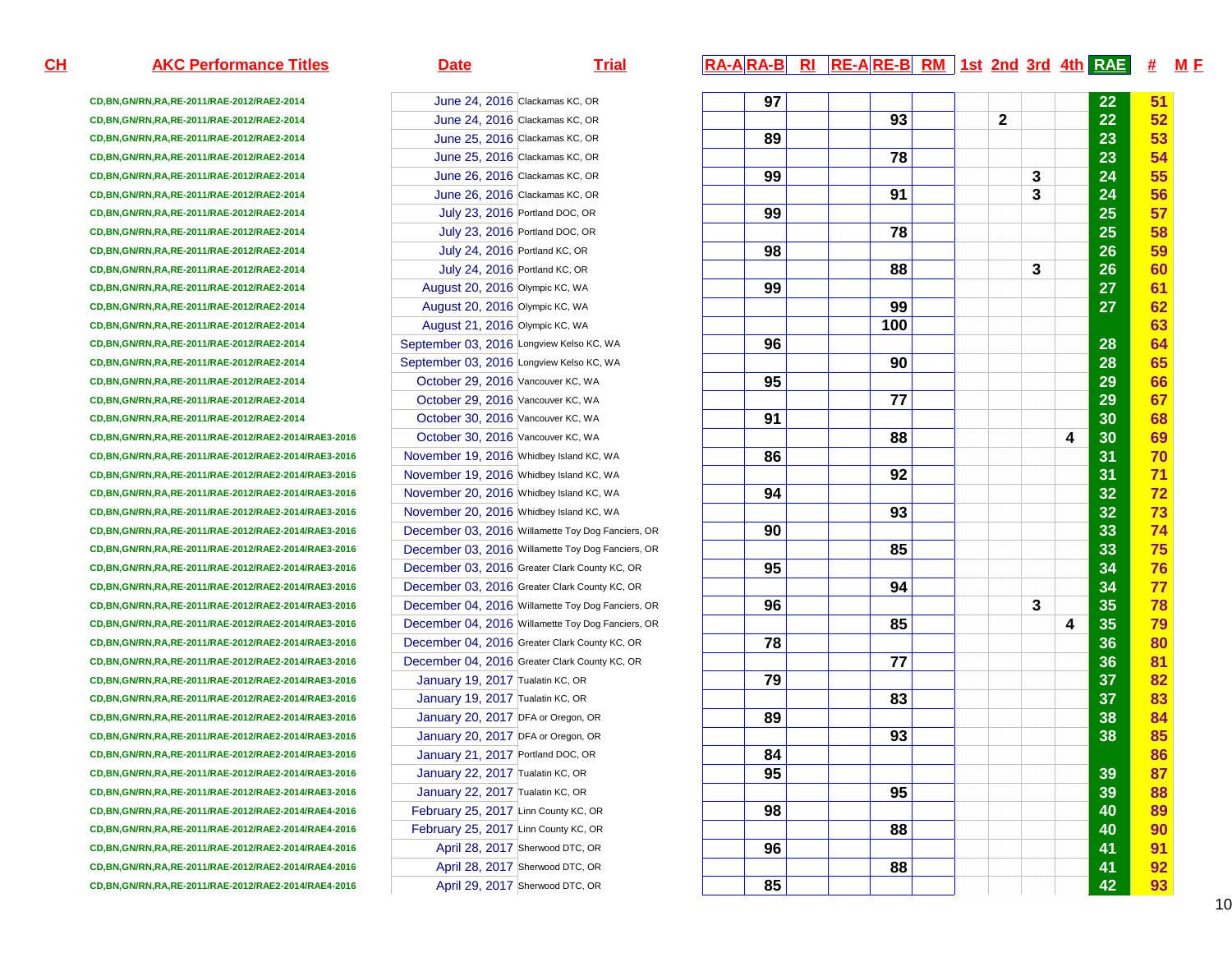| CH | AKC Performance Titles | Date | Trial | RA-A | RA-B | RI | RE-A | RE-B | RM | 1st | 2nd | 3rd | 4th | RAE | # | M F |
|---|---|---|---|---|---|---|---|---|---|---|---|---|---|---|---|---|
| | CD,BN,GN/RN,RA,RE-2011/RAE-2012/RAE2-2014 | June 24, 2016 | Clackamas KC, OR | | 97 | | | | | | | | | 22 | 51 | |
| | CD,BN,GN/RN,RA,RE-2011/RAE-2012/RAE2-2014 | June 24, 2016 | Clackamas KC, OR | | | | | 93 | | | 2 | | | 22 | 52 | |
| | CD,BN,GN/RN,RA,RE-2011/RAE-2012/RAE2-2014 | June 25, 2016 | Clackamas KC, OR | | 89 | | | | | | | | | 23 | 53 | |
| | CD,BN,GN/RN,RA,RE-2011/RAE-2012/RAE2-2014 | June 25, 2016 | Clackamas KC, OR | | | | | 78 | | | | | | 23 | 54 | |
| | CD,BN,GN/RN,RA,RE-2011/RAE-2012/RAE2-2014 | June 26, 2016 | Clackamas KC, OR | | 99 | | | | | | | 3 | | 24 | 55 | |
| | CD,BN,GN/RN,RA,RE-2011/RAE-2012/RAE2-2014 | June 26, 2016 | Clackamas KC, OR | | | | | 91 | | | | 3 | | 24 | 56 | |
| | CD,BN,GN/RN,RA,RE-2011/RAE-2012/RAE2-2014 | July 23, 2016 | Portland DOC, OR | | 99 | | | | | | | | | 25 | 57 | |
| | CD,BN,GN/RN,RA,RE-2011/RAE-2012/RAE2-2014 | July 23, 2016 | Portland DOC, OR | | | | | 78 | | | | | | 25 | 58 | |
| | CD,BN,GN/RN,RA,RE-2011/RAE-2012/RAE2-2014 | July 24, 2016 | Portland KC, OR | | 98 | | | | | | | | | 26 | 59 | |
| | CD,BN,GN/RN,RA,RE-2011/RAE-2012/RAE2-2014 | July 24, 2016 | Portland KC, OR | | | | | 88 | | | | 3 | | 26 | 60 | |
| | CD,BN,GN/RN,RA,RE-2011/RAE-2012/RAE2-2014 | August 20, 2016 | Olympic KC, WA | | 99 | | | | | | | | | 27 | 61 | |
| | CD,BN,GN/RN,RA,RE-2011/RAE-2012/RAE2-2014 | August 20, 2016 | Olympic KC, WA | | | | | 99 | | | | | | 27 | 62 | |
| | CD,BN,GN/RN,RA,RE-2011/RAE-2012/RAE2-2014 | August 21, 2016 | Olympic KC, WA | | | | | 100 | | | | | | | 63 | |
| | CD,BN,GN/RN,RA,RE-2011/RAE-2012/RAE2-2014 | September 03, 2016 | Longview Kelso KC, WA | | 96 | | | | | | | | | 28 | 64 | |
| | CD,BN,GN/RN,RA,RE-2011/RAE-2012/RAE2-2014 | September 03, 2016 | Longview Kelso KC, WA | | | | | 90 | | | | | | 28 | 65 | |
| | CD,BN,GN/RN,RA,RE-2011/RAE-2012/RAE2-2014 | October 29, 2016 | Vancouver KC, WA | | 95 | | | | | | | | | 29 | 66 | |
| | CD,BN,GN/RN,RA,RE-2011/RAE-2012/RAE2-2014 | October 29, 2016 | Vancouver KC, WA | | | | | 77 | | | | | | 29 | 67 | |
| | CD,BN,GN/RN,RA,RE-2011/RAE-2012/RAE2-2014 | October 30, 2016 | Vancouver KC, WA | | 91 | | | | | | | | | 30 | 68 | |
| | CD,BN,GN/RN,RA,RE-2011/RAE-2012/RAE2-2014/RAE3-2016 | October 30, 2016 | Vancouver KC, WA | | | | | 88 | | | | | 4 | 30 | 69 | |
| | CD,BN,GN/RN,RA,RE-2011/RAE-2012/RAE2-2014/RAE3-2016 | November 19, 2016 | Whidbey Island KC, WA | | 86 | | | | | | | | | 31 | 70 | |
| | CD,BN,GN/RN,RA,RE-2011/RAE-2012/RAE2-2014/RAE3-2016 | November 19, 2016 | Whidbey Island KC, WA | | | | | 92 | | | | | | 31 | 71 | |
| | CD,BN,GN/RN,RA,RE-2011/RAE-2012/RAE2-2014/RAE3-2016 | November 20, 2016 | Whidbey Island KC, WA | | 94 | | | | | | | | | 32 | 72 | |
| | CD,BN,GN/RN,RA,RE-2011/RAE-2012/RAE2-2014/RAE3-2016 | November 20, 2016 | Whidbey Island KC, WA | | | | | 93 | | | | | | 32 | 73 | |
| | CD,BN,GN/RN,RA,RE-2011/RAE-2012/RAE2-2014/RAE3-2016 | December 03, 2016 | Willamette Toy Dog Fanciers, OR | | 90 | | | | | | | | | 33 | 74 | |
| | CD,BN,GN/RN,RA,RE-2011/RAE-2012/RAE2-2014/RAE3-2016 | December 03, 2016 | Willamette Toy Dog Fanciers, OR | | | | | 85 | | | | | | 33 | 75 | |
| | CD,BN,GN/RN,RA,RE-2011/RAE-2012/RAE2-2014/RAE3-2016 | December 03, 2016 | Greater Clark County KC, OR | | 95 | | | | | | | | | 34 | 76 | |
| | CD,BN,GN/RN,RA,RE-2011/RAE-2012/RAE2-2014/RAE3-2016 | December 03, 2016 | Greater Clark County KC, OR | | | | | 94 | | | | | | 34 | 77 | |
| | CD,BN,GN/RN,RA,RE-2011/RAE-2012/RAE2-2014/RAE3-2016 | December 04, 2016 | Willamette Toy Dog Fanciers, OR | | 96 | | | | | | | 3 | | 35 | 78 | |
| | CD,BN,GN/RN,RA,RE-2011/RAE-2012/RAE2-2014/RAE3-2016 | December 04, 2016 | Willamette Toy Dog Fanciers, OR | | | | | 85 | | | | | 4 | 35 | 79 | |
| | CD,BN,GN/RN,RA,RE-2011/RAE-2012/RAE2-2014/RAE3-2016 | December 04, 2016 | Greater Clark County KC, OR | | 78 | | | | | | | | | 36 | 80 | |
| | CD,BN,GN/RN,RA,RE-2011/RAE-2012/RAE2-2014/RAE3-2016 | December 04, 2016 | Greater Clark County KC, OR | | | | | 77 | | | | | | 36 | 81 | |
| | CD,BN,GN/RN,RA,RE-2011/RAE-2012/RAE2-2014/RAE3-2016 | January 19, 2017 | Tualatin KC, OR | | 79 | | | | | | | | | 37 | 82 | |
| | CD,BN,GN/RN,RA,RE-2011/RAE-2012/RAE2-2014/RAE3-2016 | January 19, 2017 | Tualatin KC, OR | | | | | 83 | | | | | | 37 | 83 | |
| | CD,BN,GN/RN,RA,RE-2011/RAE-2012/RAE2-2014/RAE3-2016 | January 20, 2017 | DFA or Oregon, OR | | 89 | | | | | | | | | 38 | 84 | |
| | CD,BN,GN/RN,RA,RE-2011/RAE-2012/RAE2-2014/RAE3-2016 | January 20, 2017 | DFA or Oregon, OR | | | | | 93 | | | | | | 38 | 85 | |
| | CD,BN,GN/RN,RA,RE-2011/RAE-2012/RAE2-2014/RAE3-2016 | January 21, 2017 | Portland DOC, OR | | 84 | | | | | | | | | | 86 | |
| | CD,BN,GN/RN,RA,RE-2011/RAE-2012/RAE2-2014/RAE3-2016 | January 22, 2017 | Tualatin KC, OR | | 95 | | | | | | | | | 39 | 87 | |
| | CD,BN,GN/RN,RA,RE-2011/RAE-2012/RAE2-2014/RAE3-2016 | January 22, 2017 | Tualatin KC, OR | | | | | 95 | | | | | | 39 | 88 | |
| | CD,BN,GN/RN,RA,RE-2011/RAE-2012/RAE2-2014/RAE4-2016 | February 25, 2017 | Linn County KC, OR | | 98 | | | | | | | | | 40 | 89 | |
| | CD,BN,GN/RN,RA,RE-2011/RAE-2012/RAE2-2014/RAE4-2016 | February 25, 2017 | Linn County KC, OR | | | | | 88 | | | | | | 40 | 90 | |
| | CD,BN,GN/RN,RA,RE-2011/RAE-2012/RAE2-2014/RAE4-2016 | April 28, 2017 | Sherwood DTC, OR | | 96 | | | | | | | | | 41 | 91 | |
| | CD,BN,GN/RN,RA,RE-2011/RAE-2012/RAE2-2014/RAE4-2016 | April 28, 2017 | Sherwood DTC, OR | | | | | 88 | | | | | | 41 | 92 | |
| | CD,BN,GN/RN,RA,RE-2011/RAE-2012/RAE2-2014/RAE4-2016 | April 29, 2017 | Sherwood DTC, OR | | 85 | | | | | | | | | 42 | 93 | |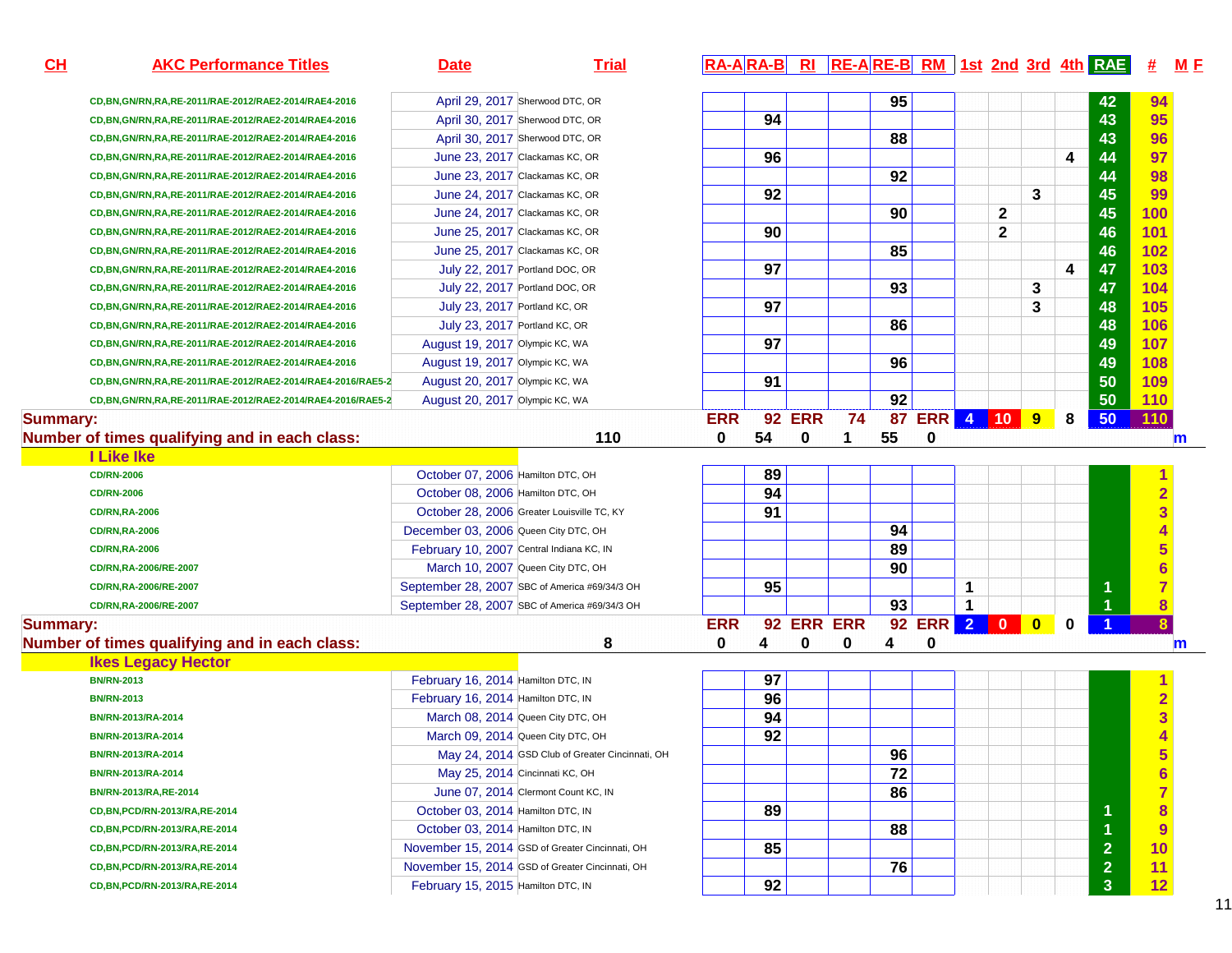| CH | AKC Performance Titles | Date | Trial | RA-A | RA-B | RI | RE-A | RE-B | RM | 1st | 2nd | 3rd | 4th | RAE | # | M F |
|---|---|---|---|---|---|---|---|---|---|---|---|---|---|---|---|---|
| | CD,BN,GN/RN,RA,RE-2011/RAE-2012/RAE2-2014/RAE4-2016 | April 29, 2017 | Sherwood DTC, OR | | | | | 95 | | | | | | 42 | 94 | |
| | CD,BN,GN/RN,RA,RE-2011/RAE-2012/RAE2-2014/RAE4-2016 | April 30, 2017 | Sherwood DTC, OR | | 94 | | | | | | | | | 43 | 95 | |
| | CD,BN,GN/RN,RA,RE-2011/RAE-2012/RAE2-2014/RAE4-2016 | April 30, 2017 | Sherwood DTC, OR | | | | | 88 | | | | | | 43 | 96 | |
| | CD,BN,GN/RN,RA,RE-2011/RAE-2012/RAE2-2014/RAE4-2016 | June 23, 2017 | Clackamas KC, OR | | 96 | | | | | | | | 4 | 44 | 97 | |
| | CD,BN,GN/RN,RA,RE-2011/RAE-2012/RAE2-2014/RAE4-2016 | June 23, 2017 | Clackamas KC, OR | | | | | 92 | | | | | | 44 | 98 | |
| | CD,BN,GN/RN,RA,RE-2011/RAE-2012/RAE2-2014/RAE4-2016 | June 24, 2017 | Clackamas KC, OR | | 92 | | | | | | | 3 | | 45 | 99 | |
| | CD,BN,GN/RN,RA,RE-2011/RAE-2012/RAE2-2014/RAE4-2016 | June 24, 2017 | Clackamas KC, OR | | | | | 90 | | | 2 | | | 45 | 100 | |
| | CD,BN,GN/RN,RA,RE-2011/RAE-2012/RAE2-2014/RAE4-2016 | June 25, 2017 | Clackamas KC, OR | | 90 | | | | | | 2 | | | 46 | 101 | |
| | CD,BN,GN/RN,RA,RE-2011/RAE-2012/RAE2-2014/RAE4-2016 | June 25, 2017 | Clackamas KC, OR | | | | | 85 | | | | | | 46 | 102 | |
| | CD,BN,GN/RN,RA,RE-2011/RAE-2012/RAE2-2014/RAE4-2016 | July 22, 2017 | Portland DOC, OR | | 97 | | | | | | | | 4 | 47 | 103 | |
| | CD,BN,GN/RN,RA,RE-2011/RAE-2012/RAE2-2014/RAE4-2016 | July 22, 2017 | Portland DOC, OR | | | | | 93 | | | | 3 | | 47 | 104 | |
| | CD,BN,GN/RN,RA,RE-2011/RAE-2012/RAE2-2014/RAE4-2016 | July 23, 2017 | Portland KC, OR | | 97 | | | | | | | 3 | | 48 | 105 | |
| | CD,BN,GN/RN,RA,RE-2011/RAE-2012/RAE2-2014/RAE4-2016 | July 23, 2017 | Portland KC, OR | | | | | 86 | | | | | | 48 | 106 | |
| | CD,BN,GN/RN,RA,RE-2011/RAE-2012/RAE2-2014/RAE4-2016 | August 19, 2017 | Olympic KC, WA | | 97 | | | | | | | | | 49 | 107 | |
| | CD,BN,GN/RN,RA,RE-2011/RAE-2012/RAE2-2014/RAE4-2016 | August 19, 2017 | Olympic KC, WA | | | | | 96 | | | | | | 49 | 108 | |
| | CD,BN,GN/RN,RA,RE-2011/RAE-2012/RAE2-2014/RAE4-2016/RAE5-2 | August 20, 2017 | Olympic KC, WA | | 91 | | | | | | | | | 50 | 109 | |
| | CD,BN,GN/RN,RA,RE-2011/RAE-2012/RAE2-2014/RAE4-2016/RAE5-2 | August 20, 2017 | Olympic KC, WA | | | | | 92 | | | | | | 50 | 110 | |
| **Summary:** | | | | ERR | 92 | ERR | 74 | 87 | ERR | 4 | 10 | 9 | 8 | 50 | 110 | |
| **Number of times qualifying and in each class:** | | | 110 | 0 | 54 | 0 | 1 | 55 | 0 | | | | | | | m |
| **I Like Ike** | | | | | | | | | | | | | | | | |
| | CD/RN-2006 | October 07, 2006 | Hamilton DTC, OH | | 89 | | | | | | | | | | 1 | |
| | CD/RN-2006 | October 08, 2006 | Hamilton DTC, OH | | 94 | | | | | | | | | | 2 | |
| | CD/RN,RA-2006 | October 28, 2006 | Greater Louisville TC, KY | | 91 | | | | | | | | | | 3 | |
| | CD/RN,RA-2006 | December 03, 2006 | Queen City DTC, OH | | | | | 94 | | | | | | | 4 | |
| | CD/RN,RA-2006 | February 10, 2007 | Central Indiana KC, IN | | | | | 89 | | | | | | | 5 | |
| | CD/RN,RA-2006/RE-2007 | March 10, 2007 | Queen City DTC, OH | | | | | 90 | | | | | | | 6 | |
| | CD/RN,RA-2006/RE-2007 | September 28, 2007 | SBC of America #69/34/3 OH | | 95 | | | | | 1 | | | | 1 | 7 | |
| | CD/RN,RA-2006/RE-2007 | September 28, 2007 | SBC of America #69/34/3 OH | | | | | 93 | | 1 | | | | 1 | 8 | |
| **Summary:** | | | | ERR | 92 | ERR | ERR | 92 | ERR | 2 | 0 | 0 | 0 | 1 | 8 | |
| **Number of times qualifying and in each class:** | | | 8 | 0 | 4 | 0 | 0 | 4 | 0 | | | | | | | m |
| **Ikes Legacy Hector** | | | | | | | | | | | | | | | | |
| | BN/RN-2013 | February 16, 2014 | Hamilton DTC, IN | | 97 | | | | | | | | | | 1 | |
| | BN/RN-2013 | February 16, 2014 | Hamilton DTC, IN | | 96 | | | | | | | | | | 2 | |
| | BN/RN-2013/RA-2014 | March 08, 2014 | Queen City DTC, OH | | 94 | | | | | | | | | | 3 | |
| | BN/RN-2013/RA-2014 | March 09, 2014 | Queen City DTC, OH | | 92 | | | | | | | | | | 4 | |
| | BN/RN-2013/RA-2014 | May 24, 2014 | GSD Club of Greater Cincinnati, OH | | | | | 96 | | | | | | | 5 | |
| | BN/RN-2013/RA-2014 | May 25, 2014 | Cincinnati KC, OH | | | | | 72 | | | | | | | 6 | |
| | BN/RN-2013/RA,RE-2014 | June 07, 2014 | Clermont Count KC, IN | | | | | 86 | | | | | | | 7 | |
| | CD,BN,PCD/RN-2013/RA,RE-2014 | October 03, 2014 | Hamilton DTC, IN | | 89 | | | | | | | | | 1 | 8 | |
| | CD,BN,PCD/RN-2013/RA,RE-2014 | October 03, 2014 | Hamilton DTC, IN | | | | | 88 | | | | | | 1 | 9 | |
| | CD,BN,PCD/RN-2013/RA,RE-2014 | November 15, 2014 | GSD of Greater Cincinnati, OH | | 85 | | | | | | | | | 2 | 10 | |
| | CD,BN,PCD/RN-2013/RA,RE-2014 | November 15, 2014 | GSD of Greater Cincinnati, OH | | | | | 76 | | | | | | 2 | 11 | |
| | CD,BN,PCD/RN-2013/RA,RE-2014 | February 15, 2015 | Hamilton DTC, IN | | 92 | | | | | | | | | 3 | 12 | |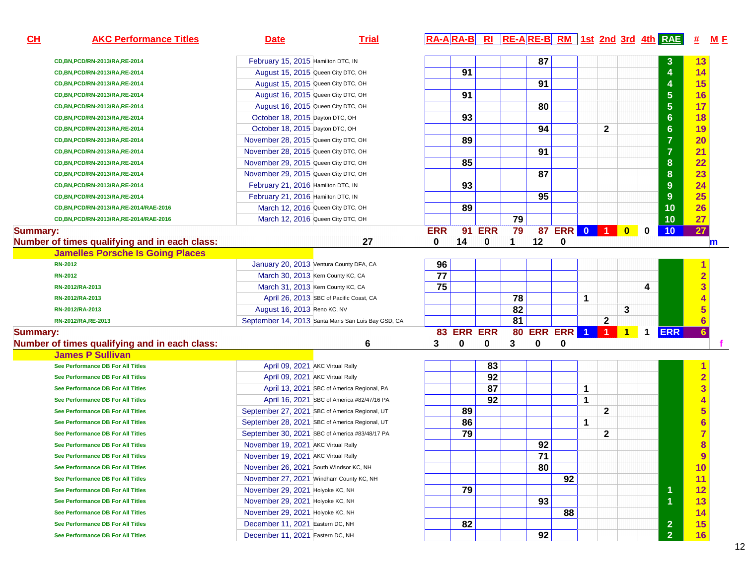| CH | AKC Performance Titles | Date | Trial | RA-A | RA-B | RI | RE-A | RE-B | RM | 1st | 2nd | 3rd | 4th | RAE | # | M F |
|---|---|---|---|---|---|---|---|---|---|---|---|---|---|---|---|---|
| | CD,BN,PCD/RN-2013/RA,RE-2014 | February 15, 2015 | Hamilton DTC, IN | | | | | 87 | | | | | | 3 | 13 | |
| | CD,BN,PCD/RN-2013/RA,RE-2014 | August 15, 2015 | Queen City DTC, OH | | 91 | | | | | | | | | 4 | 14 | |
| | CD,BN,PCD/RN-2013/RA,RE-2014 | August 15, 2015 | Queen City DTC, OH | | | | | 91 | | | | | | 4 | 15 | |
| | CD,BN,PCD/RN-2013/RA,RE-2014 | August 16, 2015 | Queen City DTC, OH | | 91 | | | | | | | | | 5 | 16 | |
| | CD,BN,PCD/RN-2013/RA,RE-2014 | August 16, 2015 | Queen City DTC, OH | | | | | 80 | | | | | | 5 | 17 | |
| | CD,BN,PCD/RN-2013/RA,RE-2014 | October 18, 2015 | Dayton DTC, OH | | 93 | | | | | | | | | 6 | 18 | |
| | CD,BN,PCD/RN-2013/RA,RE-2014 | October 18, 2015 | Dayton DTC, OH | | | | | 94 | | | 2 | | | 6 | 19 | |
| | CD,BN,PCD/RN-2013/RA,RE-2014 | November 28, 2015 | Queen City DTC, OH | | 89 | | | | | | | | | 7 | 20 | |
| | CD,BN,PCD/RN-2013/RA,RE-2014 | November 28, 2015 | Queen City DTC, OH | | | | | 91 | | | | | | 7 | 21 | |
| | CD,BN,PCD/RN-2013/RA,RE-2014 | November 29, 2015 | Queen City DTC, OH | | 85 | | | | | | | | | 8 | 22 | |
| | CD,BN,PCD/RN-2013/RA,RE-2014 | November 29, 2015 | Queen City DTC, OH | | | | | 87 | | | | | | 8 | 23 | |
| | CD,BN,PCD/RN-2013/RA,RE-2014 | February 21, 2016 | Hamilton DTC, IN | | 93 | | | | | | | | | 9 | 24 | |
| | CD,BN,PCD/RN-2013/RA,RE-2014 | February 21, 2016 | Hamilton DTC, IN | | | | | 95 | | | | | | 9 | 25 | |
| | CD,BN,PCD/RN-2013/RA,RE-2014/RAE-2016 | March 12, 2016 | Queen City DTC, OH | | 89 | | | | | | | | | 10 | 26 | |
| | CD,BN,PCD/RN-2013/RA,RE-2014/RAE-2016 | March 12, 2016 | Queen City DTC, OH | | | | 79 | | | | | | | 10 | 27 | |
| **Summary:** | | | | ERR | 91 | ERR | 79 | 87 | ERR | 0 | 1 | 0 | 0 | 10 | 27 | |
| **Number of times qualifying and in each class:** | | | 27 | 0 | 14 | 0 | 1 | 12 | 0 | | | | | | | m |
| **Jamelles Porsche Is Going Places** | | | | | | | | | | | | | | | | |
| | RN-2012 | January 20, 2013 | Ventura County DFA, CA | 96 | | | | | | | | | | | 1 | |
| | RN-2012 | March 30, 2013 | Kern County KC, CA | 77 | | | | | | | | | | | 2 | |
| | RN-2012/RA-2013 | March 31, 2013 | Kern County KC, CA | 75 | | | | | | | | | 4 | | 3 | |
| | RN-2012/RA-2013 | April 26, 2013 | SBC of Pacific Coast, CA | | | | 78 | | | 1 | | | | | 4 | |
| | RN-2012/RA-2013 | August 16, 2013 | Reno KC, NV | | | | 82 | | | | | 3 | | | 5 | |
| | RN-2012/RA,RE-2013 | September 14, 2013 | Santa Maris San Luis Bay GSD, CA | | | | 81 | | | | 2 | | | | 6 | |
| **Summary:** | | | | 83 | ERR | ERR | 80 | ERR | ERR | 1 | 1 | 1 | 1 | ERR | 6 | |
| **Number of times qualifying and in each class:** | | | 6 | 3 | 0 | 0 | 3 | 0 | 0 | | | | | | | f |
| **James P Sullivan** | | | | | | | | | | | | | | | | |
| | See Performance DB For All Titles | April 09, 2021 | AKC Virtual Rally | | | 83 | | | | | | | | | 1 | |
| | See Performance DB For All Titles | April 09, 2021 | AKC Virtual Rally | | | 92 | | | | | | | | | 2 | |
| | See Performance DB For All Titles | April 13, 2021 | SBC of America Regional, PA | | | 87 | | | | 1 | | | | | 3 | |
| | See Performance DB For All Titles | April 16, 2021 | SBC of America #82/47/16 PA | | | 92 | | | | 1 | | | | | 4 | |
| | See Performance DB For All Titles | September 27, 2021 | SBC of America Regional, UT | | 89 | | | | | | 2 | | | | 5 | |
| | See Performance DB For All Titles | September 28, 2021 | SBC of America Regional, UT | | 86 | | | | | 1 | | | | | 6 | |
| | See Performance DB For All Titles | September 30, 2021 | SBC of America #83/48/17 PA | | 79 | | | | | | 2 | | | | 7 | |
| | See Performance DB For All Titles | November 19, 2021 | AKC Virtual Rally | | | | | 92 | | | | | | | 8 | |
| | See Performance DB For All Titles | November 19, 2021 | AKC Virtual Rally | | | | | 71 | | | | | | | 9 | |
| | See Performance DB For All Titles | November 26, 2021 | South Windsor KC, NH | | | | | 80 | | | | | | | 10 | |
| | See Performance DB For All Titles | November 27, 2021 | Windham County KC, NH | | | | | | 92 | | | | | | 11 | |
| | See Performance DB For All Titles | November 29, 2021 | Holyoke KC, NH | | 79 | | | | | | | | | 1 | 12 | |
| | See Performance DB For All Titles | November 29, 2021 | Holyoke KC, NH | | | | | 93 | | | | | | 1 | 13 | |
| | See Performance DB For All Titles | November 29, 2021 | Holyoke KC, NH | | | | | | 88 | | | | | | 14 | |
| | See Performance DB For All Titles | December 11, 2021 | Eastern DC, NH | | 82 | | | | | | | | | 2 | 15 | |
| | See Performance DB For All Titles | December 11, 2021 | Eastern DC, NH | | | | | 92 | | | | | | 2 | 16 | |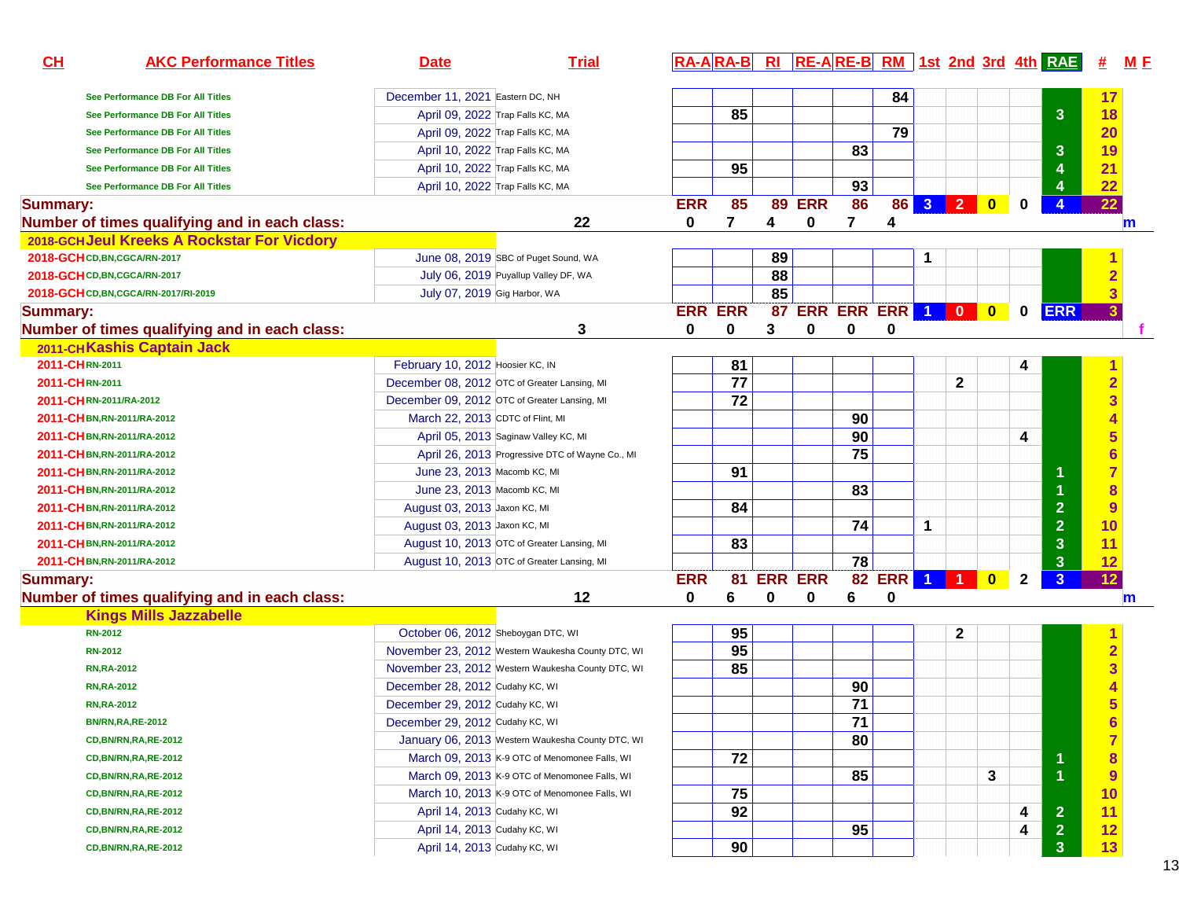| CH | AKC Performance Titles | Date | Trial | RA-A | RA-B | RI | RE-A | RE-B | RM | 1st | 2nd | 3rd | 4th | RAE | # | M F |
|---|---|---|---|---|---|---|---|---|---|---|---|---|---|---|---|---|
| | See Performance DB For All Titles | December 11, 2021 | Eastern DC, NH | | | | | | 84 | | | | | | 17 | |
| | See Performance DB For All Titles | April 09, 2022 | Trap Falls KC, MA | | 85 | | | | | | | | | 3 | 18 | |
| | See Performance DB For All Titles | April 09, 2022 | Trap Falls KC, MA | | | | | | 79 | | | | | | 20 | |
| | See Performance DB For All Titles | April 10, 2022 | Trap Falls KC, MA | | | | | 83 | | | | | | 3 | 19 | |
| | See Performance DB For All Titles | April 10, 2022 | Trap Falls KC, MA | | 95 | | | | | | | | | 4 | 21 | |
| | See Performance DB For All Titles | April 10, 2022 | Trap Falls KC, MA | | | | | 93 | | | | | | 4 | 22 | |
| Summary: | | | | ERR | 85 | 89 | ERR | 86 | 86 | 3 | 2 | 0 | 0 | 4 | 22 | |
| Number of times qualifying and in each class: | | | 22 | 0 | 7 | 4 | 0 | 7 | 4 | | | | | | | m |
| 2018-GCH Jeul Kreeks A Rockstar For Vicdory | | | | | | | | | | | | | | | | |
| 2018-GCH | CD,BN,CGCA/RN-2017 | June 08, 2019 | SBC of Puget Sound, WA | | | 89 | | | | 1 | | | | | 1 | |
| 2018-GCH | CD,BN,CGCA/RN-2017 | July 06, 2019 | Puyallup Valley DF, WA | | | 88 | | | | | | | | | 2 | |
| 2018-GCH | CD,BN,CGCA/RN-2017/RI-2019 | July 07, 2019 | Gig Harbor, WA | | | 85 | | | | | | | | | 3 | |
| Summary: | | | | ERR | ERR | 87 | ERR | ERR | ERR | 1 | 0 | 0 | 0 | ERR | 3 | |
| Number of times qualifying and in each class: | | | 3 | 0 | 0 | 3 | 0 | 0 | 0 | | | | | | | f |
| 2011-CH Kashis Captain Jack | | | | | | | | | | | | | | | | |
| 2011-CH | RN-2011 | February 10, 2012 | Hoosier KC, IN | | 81 | | | | | | | | 4 | | 1 | |
| 2011-CH | RN-2011 | December 08, 2012 | OTC of Greater Lansing, MI | | 77 | | | | | | 2 | | | | 2 | |
| 2011-CH | RN-2011/RA-2012 | December 09, 2012 | OTC of Greater Lansing, MI | | 72 | | | | | | | | | | 3 | |
| 2011-CH | BN,RN-2011/RA-2012 | March 22, 2013 | CDTC of Flint, MI | | | | | 90 | | | | | | | 4 | |
| 2011-CH | BN,RN-2011/RA-2012 | April 05, 2013 | Saginaw Valley KC, MI | | | | | 90 | | | | | 4 | | 5 | |
| 2011-CH | BN,RN-2011/RA-2012 | April 26, 2013 | Progressive DTC of Wayne Co., MI | | | | | 75 | | | | | | | 6 | |
| 2011-CH | BN,RN-2011/RA-2012 | June 23, 2013 | Macomb KC, MI | | 91 | | | | | | | | | 1 | 7 | |
| 2011-CH | BN,RN-2011/RA-2012 | June 23, 2013 | Macomb KC, MI | | | | | 83 | | | | | | 1 | 8 | |
| 2011-CH | BN,RN-2011/RA-2012 | August 03, 2013 | Jaxon KC, MI | | 84 | | | | | | | | | 2 | 9 | |
| 2011-CH | BN,RN-2011/RA-2012 | August 03, 2013 | Jaxon KC, MI | | | | | 74 | | 1 | | | | 2 | 10 | |
| 2011-CH | BN,RN-2011/RA-2012 | August 10, 2013 | OTC of Greater Lansing, MI | | 83 | | | | | | | | | 3 | 11 | |
| 2011-CH | BN,RN-2011/RA-2012 | August 10, 2013 | OTC of Greater Lansing, MI | | | | | 78 | | | | | | 3 | 12 | |
| Summary: | | | | ERR | 81 | ERR | ERR | 82 | ERR | 1 | 1 | 0 | 2 | 3 | 12 | |
| Number of times qualifying and in each class: | | | 12 | 0 | 6 | 0 | 0 | 6 | 0 | | | | | | | m |
| Kings Mills Jazzabelle | | | | | | | | | | | | | | | | |
| | RN-2012 | October 06, 2012 | Sheboygan DTC, WI | | 95 | | | | | | 2 | | | | 1 | |
| | RN-2012 | November 23, 2012 | Western Waukesha County DTC, WI | | 95 | | | | | | | | | | 2 | |
| | RN,RA-2012 | November 23, 2012 | Western Waukesha County DTC, WI | | 85 | | | | | | | | | | 3 | |
| | RN,RA-2012 | December 28, 2012 | Cudahy KC, WI | | | | | 90 | | | | | | | 4 | |
| | RN,RA-2012 | December 29, 2012 | Cudahy KC, WI | | | | | 71 | | | | | | | 5 | |
| | BN/RN,RA,RE-2012 | December 29, 2012 | Cudahy KC, WI | | | | | 71 | | | | | | | 6 | |
| | CD,BN/RN,RA,RE-2012 | January 06, 2013 | Western Waukesha County DTC, WI | | | | | 80 | | | | | | | 7 | |
| | CD,BN/RN,RA,RE-2012 | March 09, 2013 | K-9 OTC of Menomonee Falls, WI | | 72 | | | | | | | | | 1 | 8 | |
| | CD,BN/RN,RA,RE-2012 | March 09, 2013 | K-9 OTC of Menomonee Falls, WI | | | | | 85 | | | | 3 | | 1 | 9 | |
| | CD,BN/RN,RA,RE-2012 | March 10, 2013 | K-9 OTC of Menomonee Falls, WI | | 75 | | | | | | | | | | 10 | |
| | CD,BN/RN,RA,RE-2012 | April 14, 2013 | Cudahy KC, WI | | 92 | | | | | | | | 4 | 2 | 11 | |
| | CD,BN/RN,RA,RE-2012 | April 14, 2013 | Cudahy KC, WI | | | | | 95 | | | | | 4 | 2 | 12 | |
| | CD,BN/RN,RA,RE-2012 | April 14, 2013 | Cudahy KC, WI | | 90 | | | | | | | | | 3 | 13 | |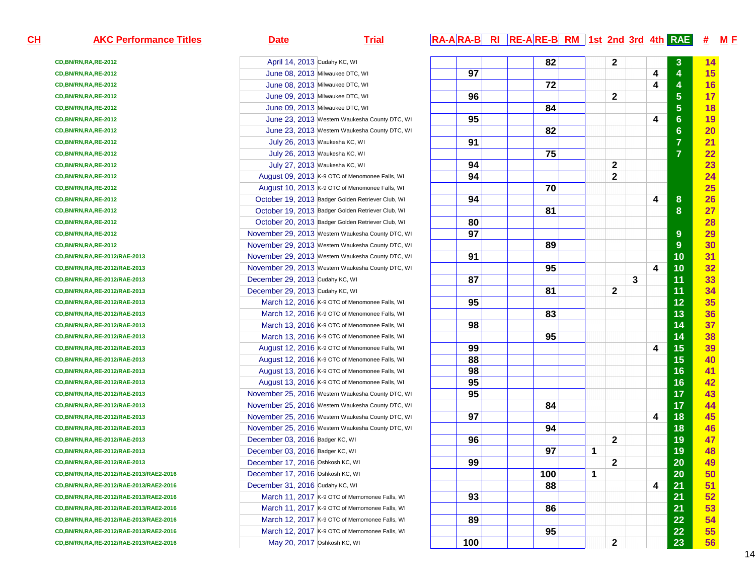| CH | AKC Performance Titles | Date | Trial | RA-A | RA-B | RI | RE-A | RE-B | RM | 1st | 2nd | 3rd | 4th | RAE | # | M F |
|---|---|---|---|---|---|---|---|---|---|---|---|---|---|---|---|---|
| | CD,BN/RN,RA,RE-2012 | April 14, 2013 | Cudahy KC, WI | | | | | 82 | | | 2 | | | 3 | 14 | |
| | CD,BN/RN,RA,RE-2012 | June 08, 2013 | Milwaukee DTC, WI | | 97 | | | | | | | | 4 | 4 | 15 | |
| | CD,BN/RN,RA,RE-2012 | June 08, 2013 | Milwaukee DTC, WI | | | | | 72 | | | | | 4 | 4 | 16 | |
| | CD,BN/RN,RA,RE-2012 | June 09, 2013 | Milwaukee DTC, WI | | 96 | | | | | | 2 | | | 5 | 17 | |
| | CD,BN/RN,RA,RE-2012 | June 09, 2013 | Milwaukee DTC, WI | | | | | 84 | | | | | | 5 | 18 | |
| | CD,BN/RN,RA,RE-2012 | June 23, 2013 | Western Waukesha County DTC, WI | | 95 | | | | | | | | 4 | 6 | 19 | |
| | CD,BN/RN,RA,RE-2012 | June 23, 2013 | Western Waukesha County DTC, WI | | | | | 82 | | | | | | 6 | 20 | |
| | CD,BN/RN,RA,RE-2012 | July 26, 2013 | Waukesha KC, WI | | 91 | | | | | | | | | 7 | 21 | |
| | CD,BN/RN,RA,RE-2012 | July 26, 2013 | Waukesha KC, WI | | | | | 75 | | | | | | 7 | 22 | |
| | CD,BN/RN,RA,RE-2012 | July 27, 2013 | Waukesha KC, WI | | 94 | | | | | | 2 | | | | 23 | |
| | CD,BN/RN,RA,RE-2012 | August 09, 2013 | K-9 OTC of Menomonee Falls, WI | | 94 | | | | | | 2 | | | | 24 | |
| | CD,BN/RN,RA,RE-2012 | August 10, 2013 | K-9 OTC of Menomonee Falls, WI | | | | | 70 | | | | | | | 25 | |
| | CD,BN/RN,RA,RE-2012 | October 19, 2013 | Badger Golden Retriever Club, WI | | 94 | | | | | | | | 4 | 8 | 26 | |
| | CD,BN/RN,RA,RE-2012 | October 19, 2013 | Badger Golden Retriever Club, WI | | | | | 81 | | | | | | 8 | 27 | |
| | CD,BN/RN,RA,RE-2012 | October 20, 2013 | Badger Golden Retriever Club, WI | | 80 | | | | | | | | | | 28 | |
| | CD,BN/RN,RA,RE-2012 | November 29, 2013 | Western Waukesha County DTC, WI | | 97 | | | | | | | | | 9 | 29 | |
| | CD,BN/RN,RA,RE-2012 | November 29, 2013 | Western Waukesha County DTC, WI | | | | | 89 | | | | | | 9 | 30 | |
| | CD,BN/RN,RA,RE-2012/RAE-2013 | November 29, 2013 | Western Waukesha County DTC, WI | | 91 | | | | | | | | | 10 | 31 | |
| | CD,BN/RN,RA,RE-2012/RAE-2013 | November 29, 2013 | Western Waukesha County DTC, WI | | | | | 95 | | | | | 4 | 10 | 32 | |
| | CD,BN/RN,RA,RE-2012/RAE-2013 | December 29, 2013 | Cudahy KC, WI | | 87 | | | | | | | 3 | | 11 | 33 | |
| | CD,BN/RN,RA,RE-2012/RAE-2013 | December 29, 2013 | Cudahy KC, WI | | | | | 81 | | | 2 | | | 11 | 34 | |
| | CD,BN/RN,RA,RE-2012/RAE-2013 | March 12, 2016 | K-9 OTC of Menomonee Falls, WI | | 95 | | | | | | | | | 12 | 35 | |
| | CD,BN/RN,RA,RE-2012/RAE-2013 | March 12, 2016 | K-9 OTC of Menomonee Falls, WI | | | | | 83 | | | | | | 13 | 36 | |
| | CD,BN/RN,RA,RE-2012/RAE-2013 | March 13, 2016 | K-9 OTC of Menomonee Falls, WI | | 98 | | | | | | | | | 14 | 37 | |
| | CD,BN/RN,RA,RE-2012/RAE-2013 | March 13, 2016 | K-9 OTC of Menomonee Falls, WI | | | | | 95 | | | | | | 14 | 38 | |
| | CD,BN/RN,RA,RE-2012/RAE-2013 | August 12, 2016 | K-9 OTC of Menomonee Falls, WI | | 99 | | | | | | | | 4 | 15 | 39 | |
| | CD,BN/RN,RA,RE-2012/RAE-2013 | August 12, 2016 | K-9 OTC of Menomonee Falls, WI | | 88 | | | | | | | | | 15 | 40 | |
| | CD,BN/RN,RA,RE-2012/RAE-2013 | August 13, 2016 | K-9 OTC of Menomonee Falls, WI | | 98 | | | | | | | | | 16 | 41 | |
| | CD,BN/RN,RA,RE-2012/RAE-2013 | August 13, 2016 | K-9 OTC of Menomonee Falls, WI | | 95 | | | | | | | | | 16 | 42 | |
| | CD,BN/RN,RA,RE-2012/RAE-2013 | November 25, 2016 | Western Waukesha County DTC, WI | | 95 | | | | | | | | | 17 | 43 | |
| | CD,BN/RN,RA,RE-2012/RAE-2013 | November 25, 2016 | Western Waukesha County DTC, WI | | | | | 84 | | | | | | 17 | 44 | |
| | CD,BN/RN,RA,RE-2012/RAE-2013 | November 25, 2016 | Western Waukesha County DTC, WI | | 97 | | | | | | | | 4 | 18 | 45 | |
| | CD,BN/RN,RA,RE-2012/RAE-2013 | November 25, 2016 | Western Waukesha County DTC, WI | | | | | 94 | | | | | | 18 | 46 | |
| | CD,BN/RN,RA,RE-2012/RAE-2013 | December 03, 2016 | Badger KC, WI | | 96 | | | | | | 2 | | | 19 | 47 | |
| | CD,BN/RN,RA,RE-2012/RAE-2013 | December 03, 2016 | Badger KC, WI | | | | | 97 | | 1 | | | | 19 | 48 | |
| | CD,BN/RN,RA,RE-2012/RAE-2013 | December 17, 2016 | Oshkosh KC, WI | | 99 | | | | | | 2 | | | 20 | 49 | |
| | CD,BN/RN,RA,RE-2012/RAE-2013/RAE2-2016 | December 17, 2016 | Oshkosh KC, WI | | | | | 100 | | 1 | | | | 20 | 50 | |
| | CD,BN/RN,RA,RE-2012/RAE-2013/RAE2-2016 | December 31, 2016 | Cudahy KC, WI | | | | | 88 | | | | | 4 | 21 | 51 | |
| | CD,BN/RN,RA,RE-2012/RAE-2013/RAE2-2016 | March 11, 2017 | K-9 OTC of Memomonee Falls, WI | | 93 | | | | | | | | | 21 | 52 | |
| | CD,BN/RN,RA,RE-2012/RAE-2013/RAE2-2016 | March 11, 2017 | K-9 OTC of Memomonee Falls, WI | | | | | 86 | | | | | | 21 | 53 | |
| | CD,BN/RN,RA,RE-2012/RAE-2013/RAE2-2016 | March 12, 2017 | K-9 OTC of Memomonee Falls, WI | | 89 | | | | | | | | | 22 | 54 | |
| | CD,BN/RN,RA,RE-2012/RAE-2013/RAE2-2016 | March 12, 2017 | K-9 OTC of Memomonee Falls, WI | | | | | 95 | | | | | | 22 | 55 | |
| | CD,BN/RN,RA,RE-2012/RAE-2013/RAE2-2016 | May 20, 2017 | Oshkosh KC, WI | | 100 | | | | | | 2 | | | 23 | 56 | |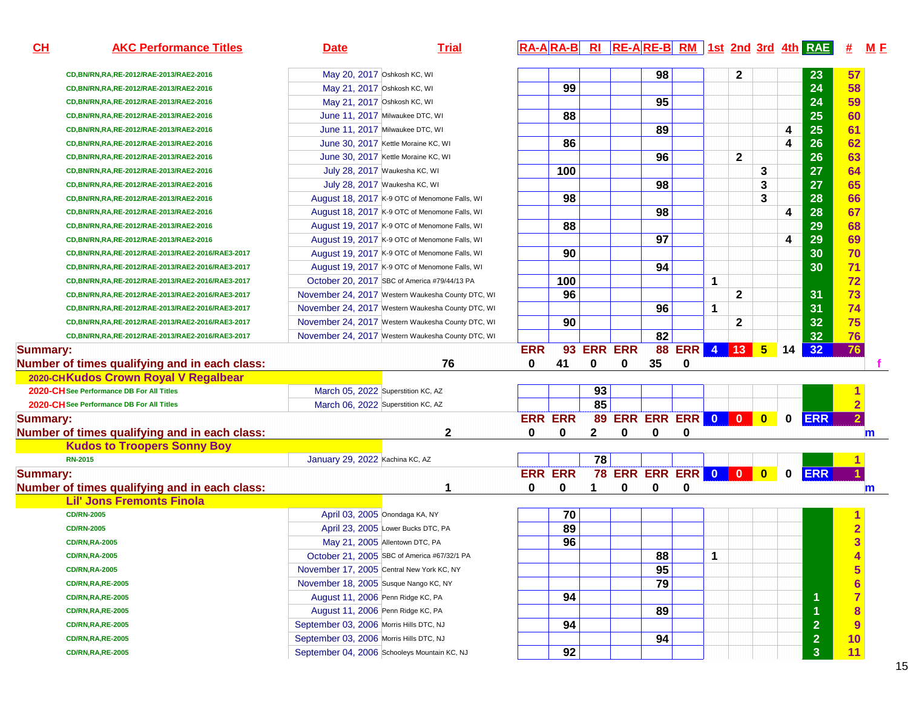| CH | AKC Performance Titles | Date | Trial | RA-A | RA-B | RI | RE-A | RE-B | RM | 1st | 2nd | 3rd | 4th | RAE | # | M F |
|---|---|---|---|---|---|---|---|---|---|---|---|---|---|---|---|---|
| | CD,BN/RN,RA,RE-2012/RAE-2013/RAE2-2016 | May 20, 2017 | Oshkosh KC, WI | | | | | 98 | | | 2 | | | 23 | 57 | |
| | CD,BN/RN,RA,RE-2012/RAE-2013/RAE2-2016 | May 21, 2017 | Oshkosh KC, WI | | 99 | | | | | | | | | 24 | 58 | |
| | CD,BN/RN,RA,RE-2012/RAE-2013/RAE2-2016 | May 21, 2017 | Oshkosh KC, WI | | | | | 95 | | | | | | 24 | 59 | |
| | CD,BN/RN,RA,RE-2012/RAE-2013/RAE2-2016 | June 11, 2017 | Milwaukee DTC, WI | | 88 | | | | | | | | | 25 | 60 | |
| | CD,BN/RN,RA,RE-2012/RAE-2013/RAE2-2016 | June 11, 2017 | Milwaukee DTC, WI | | | | | 89 | | | | | 4 | 25 | 61 | |
| | CD,BN/RN,RA,RE-2012/RAE-2013/RAE2-2016 | June 30, 2017 | Kettle Moraine KC, WI | | 86 | | | | | | | | 4 | 26 | 62 | |
| | CD,BN/RN,RA,RE-2012/RAE-2013/RAE2-2016 | June 30, 2017 | Kettle Moraine KC, WI | | | | | 96 | | | 2 | | | 26 | 63 | |
| | CD,BN/RN,RA,RE-2012/RAE-2013/RAE2-2016 | July 28, 2017 | Waukesha KC, WI | | 100 | | | | | | | 3 | | 27 | 64 | |
| | CD,BN/RN,RA,RE-2012/RAE-2013/RAE2-2016 | July 28, 2017 | Waukesha KC, WI | | | | | 98 | | | | 3 | | 27 | 65 | |
| | CD,BN/RN,RA,RE-2012/RAE-2013/RAE2-2016 | August 18, 2017 | K-9 OTC of Menomone Falls, WI | | 98 | | | | | | | 3 | | 28 | 66 | |
| | CD,BN/RN,RA,RE-2012/RAE-2013/RAE2-2016 | August 18, 2017 | K-9 OTC of Menomone Falls, WI | | | | | 98 | | | | | 4 | 28 | 67 | |
| | CD,BN/RN,RA,RE-2012/RAE-2013/RAE2-2016 | August 19, 2017 | K-9 OTC of Menomone Falls, WI | | 88 | | | | | | | | | 29 | 68 | |
| | CD,BN/RN,RA,RE-2012/RAE-2013/RAE2-2016 | August 19, 2017 | K-9 OTC of Menomone Falls, WI | | | | | 97 | | | | | 4 | 29 | 69 | |
| | CD,BN/RN,RA,RE-2012/RAE-2013/RAE2-2016/RAE3-2017 | August 19, 2017 | K-9 OTC of Menomone Falls, WI | | 90 | | | | | | | | | 30 | 70 | |
| | CD,BN/RN,RA,RE-2012/RAE-2013/RAE2-2016/RAE3-2017 | August 19, 2017 | K-9 OTC of Menomone Falls, WI | | | | | 94 | | | | | | 30 | 71 | |
| | CD,BN/RN,RA,RE-2012/RAE-2013/RAE2-2016/RAE3-2017 | October 20, 2017 | SBC of America #79/44/13 PA | | 100 | | | | | 1 | | | | | 72 | |
| | CD,BN/RN,RA,RE-2012/RAE-2013/RAE2-2016/RAE3-2017 | November 24, 2017 | Western Waukesha County DTC, WI | | 96 | | | | | | 2 | | | 31 | 73 | |
| | CD,BN/RN,RA,RE-2012/RAE-2013/RAE2-2016/RAE3-2017 | November 24, 2017 | Western Waukesha County DTC, WI | | | | | 96 | | 1 | | | | 31 | 74 | |
| | CD,BN/RN,RA,RE-2012/RAE-2013/RAE2-2016/RAE3-2017 | November 24, 2017 | Western Waukesha County DTC, WI | | 90 | | | | | | 2 | | | 32 | 75 | |
| | CD,BN/RN,RA,RE-2012/RAE-2013/RAE2-2016/RAE3-2017 | November 24, 2017 | Western Waukesha County DTC, WI | | | | | 82 | | | | | | 32 | 76 | |
| **Summary:** | | | | ERR | 93 | ERR | ERR | 88 | ERR | 4 | 13 | 5 | 14 | 32 | 76 | |
| **Number of times qualifying and in each class:** | | | 76 | 0 | 41 | 0 | 0 | 35 | 0 | | | | | | | f |
| **2020-CH Kudos Crown Royal V Regalbear** | | | | | | | | | | | | | | | | |
| 2020-CH | See Performance DB For All Titles | March 05, 2022 | Superstition KC, AZ | | | 93 | | | | | | | | | 1 | |
| 2020-CH | See Performance DB For All Titles | March 06, 2022 | Superstition KC, AZ | | | 85 | | | | | | | | | 2 | |
| **Summary:** | | | | ERR | ERR | 89 | ERR | ERR | ERR | 0 | 0 | 0 | 0 | ERR | 2 | |
| **Number of times qualifying and in each class:** | | | 2 | 0 | 0 | 2 | 0 | 0 | 0 | | | | | | | m |
| **Kudos to Troopers Sonny Boy** | | | | | | | | | | | | | | | | |
| | RN-2015 | January 29, 2022 | Kachina KC, AZ | | | 78 | | | | | | | | | 1 | |
| **Summary:** | | | | ERR | ERR | 78 | ERR | ERR | ERR | 0 | 0 | 0 | 0 | ERR | 1 | |
| **Number of times qualifying and in each class:** | | | 1 | 0 | 0 | 1 | 0 | 0 | 0 | | | | | | | m |
| **Lil' Jons Fremonts Finola** | | | | | | | | | | | | | | | | |
| | CD/RN-2005 | April 03, 2005 | Onondaga KA, NY | | 70 | | | | | | | | | | 1 | |
| | CD/RN-2005 | April 23, 2005 | Lower Bucks DTC, PA | | 89 | | | | | | | | | | 2 | |
| | CD/RN,RA-2005 | May 21, 2005 | Allentown DTC, PA | | 96 | | | | | | | | | | 3 | |
| | CD/RN,RA-2005 | October 21, 2005 | SBC of America #67/32/1 PA | | | | | 88 | | 1 | | | | | 4 | |
| | CD/RN,RA-2005 | November 17, 2005 | Central New York KC, NY | | | | | 95 | | | | | | | 5 | |
| | CD/RN,RA,RE-2005 | November 18, 2005 | Susque Nango KC, NY | | | | | 79 | | | | | | | 6 | |
| | CD/RN,RA,RE-2005 | August 11, 2006 | Penn Ridge KC, PA | | 94 | | | | | | | | | 1 | 7 | |
| | CD/RN,RA,RE-2005 | August 11, 2006 | Penn Ridge KC, PA | | | | | 89 | | | | | | 1 | 8 | |
| | CD/RN,RA,RE-2005 | September 03, 2006 | Morris Hills DTC, NJ | | 94 | | | | | | | | | 2 | 9 | |
| | CD/RN,RA,RE-2005 | September 03, 2006 | Morris Hills DTC, NJ | | | | | 94 | | | | | | 2 | 10 | |
| | CD/RN,RA,RE-2005 | September 04, 2006 | Schooleys Mountain KC, NJ | | 92 | | | | | | | | | 3 | 11 | |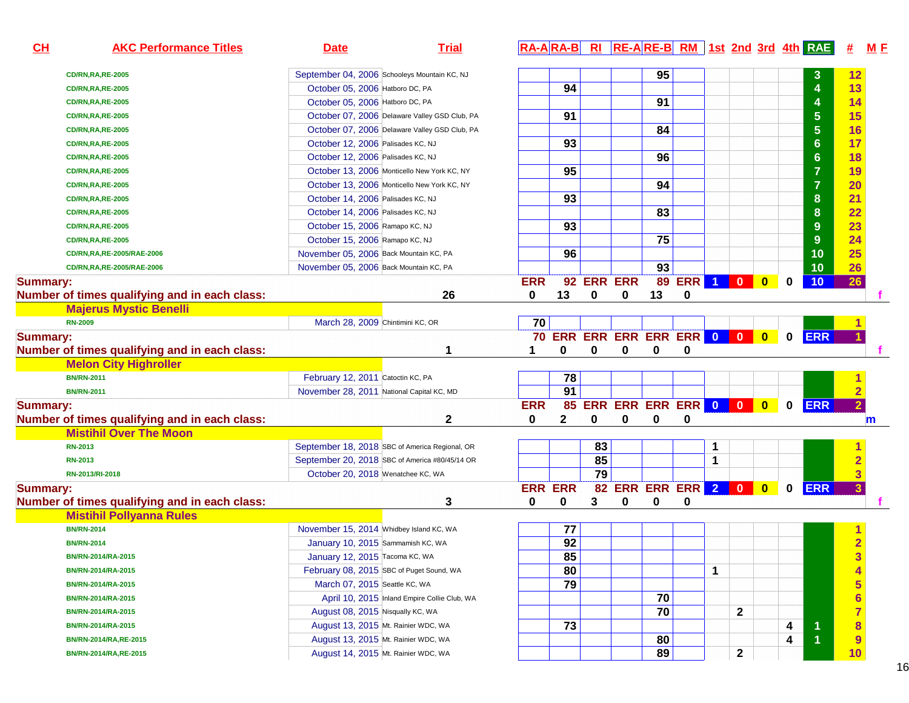| CH | AKC Performance Titles | Date | Trial | RA-A | RA-B | RI | RE-A | RE-B | RM | 1st | 2nd | 3rd | 4th | RAE | # | M F |
|---|---|---|---|---|---|---|---|---|---|---|---|---|---|---|---|---|
| | CD/RN,RA,RE-2005 | September 04, 2006 | Schooleys Mountain KC, NJ | | | | | 95 | | | | | | 3 | 12 | |
| | CD/RN,RA,RE-2005 | October 05, 2006 | Hatboro DC, PA | | 94 | | | | | | | | | 4 | 13 | |
| | CD/RN,RA,RE-2005 | October 05, 2006 | Hatboro DC, PA | | | | | 91 | | | | | | 4 | 14 | |
| | CD/RN,RA,RE-2005 | October 07, 2006 | Delaware Valley GSD Club, PA | | 91 | | | | | | | | | 5 | 15 | |
| | CD/RN,RA,RE-2005 | October 07, 2006 | Delaware Valley GSD Club, PA | | | | | 84 | | | | | | 5 | 16 | |
| | CD/RN,RA,RE-2005 | October 12, 2006 | Palisades KC, NJ | | 93 | | | | | | | | | 6 | 17 | |
| | CD/RN,RA,RE-2005 | October 12, 2006 | Palisades KC, NJ | | | | | 96 | | | | | | 6 | 18 | |
| | CD/RN,RA,RE-2005 | October 13, 2006 | Monticello New York KC, NY | | 95 | | | | | | | | | 7 | 19 | |
| | CD/RN,RA,RE-2005 | October 13, 2006 | Monticello New York KC, NY | | | | | 94 | | | | | | 7 | 20 | |
| | CD/RN,RA,RE-2005 | October 14, 2006 | Palisades KC, NJ | | 93 | | | | | | | | | 8 | 21 | |
| | CD/RN,RA,RE-2005 | October 14, 2006 | Palisades KC, NJ | | | | | 83 | | | | | | 8 | 22 | |
| | CD/RN,RA,RE-2005 | October 15, 2006 | Ramapo KC, NJ | | 93 | | | | | | | | | 9 | 23 | |
| | CD/RN,RA,RE-2005 | October 15, 2006 | Ramapo KC, NJ | | | | | 75 | | | | | | 9 | 24 | |
| | CD/RN,RA,RE-2005/RAE-2006 | November 05, 2006 | Back Mountain KC, PA | | 96 | | | | | | | | | 10 | 25 | |
| | CD/RN,RA,RE-2005/RAE-2006 | November 05, 2006 | Back Mountain KC, PA | | | | | 93 | | | | | | 10 | 26 | |
| Summary: | | | | ERR | 92 | ERR | ERR | 89 | ERR | 1 | 0 | 0 | 0 | 10 | 26 | |
| Number of times qualifying and in each class: | | | 26 | 0 | 13 | 0 | 0 | 13 | 0 | | | | | | | f |
| | **Majerus Mystic Benelli** | | | | | | | | | | | | | | | |
| | RN-2009 | March 28, 2009 | Chintimini KC, OR | 70 | | | | | | | | | | | 1 | |
| Summary: | | | | 70 | ERR | ERR | ERR | ERR | ERR | 0 | 0 | 0 | 0 | ERR | 1 | |
| Number of times qualifying and in each class: | | | 1 | 1 | 0 | 0 | 0 | 0 | 0 | | | | | | | f |
| | **Melon City Highroller** | | | | | | | | | | | | | | | |
| | BN/RN-2011 | February 12, 2011 | Catoctin KC, PA | | 78 | | | | | | | | | | 1 | |
| | BN/RN-2011 | November 28, 2011 | National Capital KC, MD | | 91 | | | | | | | | | | 2 | |
| Summary: | | | | ERR | 85 | ERR | ERR | ERR | ERR | 0 | 0 | 0 | 0 | ERR | 2 | |
| Number of times qualifying and in each class: | | | 2 | 0 | 2 | 0 | 0 | 0 | 0 | | | | | | | m |
| | **Mistihil Over The Moon** | | | | | | | | | | | | | | | |
| | RN-2013 | September 18, 2018 | SBC of America Regional, OR | | | 83 | | | | 1 | | | | | 1 | |
| | RN-2013 | September 20, 2018 | SBC of America #80/45/14 OR | | | 85 | | | | 1 | | | | | 2 | |
| | RN-2013/RI-2018 | October 20, 2018 | Wenatchee KC, WA | | | 79 | | | | | | | | | 3 | |
| Summary: | | | | ERR | ERR | 82 | ERR | ERR | ERR | 2 | 0 | 0 | 0 | ERR | 3 | |
| Number of times qualifying and in each class: | | | 3 | 0 | 0 | 3 | 0 | 0 | 0 | | | | | | | f |
| | **Mistihil Pollyanna Rules** | | | | | | | | | | | | | | | |
| | BN/RN-2014 | November 15, 2014 | Whidbey Island KC, WA | | 77 | | | | | | | | | | 1 | |
| | BN/RN-2014 | January 10, 2015 | Sammamish KC, WA | | 92 | | | | | | | | | | 2 | |
| | BN/RN-2014/RA-2015 | January 12, 2015 | Tacoma KC, WA | | 85 | | | | | | | | | | 3 | |
| | BN/RN-2014/RA-2015 | February 08, 2015 | SBC of Puget Sound, WA | | 80 | | | | | 1 | | | | | 4 | |
| | BN/RN-2014/RA-2015 | March 07, 2015 | Seattle KC, WA | | 79 | | | | | | | | | | 5 | |
| | BN/RN-2014/RA-2015 | April 10, 2015 | Inland Empire Collie Club, WA | | | | | 70 | | | | | | | 6 | |
| | BN/RN-2014/RA-2015 | August 08, 2015 | Nisqually KC, WA | | | | | 70 | | | 2 | | | | 7 | |
| | BN/RN-2014/RA-2015 | August 13, 2015 | Mt. Rainier WDC, WA | | 73 | | | | | | | | 4 | 1 | 8 | |
| | BN/RN-2014/RA,RE-2015 | August 13, 2015 | Mt. Rainier WDC, WA | | | | | 80 | | | | | 4 | 1 | 9 | |
| | BN/RN-2014/RA,RE-2015 | August 14, 2015 | Mt. Rainier WDC, WA | | | | | 89 | | | 2 | | | | 10 | |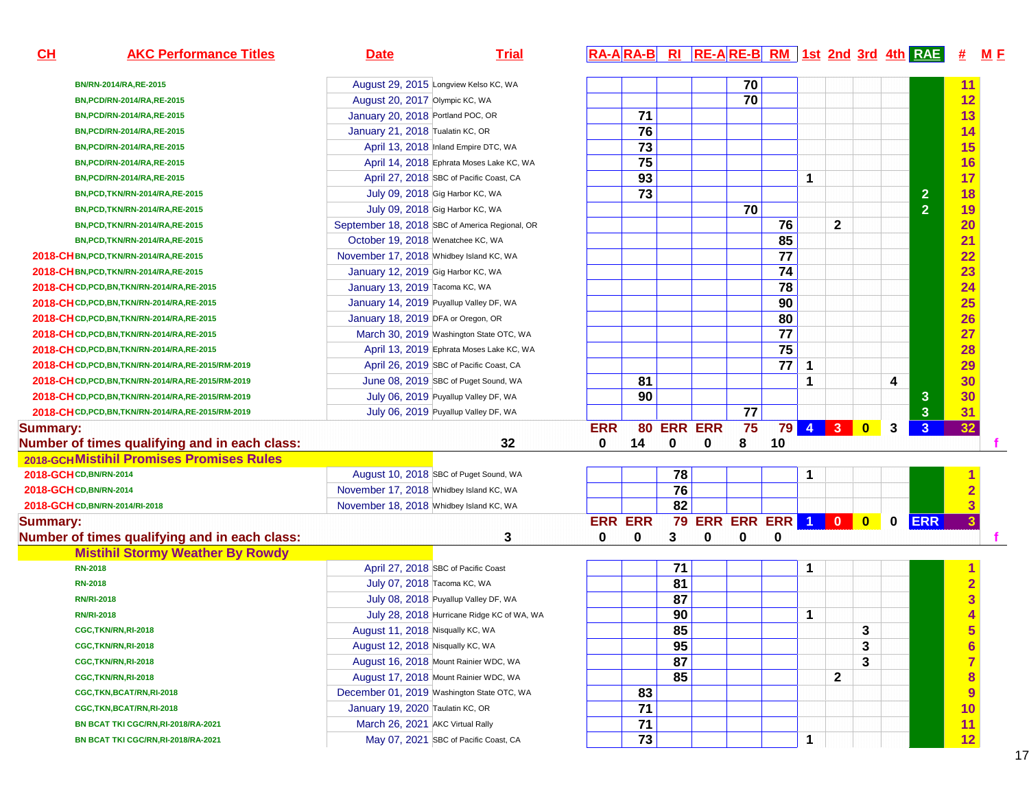| CH | AKC Performance Titles | Date | Trial | RA-A | RA-B | RI | RE-A | RE-B | RM | 1st | 2nd | 3rd | 4th | RAE | # | M F |
|---|---|---|---|---|---|---|---|---|---|---|---|---|---|---|---|---|
| | BN/RN-2014/RA,RE-2015 | August 29, 2015 | Longview Kelso KC, WA | | | | | 70 | | | | | | | 11 | |
| | BN,PCD/RN-2014/RA,RE-2015 | August 20, 2017 | Olympic KC, WA | | | | | 70 | | | | | | | 12 | |
| | BN,PCD/RN-2014/RA,RE-2015 | January 20, 2018 | Portland POC, OR | | 71 | | | | | | | | | | 13 | |
| | BN,PCD/RN-2014/RA,RE-2015 | January 21, 2018 | Tualatin KC, OR | | 76 | | | | | | | | | | 14 | |
| | BN,PCD/RN-2014/RA,RE-2015 | April 13, 2018 | Inland Empire DTC, WA | | 73 | | | | | | | | | | 15 | |
| | BN,PCD/RN-2014/RA,RE-2015 | April 14, 2018 | Ephrata Moses Lake KC, WA | | 75 | | | | | | | | | | 16 | |
| | BN,PCD/RN-2014/RA,RE-2015 | April 27, 2018 | SBC of Pacific Coast, CA | | 93 | | | | | 1 | | | | | 17 | |
| | BN,PCD,TKN/RN-2014/RA,RE-2015 | July 09, 2018 | Gig Harbor KC, WA | | 73 | | | | | | | | | 2 | 18 | |
| | BN,PCD,TKN/RN-2014/RA,RE-2015 | July 09, 2018 | Gig Harbor KC, WA | | | | | 70 | | | | | | 2 | 19 | |
| | BN,PCD,TKN/RN-2014/RA,RE-2015 | September 18, 2018 | SBC of America Regional, OR | | | | | | 76 | | 2 | | | | 20 | |
| | BN,PCD,TKN/RN-2014/RA,RE-2015 | October 19, 2018 | Wenatchee KC, WA | | | | | | 85 | | | | | | 21 | |
| 2018-CH | BN,PCD,TKN/RN-2014/RA,RE-2015 | November 17, 2018 | Whidbey Island KC, WA | | | | | | 77 | | | | | | 22 | |
| 2018-CH | BN,PCD,TKN/RN-2014/RA,RE-2015 | January 12, 2019 | Gig Harbor KC, WA | | | | | | 74 | | | | | | 23 | |
| 2018-CH | CD,PCD,BN,TKN/RN-2014/RA,RE-2015 | January 13, 2019 | Tacoma KC, WA | | | | | | 78 | | | | | | 24 | |
| 2018-CH | CD,PCD,BN,TKN/RN-2014/RA,RE-2015 | January 14, 2019 | Puyallup Valley DF, WA | | | | | | 90 | | | | | | 25 | |
| 2018-CH | CD,PCD,BN,TKN/RN-2014/RA,RE-2015 | January 18, 2019 | DFA or Oregon, OR | | | | | | 80 | | | | | | 26 | |
| 2018-CH | CD,PCD,BN,TKN/RN-2014/RA,RE-2015 | March 30, 2019 | Washington State OTC, WA | | | | | | 77 | | | | | | 27 | |
| 2018-CH | CD,PCD,BN,TKN/RN-2014/RA,RE-2015 | April 13, 2019 | Ephrata Moses Lake KC, WA | | | | | | 75 | | | | | | 28 | |
| 2018-CH | CD,PCD,BN,TKN/RN-2014/RA,RE-2015/RM-2019 | April 26, 2019 | SBC of Pacific Coast, CA | | | | | | 77 | 1 | | | | | 29 | |
| 2018-CH | CD,PCD,BN,TKN/RN-2014/RA,RE-2015/RM-2019 | June 08, 2019 | SBC of Puget Sound, WA | | 81 | | | | | 1 | | | 4 | | 30 | |
| 2018-CH | CD,PCD,BN,TKN/RN-2014/RA,RE-2015/RM-2019 | July 06, 2019 | Puyallup Valley DF, WA | | 90 | | | | | | | | | 3 | 30 | |
| 2018-CH | CD,PCD,BN,TKN/RN-2014/RA,RE-2015/RM-2019 | July 06, 2019 | Puyallup Valley DF, WA | | | | | 77 | | | | | | 3 | 31 | |
| **Summary:** | | | | ERR | 80 | ERR | ERR | 75 | 79 | 4 | 3 | 0 | 3 | 3 | 32 | |
| **Number of times qualifying and in each class:** | | | 32 | 0 | 14 | 0 | 0 | 8 | 10 | | | | | | | f |
| **2018-GCH** | **Mistihil Promises Promises Rules** | | | | | | | | | | | | | | | |
| 2018-GCH | CD,BN/RN-2014 | August 10, 2018 | SBC of Puget Sound, WA | | | 78 | | | | 1 | | | | | 1 | |
| 2018-GCH | CD,BN/RN-2014 | November 17, 2018 | Whidbey Island KC, WA | | | 76 | | | | | | | | | 2 | |
| 2018-GCH | CD,BN/RN-2014/RI-2018 | November 18, 2018 | Whidbey Island KC, WA | | | 82 | | | | | | | | | 3 | |
| **Summary:** | | | | ERR | ERR | 79 | ERR | ERR | ERR | 1 | 0 | 0 | 0 | ERR | 3 | |
| **Number of times qualifying and in each class:** | | | 3 | 0 | 0 | 3 | 0 | 0 | 0 | | | | | | | f |
| | **Mistihil Stormy Weather By Rowdy** | | | | | | | | | | | | | | | |
| | RN-2018 | April 27, 2018 | SBC of Pacific Coast | | | 71 | | | | 1 | | | | | 1 | |
| | RN-2018 | July 07, 2018 | Tacoma KC, WA | | | 81 | | | | | | | | | 2 | |
| | RN/RI-2018 | July 08, 2018 | Puyallup Valley DF, WA | | | 87 | | | | | | | | | 3 | |
| | RN/RI-2018 | July 28, 2018 | Hurricane Ridge KC of WA, WA | | | 90 | | | | 1 | | | | | 4 | |
| | CGC,TKN/RN,RI-2018 | August 11, 2018 | Nisqually KC, WA | | | 85 | | | | | | 3 | | | 5 | |
| | CGC,TKN/RN,RI-2018 | August 12, 2018 | Nisqually KC, WA | | | 95 | | | | | | 3 | | | 6 | |
| | CGC,TKN/RN,RI-2018 | August 16, 2018 | Mount Rainier WDC, WA | | | 87 | | | | | | 3 | | | 7 | |
| | CGC,TKN/RN,RI-2018 | August 17, 2018 | Mount Rainier WDC, WA | | | 85 | | | | | 2 | | | | 8 | |
| | CGC,TKN,BCAT/RN,RI-2018 | December 01, 2019 | Washington State OTC, WA | | 83 | | | | | | | | | | 9 | |
| | CGC,TKN,BCAT/RN,RI-2018 | January 19, 2020 | Taulatin KC, OR | | 71 | | | | | | | | | | 10 | |
| | BN BCAT TKI CGC/RN,RI-2018/RA-2021 | March 26, 2021 | AKC Virtual Rally | | 71 | | | | | | | | | | 11 | |
| | BN BCAT TKI CGC/RN,RI-2018/RA-2021 | May 07, 2021 | SBC of Pacific Coast, CA | | 73 | | | | | 1 | | | | | 12 | |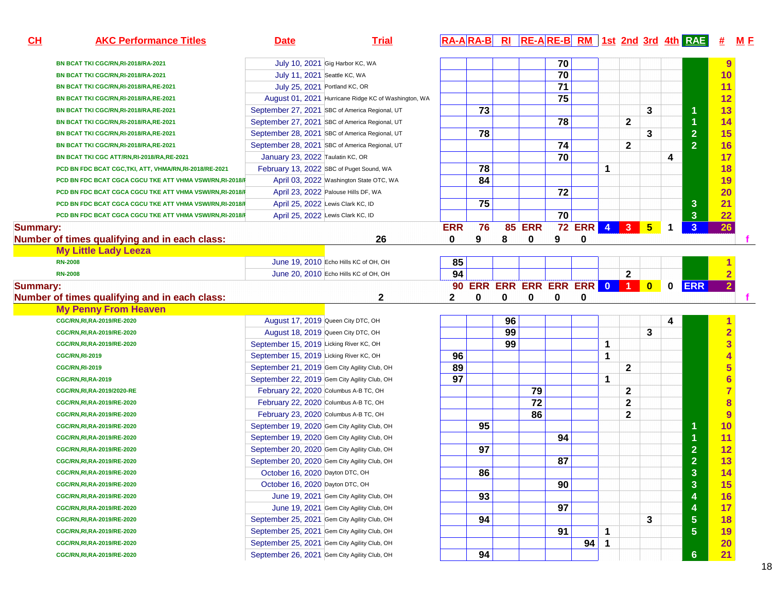| CH | AKC Performance Titles | Date | Trial | RA-A | RA-B | RI | RE-A | RE-B | RM | 1st | 2nd | 3rd | 4th | RAE | # | M F |
|---|---|---|---|---|---|---|---|---|---|---|---|---|---|---|---|---|
| | BN BCAT TKI CGC/RN,RI-2018/RA-2021 | July 10, 2021 | Gig Harbor KC, WA | | | | | 70 | | | | | | | 9 | |
| | BN BCAT TKI CGC/RN,RI-2018/RA-2021 | July 11, 2021 | Seattle KC, WA | | | | | 70 | | | | | | | 10 | |
| | BN BCAT TKI CGC/RN,RI-2018/RA,RE-2021 | July 25, 2021 | Portland KC, OR | | | | | 71 | | | | | | | 11 | |
| | BN BCAT TKI CGC/RN,RI-2018/RA,RE-2021 | August 01, 2021 | Hurricane Ridge KC of Washington, WA | | | | | 75 | | | | | | | 12 | |
| | BN BCAT TKI CGC/RN,RI-2018/RA,RE-2021 | September 27, 2021 | SBC of America Regional, UT | | 73 | | | | | | | 3 | | 1 | 13 | |
| | BN BCAT TKI CGC/RN,RI-2018/RA,RE-2021 | September 27, 2021 | SBC of America Regional, UT | | | | | 78 | | | 2 | | | 1 | 14 | |
| | BN BCAT TKI CGC/RN,RI-2018/RA,RE-2021 | September 28, 2021 | SBC of America Regional, UT | | 78 | | | | | | | 3 | | 2 | 15 | |
| | BN BCAT TKI CGC/RN,RI-2018/RA,RE-2021 | September 28, 2021 | SBC of America Regional, UT | | | | | 74 | | | 2 | | | 2 | 16 | |
| | BN BCAT TKI CGC ATT/RN,RI-2018/RA,RE-2021 | January 23, 2022 | Taulatin KC, OR | | | | | 70 | | | | | 4 | | 17 | |
| | PCD BN FDC BCAT CGC,TKI, ATT, VHMA/RN,RI-2018/RE-2021 | February 13, 2022 | SBC of Puget Sound, WA | | 78 | | | | | 1 | | | | | 18 | |
| | PCD BN FDC BCAT CGCA CGCU TKE ATT VHMA VSWI/RN,RI-2018/I | April 03, 2022 | Washington State OTC, WA | | 84 | | | | | | | | | | 19 | |
| | PCD BN FDC BCAT CGCA CGCU TKE ATT VHMA VSWI/RN,RI-2018/I | April 23, 2022 | Palouse Hills DF, WA | | | | | 72 | | | | | | | 20 | |
| | PCD BN FDC BCAT CGCA CGCU TKE ATT VHMA VSWI/RN,RI-2018/I | April 25, 2022 | Lewis Clark KC, ID | | 75 | | | | | | | | | 3 | 21 | |
| | PCD BN FDC BCAT CGCA CGCU TKE ATT VHMA VSWI/RN,RI-2018/I | April 25, 2022 | Lewis Clark KC, ID | | | | | 70 | | | | | | 3 | 22 | |
| **Summary:** | | | | ERR | 76 | 85 | ERR | 72 | ERR | 4 | 3 | 5 | 1 | 3 | 26 | |
| **Number of times qualifying and in each class:** | | | 26 | 0 | 9 | 8 | 0 | 9 | 0 | | | | | | | f |
| | **My Little Lady Leeza** | | | | | | | | | | | | | | | |
| | RN-2008 | June 19, 2010 | Echo Hills KC of OH, OH | 85 | | | | | | | | | | | 1 | |
| | RN-2008 | June 20, 2010 | Echo Hills KC of OH, OH | 94 | | | | | | | 2 | | | | 2 | |
| **Summary:** | | | | 90 | ERR | ERR | ERR | ERR | ERR | 0 | 1 | 0 | 0 | ERR | 2 | |
| **Number of times qualifying and in each class:** | | | 2 | 2 | 0 | 0 | 0 | 0 | 0 | | | | | | | f |
| | **My Penny From Heaven** | | | | | | | | | | | | | | | |
| | CGC/RN,RI,RA-2019/RE-2020 | August 17, 2019 | Queen City DTC, OH | | | 96 | | | | | | | 4 | | 1 | |
| | CGC/RN,RI,RA-2019/RE-2020 | August 18, 2019 | Queen City DTC, OH | | | 99 | | | | | | 3 | | | 2 | |
| | CGC/RN,RI,RA-2019/RE-2020 | September 15, 2019 | Licking River KC, OH | | | 99 | | | | 1 | | | | | 3 | |
| | CGC/RN,RI-2019 | September 15, 2019 | Licking River KC, OH | 96 | | | | | | 1 | | | | | 4 | |
| | CGC/RN,RI-2019 | September 21, 2019 | Gem City Agility Club, OH | 89 | | | | | | | 2 | | | | 5 | |
| | CGC/RN,RI,RA-2019 | September 22, 2019 | Gem City Agility Club, OH | 97 | | | | | | 1 | | | | | 6 | |
| | CGC/RN,RI,RA-2019/2020-RE | February 22, 2020 | Columbus A-B TC, OH | | | | 79 | | | | 2 | | | | 7 | |
| | CGC/RN,RI,RA-2019/RE-2020 | February 22, 2020 | Columbus A-B TC, OH | | | | 72 | | | | 2 | | | | 8 | |
| | CGC/RN,RI,RA-2019/RE-2020 | February 23, 2020 | Columbus A-B TC, OH | | | | 86 | | | | 2 | | | | 9 | |
| | CGC/RN,RI,RA-2019/RE-2020 | September 19, 2020 | Gem City Agility Club, OH | | 95 | | | | | | | | | 1 | 10 | |
| | CGC/RN,RI,RA-2019/RE-2020 | September 19, 2020 | Gem City Agility Club, OH | | | | | 94 | | | | | | 1 | 11 | |
| | CGC/RN,RI,RA-2019/RE-2020 | September 20, 2020 | Gem City Agility Club, OH | | 97 | | | | | | | | | 2 | 12 | |
| | CGC/RN,RI,RA-2019/RE-2020 | September 20, 2020 | Gem City Agility Club, OH | | | | | 87 | | | | | | 2 | 13 | |
| | CGC/RN,RI,RA-2019/RE-2020 | October 16, 2020 | Dayton DTC, OH | | 86 | | | | | | | | | 3 | 14 | |
| | CGC/RN,RI,RA-2019/RE-2020 | October 16, 2020 | Dayton DTC, OH | | | | | 90 | | | | | | 3 | 15 | |
| | CGC/RN,RI,RA-2019/RE-2020 | June 19, 2021 | Gem City Agility Club, OH | | 93 | | | | | | | | | 4 | 16 | |
| | CGC/RN,RI,RA-2019/RE-2020 | June 19, 2021 | Gem City Agility Club, OH | | | | | 97 | | | | | | 4 | 17 | |
| | CGC/RN,RI,RA-2019/RE-2020 | September 25, 2021 | Gem City Agility Club, OH | | 94 | | | | | | | 3 | | 5 | 18 | |
| | CGC/RN,RI,RA-2019/RE-2020 | September 25, 2021 | Gem City Agility Club, OH | | | | | 91 | | 1 | | | | 5 | 19 | |
| | CGC/RN,RI,RA-2019/RE-2020 | September 25, 2021 | Gem City Agility Club, OH | | | | | | 94 | 1 | | | | | 20 | |
| | CGC/RN,RI,RA-2019/RE-2020 | September 26, 2021 | Gem City Agility Club, OH | | 94 | | | | | | | | | 6 | 21 | |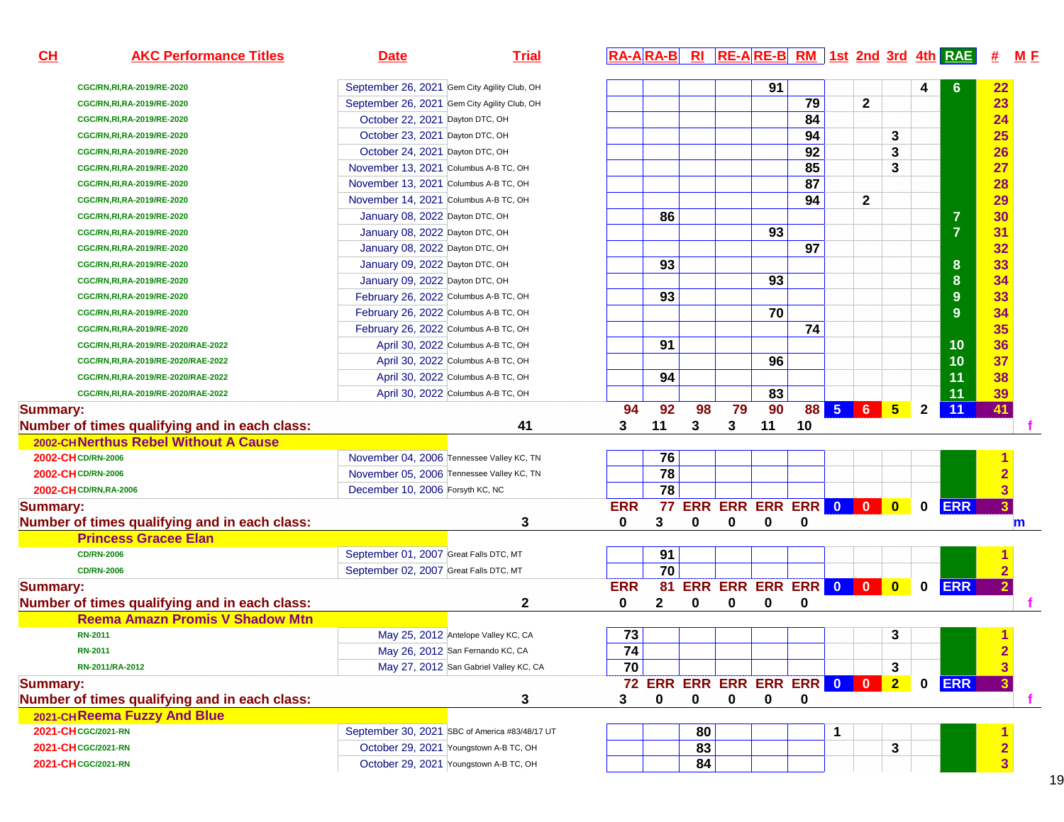| CH | AKC Performance Titles | Date | Trial | RA-A | RA-B | RI | RE-A | RE-B | RM | 1st | 2nd | 3rd | 4th | RAE | # | M F |
|---|---|---|---|---|---|---|---|---|---|---|---|---|---|---|---|---|
| | CGC/RN,RI,RA-2019/RE-2020 | September 26, 2021 | Gem City Agility Club, OH | | | | | 91 | | | | | 4 | 6 | 22 | |
| | CGC/RN,RI,RA-2019/RE-2020 | September 26, 2021 | Gem City Agility Club, OH | | | | | | 79 | | 2 | | | | 23 | |
| | CGC/RN,RI,RA-2019/RE-2020 | October 22, 2021 | Dayton DTC, OH | | | | | | 84 | | | | | | 24 | |
| | CGC/RN,RI,RA-2019/RE-2020 | October 23, 2021 | Dayton DTC, OH | | | | | | 94 | | | 3 | | | 25 | |
| | CGC/RN,RI,RA-2019/RE-2020 | October 24, 2021 | Dayton DTC, OH | | | | | | 92 | | | 3 | | | 26 | |
| | CGC/RN,RI,RA-2019/RE-2020 | November 13, 2021 | Columbus A-B TC, OH | | | | | | 85 | | | 3 | | | 27 | |
| | CGC/RN,RI,RA-2019/RE-2020 | November 13, 2021 | Columbus A-B TC, OH | | | | | | 87 | | | | | | 28 | |
| | CGC/RN,RI,RA-2019/RE-2020 | November 14, 2021 | Columbus A-B TC, OH | | | | | | 94 | | 2 | | | | 29 | |
| | CGC/RN,RI,RA-2019/RE-2020 | January 08, 2022 | Dayton DTC, OH | | 86 | | | | | | | | | 7 | 30 | |
| | CGC/RN,RI,RA-2019/RE-2020 | January 08, 2022 | Dayton DTC, OH | | | | | 93 | | | | | | 7 | 31 | |
| | CGC/RN,RI,RA-2019/RE-2020 | January 08, 2022 | Dayton DTC, OH | | | | | | 97 | | | | | | 32 | |
| | CGC/RN,RI,RA-2019/RE-2020 | January 09, 2022 | Dayton DTC, OH | | 93 | | | | | | | | | 8 | 33 | |
| | CGC/RN,RI,RA-2019/RE-2020 | January 09, 2022 | Dayton DTC, OH | | | | | 93 | | | | | | 8 | 34 | |
| | CGC/RN,RI,RA-2019/RE-2020 | February 26, 2022 | Columbus A-B TC, OH | | 93 | | | | | | | | | 9 | 33 | |
| | CGC/RN,RI,RA-2019/RE-2020 | February 26, 2022 | Columbus A-B TC, OH | | | | | 70 | | | | | | 9 | 34 | |
| | CGC/RN,RI,RA-2019/RE-2020 | February 26, 2022 | Columbus A-B TC, OH | | | | | | 74 | | | | | | 35 | |
| | CGC/RN,RI,RA-2019/RE-2020/RAE-2022 | April 30, 2022 | Columbus A-B TC, OH | | 91 | | | | | | | | | 10 | 36 | |
| | CGC/RN,RI,RA-2019/RE-2020/RAE-2022 | April 30, 2022 | Columbus A-B TC, OH | | | | | 96 | | | | | | 10 | 37 | |
| | CGC/RN,RI,RA-2019/RE-2020/RAE-2022 | April 30, 2022 | Columbus A-B TC, OH | | 94 | | | | | | | | | 11 | 38 | |
| | CGC/RN,RI,RA-2019/RE-2020/RAE-2022 | April 30, 2022 | Columbus A-B TC, OH | | | | | 83 | | | | | | 11 | 39 | |
| **Summary:** | | | | 94 | 92 | 98 | 79 | 90 | 88 | 5 | 6 | 5 | 2 | 11 | 41 | |
| **Number of times qualifying and in each class:** | | | 41 | 3 | 11 | 3 | 3 | 11 | 10 | | | | | | | f |
| **2002-CH Nerthus Rebel Without A Cause** | | | | | | | | | | | | | | | | |
| 2002-CH | CD/RN-2006 | November 04, 2006 | Tennessee Valley KC, TN | | 76 | | | | | | | | | | 1 | |
| 2002-CH | CD/RN-2006 | November 05, 2006 | Tennessee Valley KC, TN | | 78 | | | | | | | | | | 2 | |
| 2002-CH | CD/RN,RA-2006 | December 10, 2006 | Forsyth KC, NC | | 78 | | | | | | | | | | 3 | |
| **Summary:** | | | | ERR | 77 | ERR | ERR | ERR | ERR | 0 | 0 | 0 | 0 | ERR | 3 | |
| **Number of times qualifying and in each class:** | | | 3 | 0 | 3 | 0 | 0 | 0 | 0 | | | | | | | m |
| **Princess Gracee Elan** | | | | | | | | | | | | | | | | |
| | CD/RN-2006 | September 01, 2007 | Great Falls DTC, MT | | 91 | | | | | | | | | | 1 | |
| | CD/RN-2006 | September 02, 2007 | Great Falls DTC, MT | | 70 | | | | | | | | | | 2 | |
| **Summary:** | | | | ERR | 81 | ERR | ERR | ERR | ERR | 0 | 0 | 0 | 0 | ERR | 2 | |
| **Number of times qualifying and in each class:** | | | 2 | 0 | 2 | 0 | 0 | 0 | 0 | | | | | | | f |
| **Reema Amazn Promis V Shadow Mtn** | | | | | | | | | | | | | | | | |
| | RN-2011 | May 25, 2012 | Antelope Valley KC, CA | 73 | | | | | | | | 3 | | | 1 | |
| | RN-2011 | May 26, 2012 | San Fernando KC, CA | 74 | | | | | | | | | | | 2 | |
| | RN-2011/RA-2012 | May 27, 2012 | San Gabriel Valley KC, CA | 70 | | | | | | | | 3 | | | 3 | |
| **Summary:** | | | | 72 | ERR | ERR | ERR | ERR | ERR | 0 | 0 | 2 | 0 | ERR | 3 | |
| **Number of times qualifying and in each class:** | | | 3 | 3 | 0 | 0 | 0 | 0 | 0 | | | | | | | f |
| **2021-CH Reema Fuzzy And Blue** | | | | | | | | | | | | | | | | |
| 2021-CH | CGC/2021-RN | September 30, 2021 | SBC of America #83/48/17 UT | | | 80 | | | | 1 | | | | | 1 | |
| 2021-CH | CGC/2021-RN | October 29, 2021 | Youngstown A-B TC, OH | | | 83 | | | | | | 3 | | | 2 | |
| 2021-CH | CGC/2021-RN | October 29, 2021 | Youngstown A-B TC, OH | | | 84 | | | | | | | | | 3 | |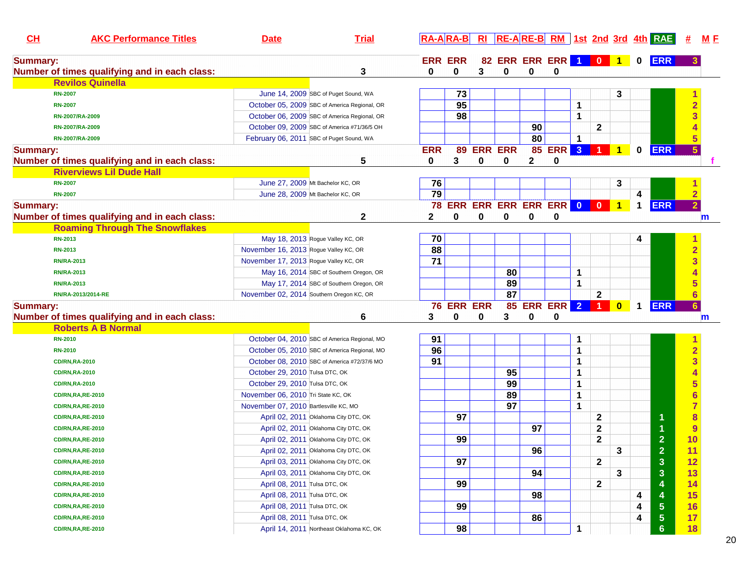| CH | AKC Performance Titles | Date | Trial | RA-A | RA-B | RI | RE-A | RE-B | RM | 1st | 2nd | 3rd | 4th | RAE | # | M F |
|---|---|---|---|---|---|---|---|---|---|---|---|---|---|---|---|---|
| **Summary:** | | | | ERR | ERR | 82 | ERR | ERR | ERR | 1 | 0 | 1 | 0 | ERR | 3 | |
| **Number of times qualifying and in each class:** | | | 3 | 0 | 0 | 3 | 0 | 0 | 0 | | | | | | | |
| | **Revilos Quinella** | | | | | | | | | | | | | | | |
| | RN-2007 | June 14, 2009 | SBC of Puget Sound, WA | | 73 | | | | | | | 3 | | | 1 | |
| | RN-2007 | October 05, 2009 | SBC of America Regional, OR | | 95 | | | | | 1 | | | | | 2 | |
| | RN-2007/RA-2009 | October 06, 2009 | SBC of America Regional, OR | | 98 | | | | | 1 | | | | | 3 | |
| | RN-2007/RA-2009 | October 09, 2009 | SBC of America #71/36/5 OH | | | | | 90 | | | 2 | | | | 4 | |
| | RN-2007/RA-2009 | February 06, 2011 | SBC of Puget Sound, WA | | | | | 80 | | 1 | | | | | 5 | |
| **Summary:** | | | | ERR | 89 | ERR | ERR | 85 | ERR | 3 | 1 | 1 | 0 | ERR | 5 | |
| **Number of times qualifying and in each class:** | | | 5 | 0 | 3 | 0 | 0 | 2 | 0 | | | | | | | f |
| | **Riverviews Lil Dude Hall** | | | | | | | | | | | | | | | |
| | RN-2007 | June 27, 2009 | Mt Bachelor KC, OR | 76 | | | | | | | | 3 | | | 1 | |
| | RN-2007 | June 28, 2009 | Mt Bachelor KC, OR | 79 | | | | | | | | | 4 | | 2 | |
| **Summary:** | | | | 78 | ERR | ERR | ERR | ERR | ERR | 0 | 0 | 1 | 1 | ERR | 2 | |
| **Number of times qualifying and in each class:** | | | 2 | 2 | 0 | 0 | 0 | 0 | 0 | | | | | | | m |
| | **Roaming Through The Snowflakes** | | | | | | | | | | | | | | | |
| | RN-2013 | May 18, 2013 | Rogue Valley KC, OR | 70 | | | | | | | | | 4 | | 1 | |
| | RN-2013 | November 16, 2013 | Rogue Valley KC, OR | 88 | | | | | | | | | | | 2 | |
| | RN/RA-2013 | November 17, 2013 | Rogue Valley KC, OR | 71 | | | | | | | | | | | 3 | |
| | RN/RA-2013 | May 16, 2014 | SBC of Southern Oregon, OR | | | | 80 | | | 1 | | | | | 4 | |
| | RN/RA-2013 | May 17, 2014 | SBC of Southern Oregon, OR | | | | 89 | | | 1 | | | | | 5 | |
| | RN/RA-2013/2014-RE | November 02, 2014 | Southern Oregon KC, OR | | | | 87 | | | | 2 | | | | 6 | |
| **Summary:** | | | | 76 | ERR | ERR | 85 | ERR | ERR | 2 | 1 | 0 | 1 | ERR | 6 | |
| **Number of times qualifying and in each class:** | | | 6 | 3 | 0 | 0 | 3 | 0 | 0 | | | | | | | m |
| | **Roberts A B Normal** | | | | | | | | | | | | | | | |
| | RN-2010 | October 04, 2010 | SBC of America Regional, MO | 91 | | | | | | 1 | | | | | 1 | |
| | RN-2010 | October 05, 2010 | SBC of America Regional, MO | 96 | | | | | | 1 | | | | | 2 | |
| | CD/RN,RA-2010 | October 08, 2010 | SBC of America #72/37/6 MO | 91 | | | | | | 1 | | | | | 3 | |
| | CD/RN,RA-2010 | October 29, 2010 | Tulsa DTC, OK | | | | 95 | | | 1 | | | | | 4 | |
| | CD/RN,RA-2010 | October 29, 2010 | Tulsa DTC, OK | | | | 99 | | | 1 | | | | | 5 | |
| | CD/RN,RA,RE-2010 | November 06, 2010 | Tri State KC, OK | | | | 89 | | | 1 | | | | | 6 | |
| | CD/RN,RA,RE-2010 | November 07, 2010 | Bartlesville KC, MO | | | | 97 | | | 1 | | | | | 7 | |
| | CD/RN,RA,RE-2010 | April 02, 2011 | Oklahoma City DTC, OK | | 97 | | | | | | 2 | | | 1 | 8 | |
| | CD/RN,RA,RE-2010 | April 02, 2011 | Oklahoma City DTC, OK | | | | | 97 | | | 2 | | | 1 | 9 | |
| | CD/RN,RA,RE-2010 | April 02, 2011 | Oklahoma City DTC, OK | | 99 | | | | | | 2 | | | 2 | 10 | |
| | CD/RN,RA,RE-2010 | April 02, 2011 | Oklahoma City DTC, OK | | | | | 96 | | | | 3 | | 2 | 11 | |
| | CD/RN,RA,RE-2010 | April 03, 2011 | Oklahoma City DTC, OK | | 97 | | | | | | 2 | | | 3 | 12 | |
| | CD/RN,RA,RE-2010 | April 03, 2011 | Oklahoma City DTC, OK | | | | | 94 | | | | 3 | | 3 | 13 | |
| | CD/RN,RA,RE-2010 | April 08, 2011 | Tulsa DTC, OK | | 99 | | | | | | 2 | | | 4 | 14 | |
| | CD/RN,RA,RE-2010 | April 08, 2011 | Tulsa DTC, OK | | | | | 98 | | | | | 4 | 4 | 15 | |
| | CD/RN,RA,RE-2010 | April 08, 2011 | Tulsa DTC, OK | | 99 | | | | | | | | 4 | 5 | 16 | |
| | CD/RN,RA,RE-2010 | April 08, 2011 | Tulsa DTC, OK | | | | | 86 | | | | | 4 | 5 | 17 | |
| | CD/RN,RA,RE-2010 | April 14, 2011 | Northeast Oklahoma KC, OK | | 98 | | | | | 1 | | | | 6 | 18 | |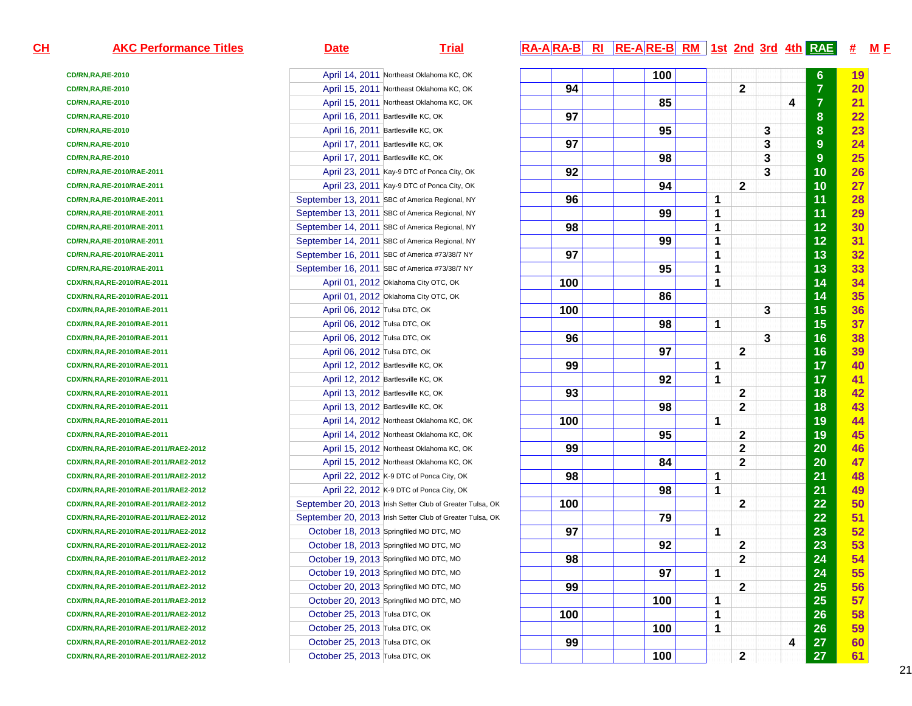| CH | AKC Performance Titles | Date | Trial | RA-A | RA-B | RI | RE-A | RE-B | RM | 1st | 2nd | 3rd | 4th | RAE | # | M F |
|---|---|---|---|---|---|---|---|---|---|---|---|---|---|---|---|---|
| | CD/RN,RA,RE-2010 | April 14, 2011 | Northeast Oklahoma KC, OK | | | | | 100 | | | | | | 6 | 19 | |
| | CD/RN,RA,RE-2010 | April 15, 2011 | Northeast Oklahoma KC, OK | | 94 | | | | | | 2 | | | 7 | 20 | |
| | CD/RN,RA,RE-2010 | April 15, 2011 | Northeast Oklahoma KC, OK | | | | | 85 | | | | | 4 | 7 | 21 | |
| | CD/RN,RA,RE-2010 | April 16, 2011 | Bartlesville KC, OK | | 97 | | | | | | | | | 8 | 22 | |
| | CD/RN,RA,RE-2010 | April 16, 2011 | Bartlesville KC, OK | | | | | 95 | | | | 3 | | 8 | 23 | |
| | CD/RN,RA,RE-2010 | April 17, 2011 | Bartlesville KC, OK | | 97 | | | | | | | 3 | | 9 | 24 | |
| | CD/RN,RA,RE-2010 | April 17, 2011 | Bartlesville KC, OK | | | | | 98 | | | | 3 | | 9 | 25 | |
| | CD/RN,RA,RE-2010/RAE-2011 | April 23, 2011 | Kay-9 DTC of Ponca City, OK | | 92 | | | | | | | 3 | | 10 | 26 | |
| | CD/RN,RA,RE-2010/RAE-2011 | April 23, 2011 | Kay-9 DTC of Ponca City, OK | | | | | 94 | | | 2 | | | 10 | 27 | |
| | CD/RN,RA,RE-2010/RAE-2011 | September 13, 2011 | SBC of America Regional, NY | | 96 | | | | | 1 | | | | 11 | 28 | |
| | CD/RN,RA,RE-2010/RAE-2011 | September 13, 2011 | SBC of America Regional, NY | | | | | 99 | | 1 | | | | 11 | 29 | |
| | CD/RN,RA,RE-2010/RAE-2011 | September 14, 2011 | SBC of America Regional, NY | | 98 | | | | | 1 | | | | 12 | 30 | |
| | CD/RN,RA,RE-2010/RAE-2011 | September 14, 2011 | SBC of America Regional, NY | | | | | 99 | | 1 | | | | 12 | 31 | |
| | CD/RN,RA,RE-2010/RAE-2011 | September 16, 2011 | SBC of America #73/38/7 NY | | 97 | | | | | 1 | | | | 13 | 32 | |
| | CD/RN,RA,RE-2010/RAE-2011 | September 16, 2011 | SBC of America #73/38/7 NY | | | | | 95 | | 1 | | | | 13 | 33 | |
| | CDX/RN,RA,RE-2010/RAE-2011 | April 01, 2012 | Oklahoma City OTC, OK | | 100 | | | | | 1 | | | | 14 | 34 | |
| | CDX/RN,RA,RE-2010/RAE-2011 | April 01, 2012 | Oklahoma City OTC, OK | | | | | 86 | | | | | | 14 | 35 | |
| | CDX/RN,RA,RE-2010/RAE-2011 | April 06, 2012 | Tulsa DTC, OK | | 100 | | | | | | | 3 | | 15 | 36 | |
| | CDX/RN,RA,RE-2010/RAE-2011 | April 06, 2012 | Tulsa DTC, OK | | | | | 98 | | 1 | | | | 15 | 37 | |
| | CDX/RN,RA,RE-2010/RAE-2011 | April 06, 2012 | Tulsa DTC, OK | | 96 | | | | | | | 3 | | 16 | 38 | |
| | CDX/RN,RA,RE-2010/RAE-2011 | April 06, 2012 | Tulsa DTC, OK | | | | | 97 | | | 2 | | | 16 | 39 | |
| | CDX/RN,RA,RE-2010/RAE-2011 | April 12, 2012 | Bartlesville KC, OK | | 99 | | | | | 1 | | | | 17 | 40 | |
| | CDX/RN,RA,RE-2010/RAE-2011 | April 12, 2012 | Bartlesville KC, OK | | | | | 92 | | 1 | | | | 17 | 41 | |
| | CDX/RN,RA,RE-2010/RAE-2011 | April 13, 2012 | Bartlesville KC, OK | | 93 | | | | | | 2 | | | 18 | 42 | |
| | CDX/RN,RA,RE-2010/RAE-2011 | April 13, 2012 | Bartlesville KC, OK | | | | | 98 | | | 2 | | | 18 | 43 | |
| | CDX/RN,RA,RE-2010/RAE-2011 | April 14, 2012 | Northeast Oklahoma KC, OK | | 100 | | | | | 1 | | | | 19 | 44 | |
| | CDX/RN,RA,RE-2010/RAE-2011 | April 14, 2012 | Northeast Oklahoma KC, OK | | | | | 95 | | | 2 | | | 19 | 45 | |
| | CDX/RN,RA,RE-2010/RAE-2011/RAE2-2012 | April 15, 2012 | Northeast Oklahoma KC, OK | | 99 | | | | | | 2 | | | 20 | 46 | |
| | CDX/RN,RA,RE-2010/RAE-2011/RAE2-2012 | April 15, 2012 | Northeast Oklahoma KC, OK | | | | | 84 | | | 2 | | | 20 | 47 | |
| | CDX/RN,RA,RE-2010/RAE-2011/RAE2-2012 | April 22, 2012 | K-9 DTC of Ponca City, OK | | 98 | | | | | 1 | | | | 21 | 48 | |
| | CDX/RN,RA,RE-2010/RAE-2011/RAE2-2012 | April 22, 2012 | K-9 DTC of Ponca City, OK | | | | | 98 | | 1 | | | | 21 | 49 | |
| | CDX/RN,RA,RE-2010/RAE-2011/RAE2-2012 | September 20, 2013 | Irish Setter Club of Greater Tulsa, OK | | 100 | | | | | | 2 | | | 22 | 50 | |
| | CDX/RN,RA,RE-2010/RAE-2011/RAE2-2012 | September 20, 2013 | Irish Setter Club of Greater Tulsa, OK | | | | | 79 | | | | | | 22 | 51 | |
| | CDX/RN,RA,RE-2010/RAE-2011/RAE2-2012 | October 18, 2013 | Springfiled MO DTC, MO | | 97 | | | | | 1 | | | | 23 | 52 | |
| | CDX/RN,RA,RE-2010/RAE-2011/RAE2-2012 | October 18, 2013 | Springfiled MO DTC, MO | | | | | 92 | | | 2 | | | 23 | 53 | |
| | CDX/RN,RA,RE-2010/RAE-2011/RAE2-2012 | October 19, 2013 | Springfiled MO DTC, MO | | 98 | | | | | | 2 | | | 24 | 54 | |
| | CDX/RN,RA,RE-2010/RAE-2011/RAE2-2012 | October 19, 2013 | Springfiled MO DTC, MO | | | | | 97 | | 1 | | | | 24 | 55 | |
| | CDX/RN,RA,RE-2010/RAE-2011/RAE2-2012 | October 20, 2013 | Springfiled MO DTC, MO | | 99 | | | | | | 2 | | | 25 | 56 | |
| | CDX/RN,RA,RE-2010/RAE-2011/RAE2-2012 | October 20, 2013 | Springfiled MO DTC, MO | | | | | 100 | | 1 | | | | 25 | 57 | |
| | CDX/RN,RA,RE-2010/RAE-2011/RAE2-2012 | October 25, 2013 | Tulsa DTC, OK | | 100 | | | | | 1 | | | | 26 | 58 | |
| | CDX/RN,RA,RE-2010/RAE-2011/RAE2-2012 | October 25, 2013 | Tulsa DTC, OK | | | | | 100 | | 1 | | | | 26 | 59 | |
| | CDX/RN,RA,RE-2010/RAE-2011/RAE2-2012 | October 25, 2013 | Tulsa DTC, OK | | 99 | | | | | | | | 4 | 27 | 60 | |
| | CDX/RN,RA,RE-2010/RAE-2011/RAE2-2012 | October 25, 2013 | Tulsa DTC, OK | | | | | 100 | | | 2 | | | 27 | 61 | |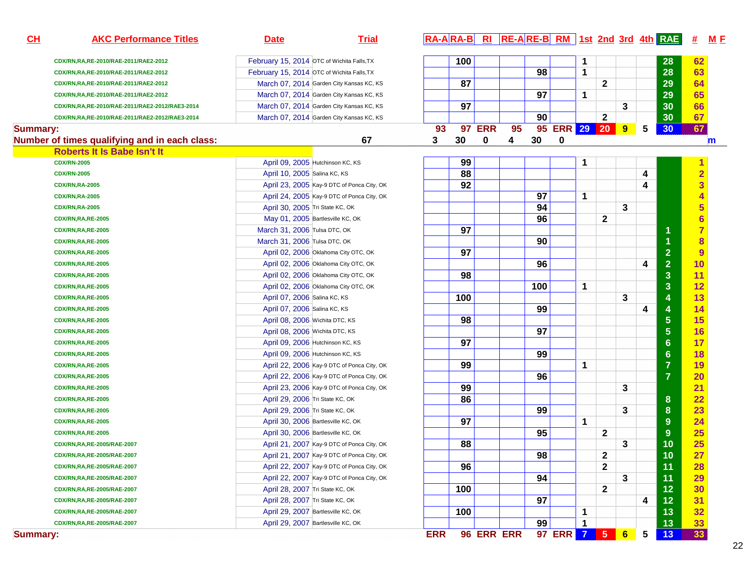| CH | AKC Performance Titles | Date | Trial | RA-A | RA-B | RI | RE-A | RE-B | RM | 1st | 2nd | 3rd | 4th | RAE | # | M F |
|---|---|---|---|---|---|---|---|---|---|---|---|---|---|---|---|---|
| | CDX/RN,RA,RE-2010/RAE-2011/RAE2-2012 | February 15, 2014 | OTC of Wichita Falls,TX | | 100 | | | | | 1 | | | | 28 | 62 | |
| | CDX/RN,RA,RE-2010/RAE-2011/RAE2-2012 | February 15, 2014 | OTC of Wichita Falls,TX | | | | | 98 | | 1 | | | | 28 | 63 | |
| | CDX/RN,RA,RE-2010/RAE-2011/RAE2-2012 | March 07, 2014 | Garden City Kansas KC, KS | | 87 | | | | | | 2 | | | 29 | 64 | |
| | CDX/RN,RA,RE-2010/RAE-2011/RAE2-2012 | March 07, 2014 | Garden City Kansas KC, KS | | | | | 97 | | 1 | | | | 29 | 65 | |
| | CDX/RN,RA,RE-2010/RAE-2011/RAE2-2012/RAE3-2014 | March 07, 2014 | Garden City Kansas KC, KS | | 97 | | | | | | | 3 | | 30 | 66 | |
| | CDX/RN,RA,RE-2010/RAE-2011/RAE2-2012/RAE3-2014 | March 07, 2014 | Garden City Kansas KC, KS | | | | | 90 | | | 2 | | | 30 | 67 | |
| **Summary:** | | | | 93 | 97 | ERR | 95 | 95 | ERR | 29 | 20 | 9 | 5 | 30 | 67 | |
| **Number of times qualifying and in each class:** | | | 67 | 3 | 30 | 0 | 4 | 30 | 0 | | | | | | | m |
| **Roberts It Is Babe Isn't It** | | | | | | | | | | | | | | | | |
| | CDX/RN-2005 | April 09, 2005 | Hutchinson KC, KS | | 99 | | | | | 1 | | | | | 1 | |
| | CDX/RN-2005 | April 10, 2005 | Salina KC, KS | | 88 | | | | | | | | 4 | | 2 | |
| | CDX/RN,RA-2005 | April 23, 2005 | Kay-9 DTC of Ponca City, OK | | 92 | | | | | | | | 4 | | 3 | |
| | CDX/RN,RA-2005 | April 24, 2005 | Kay-9 DTC of Ponca City, OK | | | | | 97 | | 1 | | | | | 4 | |
| | CDX/RN,RA-2005 | April 30, 2005 | Tri State KC, OK | | | | | 94 | | | | 3 | | | 5 | |
| | CDX/RN,RA,RE-2005 | May 01, 2005 | Bartlesville KC, OK | | | | | 96 | | | 2 | | | | 6 | |
| | CDX/RN,RA,RE-2005 | March 31, 2006 | Tulsa DTC, OK | | 97 | | | | | | | | | 1 | 7 | |
| | CDX/RN,RA,RE-2005 | March 31, 2006 | Tulsa DTC, OK | | | | | 90 | | | | | | 1 | 8 | |
| | CDX/RN,RA,RE-2005 | April 02, 2006 | Oklahoma City OTC, OK | | 97 | | | | | | | | | 2 | 9 | |
| | CDX/RN,RA,RE-2005 | April 02, 2006 | Oklahoma City OTC, OK | | | | | 96 | | | | | 4 | 2 | 10 | |
| | CDX/RN,RA,RE-2005 | April 02, 2006 | Oklahoma City OTC, OK | | 98 | | | | | | | | | 3 | 11 | |
| | CDX/RN,RA,RE-2005 | April 02, 2006 | Oklahoma City OTC, OK | | | | | 100 | | 1 | | | | 3 | 12 | |
| | CDX/RN,RA,RE-2005 | April 07, 2006 | Salina KC, KS | | 100 | | | | | | | 3 | | 4 | 13 | |
| | CDX/RN,RA,RE-2005 | April 07, 2006 | Salina KC, KS | | | | | 99 | | | | | 4 | 4 | 14 | |
| | CDX/RN,RA,RE-2005 | April 08, 2006 | Wichita DTC, KS | | 98 | | | | | | | | | 5 | 15 | |
| | CDX/RN,RA,RE-2005 | April 08, 2006 | Wichita DTC, KS | | | | | 97 | | | | | | 5 | 16 | |
| | CDX/RN,RA,RE-2005 | April 09, 2006 | Hutchinson KC, KS | | 97 | | | | | | | | | 6 | 17 | |
| | CDX/RN,RA,RE-2005 | April 09, 2006 | Hutchinson KC, KS | | | | | 99 | | | | | | 6 | 18 | |
| | CDX/RN,RA,RE-2005 | April 22, 2006 | Kay-9 DTC of Ponca City, OK | | 99 | | | | | 1 | | | | 7 | 19 | |
| | CDX/RN,RA,RE-2005 | April 22, 2006 | Kay-9 DTC of Ponca City, OK | | | | | 96 | | | | | | 7 | 20 | |
| | CDX/RN,RA,RE-2005 | April 23, 2006 | Kay-9 DTC of Ponca City, OK | | 99 | | | | | | | 3 | | | 21 | |
| | CDX/RN,RA,RE-2005 | April 29, 2006 | Tri State KC, OK | | 86 | | | | | | | | | 8 | 22 | |
| | CDX/RN,RA,RE-2005 | April 29, 2006 | Tri State KC, OK | | | | | 99 | | | | 3 | | 8 | 23 | |
| | CDX/RN,RA,RE-2005 | April 30, 2006 | Bartlesville KC, OK | | 97 | | | | | 1 | | | | 9 | 24 | |
| | CDX/RN,RA,RE-2005 | April 30, 2006 | Bartlesville KC, OK | | | | | 95 | | | 2 | | | 9 | 25 | |
| | CDX/RN,RA,RE-2005/RAE-2007 | April 21, 2007 | Kay-9 DTC of Ponca City, OK | | 88 | | | | | | | 3 | | 10 | 25 | |
| | CDX/RN,RA,RE-2005/RAE-2007 | April 21, 2007 | Kay-9 DTC of Ponca City, OK | | | | | 98 | | | 2 | | | 10 | 27 | |
| | CDX/RN,RA,RE-2005/RAE-2007 | April 22, 2007 | Kay-9 DTC of Ponca City, OK | | 96 | | | | | | 2 | | | 11 | 28 | |
| | CDX/RN,RA,RE-2005/RAE-2007 | April 22, 2007 | Kay-9 DTC of Ponca City, OK | | | | | 94 | | | | 3 | | 11 | 29 | |
| | CDX/RN,RA,RE-2005/RAE-2007 | April 28, 2007 | Tri State KC, OK | | 100 | | | | | | 2 | | | 12 | 30 | |
| | CDX/RN,RA,RE-2005/RAE-2007 | April 28, 2007 | Tri State KC, OK | | | | | 97 | | | | | 4 | 12 | 31 | |
| | CDX/RN,RA,RE-2005/RAE-2007 | April 29, 2007 | Bartlesville KC, OK | | 100 | | | | | 1 | | | | 13 | 32 | |
| | CDX/RN,RA,RE-2005/RAE-2007 | April 29, 2007 | Bartlesville KC, OK | | | | | 99 | | 1 | | | | 13 | 33 | |
| **Summary:** | | | | ERR | 96 | ERR | ERR | 97 | ERR | 7 | 5 | 6 | 5 | 13 | 33 | |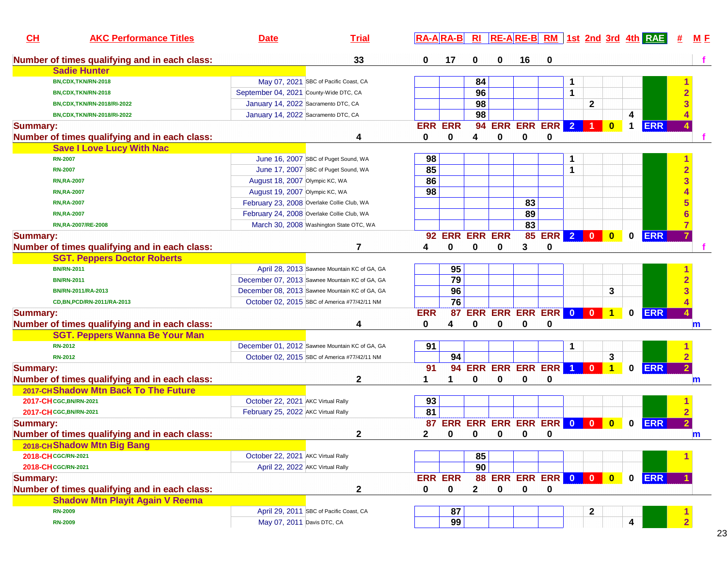| CH | AKC Performance Titles | Date | Trial | RA-A | RA-B | RI | RE-A | RE-B | RM | 1st | 2nd | 3rd | 4th | RAE | # | M F |
|---|---|---|---|---|---|---|---|---|---|---|---|---|---|---|---|---|
| Number of times qualifying and in each class: | | | 33 | 0 | 17 | 0 | 0 | 16 | 0 | | | | | | | f |
| | Sadie Hunter | | | | | | | | | | | | | | | |
| | BN,CDX,TKN/RN-2018 | May 07, 2021 | SBC of Pacific Coast, CA | | | 84 | | | | 1 | | | | | 1 | |
| | BN,CDX,TKN/RN-2018 | September 04, 2021 | County-Wide DTC, CA | | | 96 | | | | 1 | | | | | 2 | |
| | BN,CDX,TKN/RN-2018/RI-2022 | January 14, 2022 | Sacramento DTC, CA | | | 98 | | | | | 2 | | | | 3 | |
| | BN,CDX,TKN/RN-2018/RI-2022 | January 14, 2022 | Sacramento DTC, CA | | | 98 | | | | | | | 4 | | 4 | |
| Summary: | | | | ERR | ERR | 94 | ERR | ERR | ERR | 2 | 1 | 0 | 1 | ERR | 4 | |
| Number of times qualifying and in each class: | | | 4 | 0 | 0 | 4 | 0 | 0 | 0 | | | | | | | f |
| | Save I Love Lucy With Nac | | | | | | | | | | | | | | | |
| | RN-2007 | June 16, 2007 | SBC of Puget Sound, WA | 98 | | | | | | 1 | | | | | 1 | |
| | RN-2007 | June 17, 2007 | SBC of Puget Sound, WA | 85 | | | | | | 1 | | | | | 2 | |
| | RN,RA-2007 | August 18, 2007 | Olympic KC, WA | 86 | | | | | | | | | | | 3 | |
| | RN,RA-2007 | August 19, 2007 | Olympic KC, WA | 98 | | | | | | | | | | | 4 | |
| | RN,RA-2007 | February 23, 2008 | Overlake Collie Club, WA | | | | | 83 | | | | | | | 5 | |
| | RN,RA-2007 | February 24, 2008 | Overlake Collie Club, WA | | | | | 89 | | | | | | | 6 | |
| | RN,RA-2007/RE-2008 | March 30, 2008 | Washington State OTC, WA | | | | | 83 | | | | | | | 7 | |
| Summary: | | | | 92 | ERR | ERR | ERR | 85 | ERR | 2 | 0 | 0 | 0 | ERR | 7 | |
| Number of times qualifying and in each class: | | | 7 | 4 | 0 | 0 | 0 | 3 | 0 | | | | | | | f |
| | SGT. Peppers Doctor Roberts | | | | | | | | | | | | | | | |
| | BN/RN-2011 | April 28, 2013 | Sawnee Mountain KC of GA, GA | | 95 | | | | | | | | | | 1 | |
| | BN/RN-2011 | December 07, 2013 | Sawnee Mountain KC of GA, GA | | 79 | | | | | | | | | | 2 | |
| | BN/RN-2011/RA-2013 | December 08, 2013 | Sawnee Mountain KC of GA, GA | | 96 | | | | | | | 3 | | | 3 | |
| | CD,BN,PCD/RN-2011/RA-2013 | October 02, 2015 | SBC of America #77/42/11 NM | | 76 | | | | | | | | | | 4 | |
| Summary: | | | | ERR | 87 | ERR | ERR | ERR | ERR | 0 | 0 | 1 | 0 | ERR | 4 | |
| Number of times qualifying and in each class: | | | 4 | 0 | 4 | 0 | 0 | 0 | 0 | | | | | | | m |
| | SGT. Peppers Wanna Be Your Man | | | | | | | | | | | | | | | |
| | RN-2012 | December 01, 2012 | Sawnee Mountain KC of GA, GA | 91 | | | | | | 1 | | | | | 1 | |
| | RN-2012 | October 02, 2015 | SBC of America #77/42/11 NM | | 94 | | | | | | | 3 | | | 2 | |
| Summary: | | | | 91 | 94 | ERR | ERR | ERR | ERR | 1 | 0 | 1 | 0 | ERR | 2 | |
| Number of times qualifying and in each class: | | | 2 | 1 | 1 | 0 | 0 | 0 | 0 | | | | | | | m |
| 2017-CH | Shadow Mtn Back To The Future | | | | | | | | | | | | | | | |
| 2017-CH | CGC,BN/RN-2021 | October 22, 2021 | AKC Virtual Rally | 93 | | | | | | | | | | | 1 | |
| 2017-CH | CGC,BN/RN-2021 | February 25, 2022 | AKC Virtual Rally | 81 | | | | | | | | | | | 2 | |
| Summary: | | | | 87 | ERR | ERR | ERR | ERR | ERR | 0 | 0 | 0 | 0 | ERR | 2 | |
| Number of times qualifying and in each class: | | | 2 | 2 | 0 | 0 | 0 | 0 | 0 | | | | | | | m |
| 2018-CH | Shadow Mtn Big Bang | | | | | | | | | | | | | | | |
| 2018-CH | CGC/RN-2021 | October 22, 2021 | AKC Virtual Rally | | | 85 | | | | | | | | | 1 | |
| 2018-CH | CGC/RN-2021 | April 22, 2022 | AKC Virtual Rally | | | 90 | | | | | | | | | | |
| Summary: | | | | ERR | ERR | 88 | ERR | ERR | ERR | 0 | 0 | 0 | 0 | ERR | 1 | |
| Number of times qualifying and in each class: | | | 2 | 0 | 0 | 2 | 0 | 0 | 0 | | | | | | | |
| | Shadow Mtn Playit Again V Reema | | | | | | | | | | | | | | | |
| | RN-2009 | April 29, 2011 | SBC of Pacific Coast, CA | | 87 | | | | | | 2 | | | | 1 | |
| | RN-2009 | May 07, 2011 | Davis DTC, CA | | 99 | | | | | | | | 4 | | 2 | |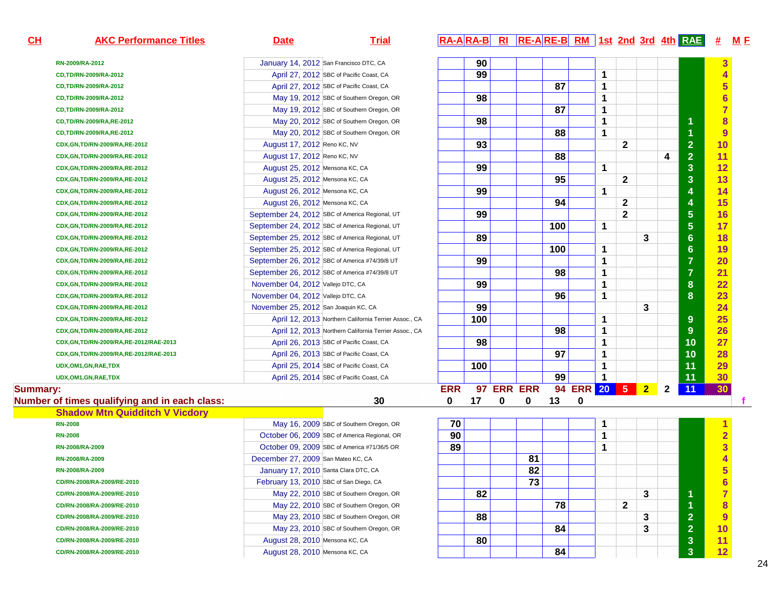| CH | AKC Performance Titles | Date | Trial | RA-A | RA-B | RI | RE-A | RE-B | RM | 1st | 2nd | 3rd | 4th | RAE | # | M F |
|---|---|---|---|---|---|---|---|---|---|---|---|---|---|---|---|---|
| | RN-2009/RA-2012 | January 14, 2012 | San Francisco DTC, CA | | 90 | | | | | | | | | | 3 | |
| | CD,TD/RN-2009/RA-2012 | April 27, 2012 | SBC of Pacific Coast, CA | | 99 | | | | | 1 | | | | | 4 | |
| | CD,TD/RN-2009/RA-2012 | April 27, 2012 | SBC of Pacific Coast, CA | | | | | 87 | | 1 | | | | | 5 | |
| | CD,TD/RN-2009/RA-2012 | May 19, 2012 | SBC of Southern Oregon, OR | | 98 | | | | | 1 | | | | | 6 | |
| | CD,TD/RN-2009/RA-2012 | May 19, 2012 | SBC of Southern Oregon, OR | | | | | 87 | | 1 | | | | | 7 | |
| | CD,TD/RN-2009/RA,RE-2012 | May 20, 2012 | SBC of Southern Oregon, OR | | 98 | | | | | 1 | | | | 1 | 8 | |
| | CD,TD/RN-2009/RA,RE-2012 | May 20, 2012 | SBC of Southern Oregon, OR | | | | | 88 | | 1 | | | | 1 | 9 | |
| | CDX,GN,TD/RN-2009/RA,RE-2012 | August 17, 2012 | Reno KC, NV | | 93 | | | | | | 2 | | | 2 | 10 | |
| | CDX,GN,TD/RN-2009/RA,RE-2012 | August 17, 2012 | Reno KC, NV | | | | | 88 | | | | | 4 | 2 | 11 | |
| | CDX,GN,TD/RN-2009/RA,RE-2012 | August 25, 2012 | Mensona KC, CA | | 99 | | | | | 1 | | | | 3 | 12 | |
| | CDX,GN,TD/RN-2009/RA,RE-2012 | August 25, 2012 | Mensona KC, CA | | | | | 95 | | | 2 | | | 3 | 13 | |
| | CDX,GN,TD/RN-2009/RA,RE-2012 | August 26, 2012 | Mensona KC, CA | | 99 | | | | | 1 | | | | 4 | 14 | |
| | CDX,GN,TD/RN-2009/RA,RE-2012 | August 26, 2012 | Mensona KC, CA | | | | | 94 | | | 2 | | | 4 | 15 | |
| | CDX,GN,TD/RN-2009/RA,RE-2012 | September 24, 2012 | SBC of America Regional, UT | | 99 | | | | | | 2 | | | 5 | 16 | |
| | CDX,GN,TD/RN-2009/RA,RE-2012 | September 24, 2012 | SBC of America Regional, UT | | | | | 100 | | 1 | | | | 5 | 17 | |
| | CDX,GN,TD/RN-2009/RA,RE-2012 | September 25, 2012 | SBC of America Regional, UT | | 89 | | | | | | | 3 | | 6 | 18 | |
| | CDX,GN,TD/RN-2009/RA,RE-2012 | September 25, 2012 | SBC of America Regional, UT | | | | | 100 | | 1 | | | | 6 | 19 | |
| | CDX,GN,TD/RN-2009/RA,RE-2012 | September 26, 2012 | SBC of America #74/39/8 UT | | 99 | | | | | 1 | | | | 7 | 20 | |
| | CDX,GN,TD/RN-2009/RA,RE-2012 | September 26, 2012 | SBC of America #74/39/8 UT | | | | | 98 | | 1 | | | | 7 | 21 | |
| | CDX,GN,TD/RN-2009/RA,RE-2012 | November 04, 2012 | Vallejo DTC, CA | | 99 | | | | | 1 | | | | 8 | 22 | |
| | CDX,GN,TD/RN-2009/RA,RE-2012 | November 04, 2012 | Vallejo DTC, CA | | | | | 96 | | 1 | | | | 8 | 23 | |
| | CDX,GN,TD/RN-2009/RA,RE-2012 | November 25, 2012 | San Joaquin KC, CA | | 99 | | | | | | | 3 | | | 24 | |
| | CDX,GN,TD/RN-2009/RA,RE-2012 | April 12, 2013 | Northern California Terrier Assoc., CA | | 100 | | | | | 1 | | | | 9 | 25 | |
| | CDX,GN,TD/RN-2009/RA,RE-2012 | April 12, 2013 | Northern California Terrier Assoc., CA | | | | | 98 | | 1 | | | | 9 | 26 | |
| | CDX,GN,TD/RN-2009/RA,RE-2012/RAE-2013 | April 26, 2013 | SBC of Pacific Coast, CA | | 98 | | | | | 1 | | | | 10 | 27 | |
| | CDX,GN,TD/RN-2009/RA,RE-2012/RAE-2013 | April 26, 2013 | SBC of Pacific Coast, CA | | | | | 97 | | 1 | | | | 10 | 28 | |
| | UDX,OM1,GN,RAE,TDX | April 25, 2014 | SBC of Pacific Coast, CA | | 100 | | | | | 1 | | | | 11 | 29 | |
| | UDX,OM1,GN,RAE,TDX | April 25, 2014 | SBC of Pacific Coast, CA | | | | | 99 | | 1 | | | | 11 | 30 | |
| **Summary:** | | | | ERR | 97 | ERR | ERR | 94 | ERR | 20 | 5 | 2 | 2 | 11 | 30 | |
| **Number of times qualifying and in each class:** | | | 30 | 0 | 17 | 0 | 0 | 13 | 0 | | | | | | | f |
| | **Shadow Mtn Quidditch V Vicdory** | | | | | | | | | | | | | | | |
| | RN-2008 | May 16, 2009 | SBC of Southern Oregon, OR | 70 | | | | | | 1 | | | | | 1 | |
| | RN-2008 | October 06, 2009 | SBC of America Regional, OR | 90 | | | | | | 1 | | | | | 2 | |
| | RN-2008/RA-2009 | October 09, 2009 | SBC of America #71/36/5 OR | 89 | | | | | | 1 | | | | | 3 | |
| | RN-2008/RA-2009 | December 27, 2009 | San Mateo KC, CA | | | | 81 | | | | | | | | 4 | |
| | RN-2008/RA-2009 | January 17, 2010 | Santa Clara DTC, CA | | | | 82 | | | | | | | | 5 | |
| | CD/RN-2008/RA-2009/RE-2010 | February 13, 2010 | SBC of San Diego, CA | | | | 73 | | | | | | | | 6 | |
| | CD/RN-2008/RA-2009/RE-2010 | May 22, 2010 | SBC of Southern Oregon, OR | | 82 | | | | | | | 3 | | 1 | 7 | |
| | CD/RN-2008/RA-2009/RE-2010 | May 22, 2010 | SBC of Southern Oregon, OR | | | | | 78 | | | 2 | | | 1 | 8 | |
| | CD/RN-2008/RA-2009/RE-2010 | May 23, 2010 | SBC of Southern Oregon, OR | | 88 | | | | | | | 3 | | 2 | 9 | |
| | CD/RN-2008/RA-2009/RE-2010 | May 23, 2010 | SBC of Southern Oregon, OR | | | | | 84 | | | | 3 | | 2 | 10 | |
| | CD/RN-2008/RA-2009/RE-2010 | August 28, 2010 | Mensona KC, CA | | 80 | | | | | | | | | 3 | 11 | |
| | CD/RN-2008/RA-2009/RE-2010 | August 28, 2010 | Mensona KC, CA | | | | | 84 | | | | | | 3 | 12 | |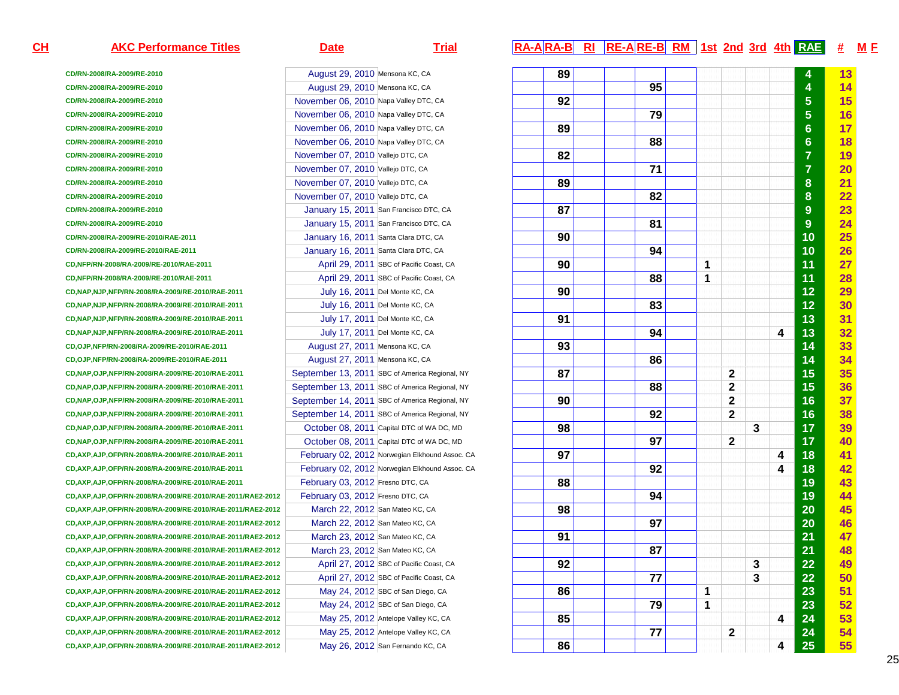| CH | AKC Performance Titles | Date | Trial | RA-A | RA-B | RI | RE-A | RE-B | RM | 1st | 2nd | 3rd | 4th | RAE | # | M F |
|---|---|---|---|---|---|---|---|---|---|---|---|---|---|---|---|---|
| | CD/RN-2008/RA-2009/RE-2010 | August 29, 2010 | Mensona KC, CA | | 89 | | | | | | | | | 4 | 13 | |
| | CD/RN-2008/RA-2009/RE-2010 | August 29, 2010 | Mensona KC, CA | | | | | 95 | | | | | | 4 | 14 | |
| | CD/RN-2008/RA-2009/RE-2010 | November 06, 2010 | Napa Valley DTC, CA | | 92 | | | | | | | | | 5 | 15 | |
| | CD/RN-2008/RA-2009/RE-2010 | November 06, 2010 | Napa Valley DTC, CA | | | | | 79 | | | | | | 5 | 16 | |
| | CD/RN-2008/RA-2009/RE-2010 | November 06, 2010 | Napa Valley DTC, CA | | 89 | | | | | | | | | 6 | 17 | |
| | CD/RN-2008/RA-2009/RE-2010 | November 06, 2010 | Napa Valley DTC, CA | | | | | 88 | | | | | | 6 | 18 | |
| | CD/RN-2008/RA-2009/RE-2010 | November 07, 2010 | Vallejo DTC, CA | | 82 | | | | | | | | | 7 | 19 | |
| | CD/RN-2008/RA-2009/RE-2010 | November 07, 2010 | Vallejo DTC, CA | | | | | 71 | | | | | | 7 | 20 | |
| | CD/RN-2008/RA-2009/RE-2010 | November 07, 2010 | Vallejo DTC, CA | | 89 | | | | | | | | | 8 | 21 | |
| | CD/RN-2008/RA-2009/RE-2010 | November 07, 2010 | Vallejo DTC, CA | | | | | 82 | | | | | | 8 | 22 | |
| | CD/RN-2008/RA-2009/RE-2010 | January 15, 2011 | San Francisco DTC, CA | | 87 | | | | | | | | | 9 | 23 | |
| | CD/RN-2008/RA-2009/RE-2010 | January 15, 2011 | San Francisco DTC, CA | | | | | 81 | | | | | | 9 | 24 | |
| | CD/RN-2008/RA-2009/RE-2010/RAE-2011 | January 16, 2011 | Santa Clara DTC, CA | | 90 | | | | | | | | | 10 | 25 | |
| | CD/RN-2008/RA-2009/RE-2010/RAE-2011 | January 16, 2011 | Santa Clara DTC, CA | | | | | 94 | | | | | | 10 | 26 | |
| | CD,NFP/RN-2008/RA-2009/RE-2010/RAE-2011 | April 29, 2011 | SBC of Pacific Coast, CA | | 90 | | | | | 1 | | | | 11 | 27 | |
| | CD,NFP/RN-2008/RA-2009/RE-2010/RAE-2011 | April 29, 2011 | SBC of Pacific Coast, CA | | | | | 88 | | 1 | | | | 11 | 28 | |
| | CD,NAP,NJP,NFP/RN-2008/RA-2009/RE-2010/RAE-2011 | July 16, 2011 | Del Monte KC, CA | | 90 | | | | | | | | | 12 | 29 | |
| | CD,NAP,NJP,NFP/RN-2008/RA-2009/RE-2010/RAE-2011 | July 16, 2011 | Del Monte KC, CA | | | | | 83 | | | | | | 12 | 30 | |
| | CD,NAP,NJP,NFP/RN-2008/RA-2009/RE-2010/RAE-2011 | July 17, 2011 | Del Monte KC, CA | | 91 | | | | | | | | | 13 | 31 | |
| | CD,NAP,NJP,NFP/RN-2008/RA-2009/RE-2010/RAE-2011 | July 17, 2011 | Del Monte KC, CA | | | | | 94 | | | | | 4 | 13 | 32 | |
| | CD,OJP,NFP/RN-2008/RA-2009/RE-2010/RAE-2011 | August 27, 2011 | Mensona KC, CA | | 93 | | | | | | | | | 14 | 33 | |
| | CD,OJP,NFP/RN-2008/RA-2009/RE-2010/RAE-2011 | August 27, 2011 | Mensona KC, CA | | | | | 86 | | | | | | 14 | 34 | |
| | CD,NAP,OJP,NFP/RN-2008/RA-2009/RE-2010/RAE-2011 | September 13, 2011 | SBC of America Regional, NY | | 87 | | | | | | 2 | | | 15 | 35 | |
| | CD,NAP,OJP,NFP/RN-2008/RA-2009/RE-2010/RAE-2011 | September 13, 2011 | SBC of America Regional, NY | | | | | 88 | | | 2 | | | 15 | 36 | |
| | CD,NAP,OJP,NFP/RN-2008/RA-2009/RE-2010/RAE-2011 | September 14, 2011 | SBC of America Regional, NY | | 90 | | | | | | 2 | | | 16 | 37 | |
| | CD,NAP,OJP,NFP/RN-2008/RA-2009/RE-2010/RAE-2011 | September 14, 2011 | SBC of America Regional, NY | | | | | 92 | | | 2 | | | 16 | 38 | |
| | CD,NAP,OJP,NFP/RN-2008/RA-2009/RE-2010/RAE-2011 | October 08, 2011 | Capital DTC of WA DC, MD | | 98 | | | | | | | 3 | | 17 | 39 | |
| | CD,NAP,OJP,NFP/RN-2008/RA-2009/RE-2010/RAE-2011 | October 08, 2011 | Capital DTC of WA DC, MD | | | | | 97 | | | 2 | | | 17 | 40 | |
| | CD,AXP,AJP,OFP/RN-2008/RA-2009/RE-2010/RAE-2011 | February 02, 2012 | Norwegian Elkhound Assoc. CA | | 97 | | | | | | | | 4 | 18 | 41 | |
| | CD,AXP,AJP,OFP/RN-2008/RA-2009/RE-2010/RAE-2011 | February 02, 2012 | Norwegian Elkhound Assoc. CA | | | | | 92 | | | | | 4 | 18 | 42 | |
| | CD,AXP,AJP,OFP/RN-2008/RA-2009/RE-2010/RAE-2011 | February 03, 2012 | Fresno DTC, CA | | 88 | | | | | | | | | 19 | 43 | |
| | CD,AXP,AJP,OFP/RN-2008/RA-2009/RE-2010/RAE-2011/RAE2-2012 | February 03, 2012 | Fresno DTC, CA | | | | | 94 | | | | | | 19 | 44 | |
| | CD,AXP,AJP,OFP/RN-2008/RA-2009/RE-2010/RAE-2011/RAE2-2012 | March 22, 2012 | San Mateo KC, CA | | 98 | | | | | | | | | 20 | 45 | |
| | CD,AXP,AJP,OFP/RN-2008/RA-2009/RE-2010/RAE-2011/RAE2-2012 | March 22, 2012 | San Mateo KC, CA | | | | | 97 | | | | | | 20 | 46 | |
| | CD,AXP,AJP,OFP/RN-2008/RA-2009/RE-2010/RAE-2011/RAE2-2012 | March 23, 2012 | San Mateo KC, CA | | 91 | | | | | | | | | 21 | 47 | |
| | CD,AXP,AJP,OFP/RN-2008/RA-2009/RE-2010/RAE-2011/RAE2-2012 | March 23, 2012 | San Mateo KC, CA | | | | | 87 | | | | | | 21 | 48 | |
| | CD,AXP,AJP,OFP/RN-2008/RA-2009/RE-2010/RAE-2011/RAE2-2012 | April 27, 2012 | SBC of Pacific Coast, CA | | 92 | | | | | | | 3 | | 22 | 49 | |
| | CD,AXP,AJP,OFP/RN-2008/RA-2009/RE-2010/RAE-2011/RAE2-2012 | April 27, 2012 | SBC of Pacific Coast, CA | | | | | 77 | | | | 3 | | 22 | 50 | |
| | CD,AXP,AJP,OFP/RN-2008/RA-2009/RE-2010/RAE-2011/RAE2-2012 | May 24, 2012 | SBC of San Diego, CA | | 86 | | | | | 1 | | | | 23 | 51 | |
| | CD,AXP,AJP,OFP/RN-2008/RA-2009/RE-2010/RAE-2011/RAE2-2012 | May 24, 2012 | SBC of San Diego, CA | | | | | 79 | | 1 | | | | 23 | 52 | |
| | CD,AXP,AJP,OFP/RN-2008/RA-2009/RE-2010/RAE-2011/RAE2-2012 | May 25, 2012 | Antelope Valley KC, CA | | 85 | | | | | | | | 4 | 24 | 53 | |
| | CD,AXP,AJP,OFP/RN-2008/RA-2009/RE-2010/RAE-2011/RAE2-2012 | May 25, 2012 | Antelope Valley KC, CA | | | | | 77 | | | 2 | | | 24 | 54 | |
| | CD,AXP,AJP,OFP/RN-2008/RA-2009/RE-2010/RAE-2011/RAE2-2012 | May 26, 2012 | San Fernando KC, CA | | 86 | | | | | | | | 4 | 25 | 55 | |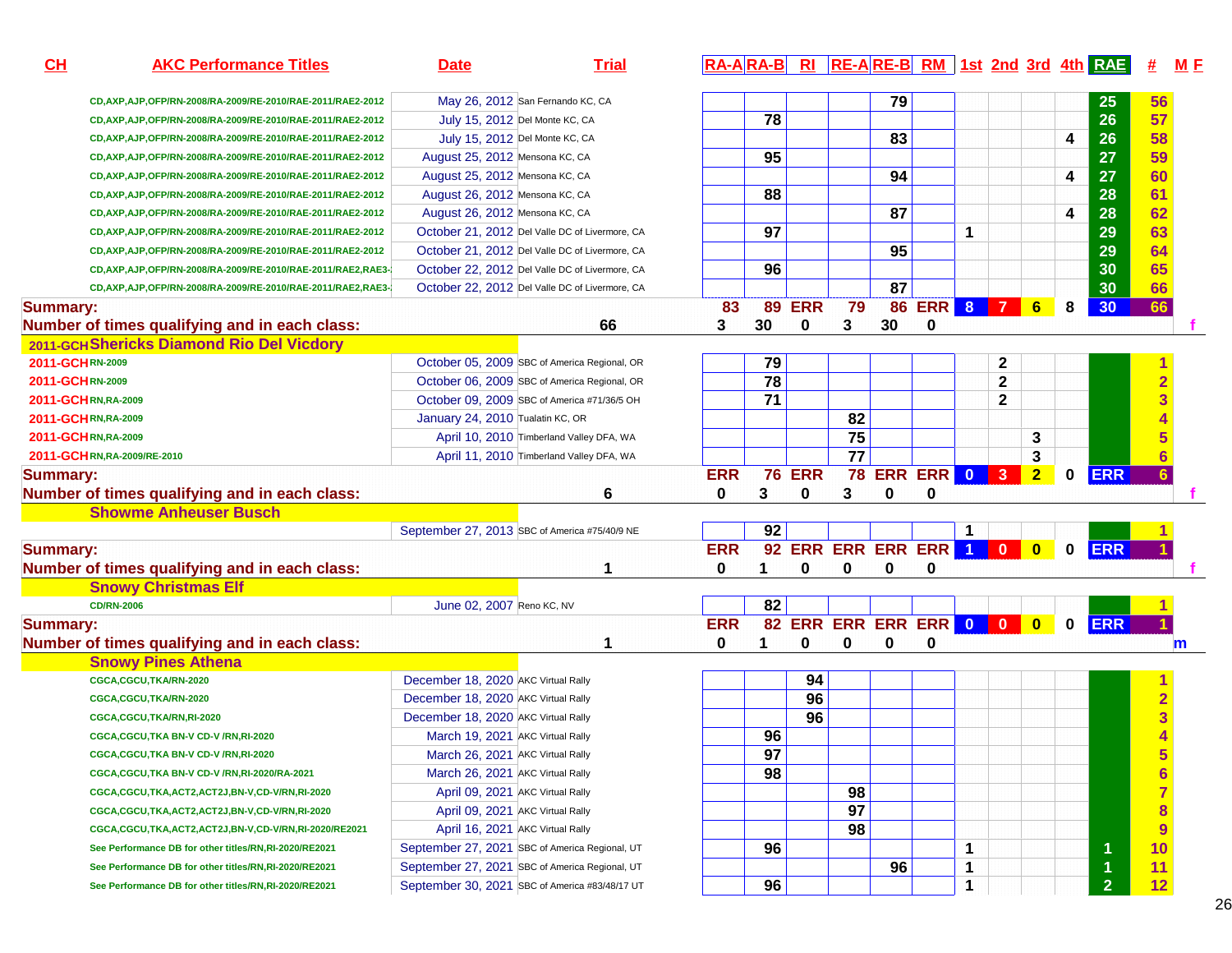| CH | AKC Performance Titles | Date | Trial | RA-A | RA-B | RI | RE-A | RE-B | RM | 1st | 2nd | 3rd | 4th | RAE | # | M F |
|---|---|---|---|---|---|---|---|---|---|---|---|---|---|---|---|---|
| | CD,AXP,AJP,OFP/RN-2008/RA-2009/RE-2010/RAE-2011/RAE2-2012 | May 26, 2012 | San Fernando KC, CA | | | | | 79 | | | | | | 25 | 56 | |
| | CD,AXP,AJP,OFP/RN-2008/RA-2009/RE-2010/RAE-2011/RAE2-2012 | July 15, 2012 | Del Monte KC, CA | | 78 | | | | | | | | | 26 | 57 | |
| | CD,AXP,AJP,OFP/RN-2008/RA-2009/RE-2010/RAE-2011/RAE2-2012 | July 15, 2012 | Del Monte KC, CA | | | | | 83 | | | | | 4 | 26 | 58 | |
| | CD,AXP,AJP,OFP/RN-2008/RA-2009/RE-2010/RAE-2011/RAE2-2012 | August 25, 2012 | Mensona KC, CA | | 95 | | | | | | | | | 27 | 59 | |
| | CD,AXP,AJP,OFP/RN-2008/RA-2009/RE-2010/RAE-2011/RAE2-2012 | August 25, 2012 | Mensona KC, CA | | | | | 94 | | | | | 4 | 27 | 60 | |
| | CD,AXP,AJP,OFP/RN-2008/RA-2009/RE-2010/RAE-2011/RAE2-2012 | August 26, 2012 | Mensona KC, CA | | 88 | | | | | | | | | 28 | 61 | |
| | CD,AXP,AJP,OFP/RN-2008/RA-2009/RE-2010/RAE-2011/RAE2-2012 | August 26, 2012 | Mensona KC, CA | | | | | 87 | | | | | 4 | 28 | 62 | |
| | CD,AXP,AJP,OFP/RN-2008/RA-2009/RE-2010/RAE-2011/RAE2-2012 | October 21, 2012 | Del Valle DC of Livermore, CA | | 97 | | | | | 1 | | | | 29 | 63 | |
| | CD,AXP,AJP,OFP/RN-2008/RA-2009/RE-2010/RAE-2011/RAE2-2012 | October 21, 2012 | Del Valle DC of Livermore, CA | | | | | 95 | | | | | | 29 | 64 | |
| | CD,AXP,AJP,OFP/RN-2008/RA-2009/RE-2010/RAE-2011/RAE2,RAE3- | October 22, 2012 | Del Valle DC of Livermore, CA | | 96 | | | | | | | | | 30 | 65 | |
| | CD,AXP,AJP,OFP/RN-2008/RA-2009/RE-2010/RAE-2011/RAE2,RAE3- | October 22, 2012 | Del Valle DC of Livermore, CA | | | | | 87 | | | | | | 30 | 66 | |
| **Summary:** | | | | 83 | 89 | ERR | 79 | 86 | ERR | 8 | 7 | 6 | 8 | 30 | 66 | |
| **Number of times qualifying and in each class:** | | 66 | | 3 | 30 | 0 | 3 | 30 | 0 | | | | | | | f |
| **2011-GCH Shericks Diamond Rio Del Vicdory** | | | | | | | | | | | | | | | | |
| 2011-GCH | RN-2009 | October 05, 2009 | SBC of America Regional, OR | | 79 | | | | | | 2 | | | | 1 | |
| 2011-GCH | RN-2009 | October 06, 2009 | SBC of America Regional, OR | | 78 | | | | | | 2 | | | | 2 | |
| 2011-GCH | RN,RA-2009 | October 09, 2009 | SBC of America #71/36/5 OH | | 71 | | | | | | 2 | | | | 3 | |
| 2011-GCH | RN,RA-2009 | January 24, 2010 | Tualatin KC, OR | | | | 82 | | | | | | | | 4 | |
| 2011-GCH | RN,RA-2009 | April 10, 2010 | Timberland Valley DFA, WA | | | | 75 | | | | | 3 | | | 5 | |
| 2011-GCH | RN,RA-2009/RE-2010 | April 11, 2010 | Timberland Valley DFA, WA | | | | 77 | | | | | 3 | | | 6 | |
| **Summary:** | | | | ERR | 76 | ERR | 78 | ERR | ERR | 0 | 3 | 2 | 0 | ERR | 6 | |
| **Number of times qualifying and in each class:** | | 6 | | 0 | 3 | 0 | 3 | 0 | 0 | | | | | | | f |
| **Showme Anheuser Busch** | | | | | | | | | | | | | | | | |
| | | September 27, 2013 | SBC of America #75/40/9 NE | | 92 | | | | | 1 | | | | | 1 | |
| **Summary:** | | | | ERR | 92 | ERR | ERR | ERR | ERR | 1 | 0 | 0 | 0 | ERR | 1 | |
| **Number of times qualifying and in each class:** | | 1 | | 0 | 1 | 0 | 0 | 0 | 0 | | | | | | | f |
| **Snowy Christmas Elf** | | | | | | | | | | | | | | | | |
| | CD/RN-2006 | June 02, 2007 | Reno KC, NV | | 82 | | | | | | | | | | 1 | |
| **Summary:** | | | | ERR | 82 | ERR | ERR | ERR | ERR | 0 | 0 | 0 | 0 | ERR | 1 | |
| **Number of times qualifying and in each class:** | | 1 | | 0 | 1 | 0 | 0 | 0 | 0 | | | | | | | m |
| **Snowy Pines Athena** | | | | | | | | | | | | | | | | |
| | CGCA,CGCU,TKA/RN-2020 | December 18, 2020 | AKC Virtual Rally | | | 94 | | | | | | | | | 1 | |
| | CGCA,CGCU,TKA/RN-2020 | December 18, 2020 | AKC Virtual Rally | | | 96 | | | | | | | | | 2 | |
| | CGCA,CGCU,TKA/RN,RI-2020 | December 18, 2020 | AKC Virtual Rally | | | 96 | | | | | | | | | 3 | |
| | CGCA,CGCU,TKA BN-V CD-V /RN,RI-2020 | March 19, 2021 | AKC Virtual Rally | | 96 | | | | | | | | | | 4 | |
| | CGCA,CGCU,TKA BN-V CD-V /RN,RI-2020 | March 26, 2021 | AKC Virtual Rally | | 97 | | | | | | | | | | 5 | |
| | CGCA,CGCU,TKA BN-V CD-V /RN,RI-2020/RA-2021 | March 26, 2021 | AKC Virtual Rally | | 98 | | | | | | | | | | 6 | |
| | CGCA,CGCU,TKA,ACT2,ACT2J,BN-V,CD-V/RN,RI-2020 | April 09, 2021 | AKC Virtual Rally | | | | 98 | | | | | | | | 7 | |
| | CGCA,CGCU,TKA,ACT2,ACT2J,BN-V,CD-V/RN,RI-2020 | April 09, 2021 | AKC Virtual Rally | | | | 97 | | | | | | | | 8 | |
| | CGCA,CGCU,TKA,ACT2,ACT2J,BN-V,CD-V/RN,RI-2020/RE2021 | April 16, 2021 | AKC Virtual Rally | | | | 98 | | | | | | | | 9 | |
| | See Performance DB for other titles/RN,RI-2020/RE2021 | September 27, 2021 | SBC of America Regional, UT | | 96 | | | | | 1 | | | | 1 | 10 | |
| | See Performance DB for other titles/RN,RI-2020/RE2021 | September 27, 2021 | SBC of America Regional, UT | | | | | 96 | | 1 | | | | 1 | 11 | |
| | See Performance DB for other titles/RN,RI-2020/RE2021 | September 30, 2021 | SBC of America #83/48/17 UT | | 96 | | | | | 1 | | | | 2 | 12 | |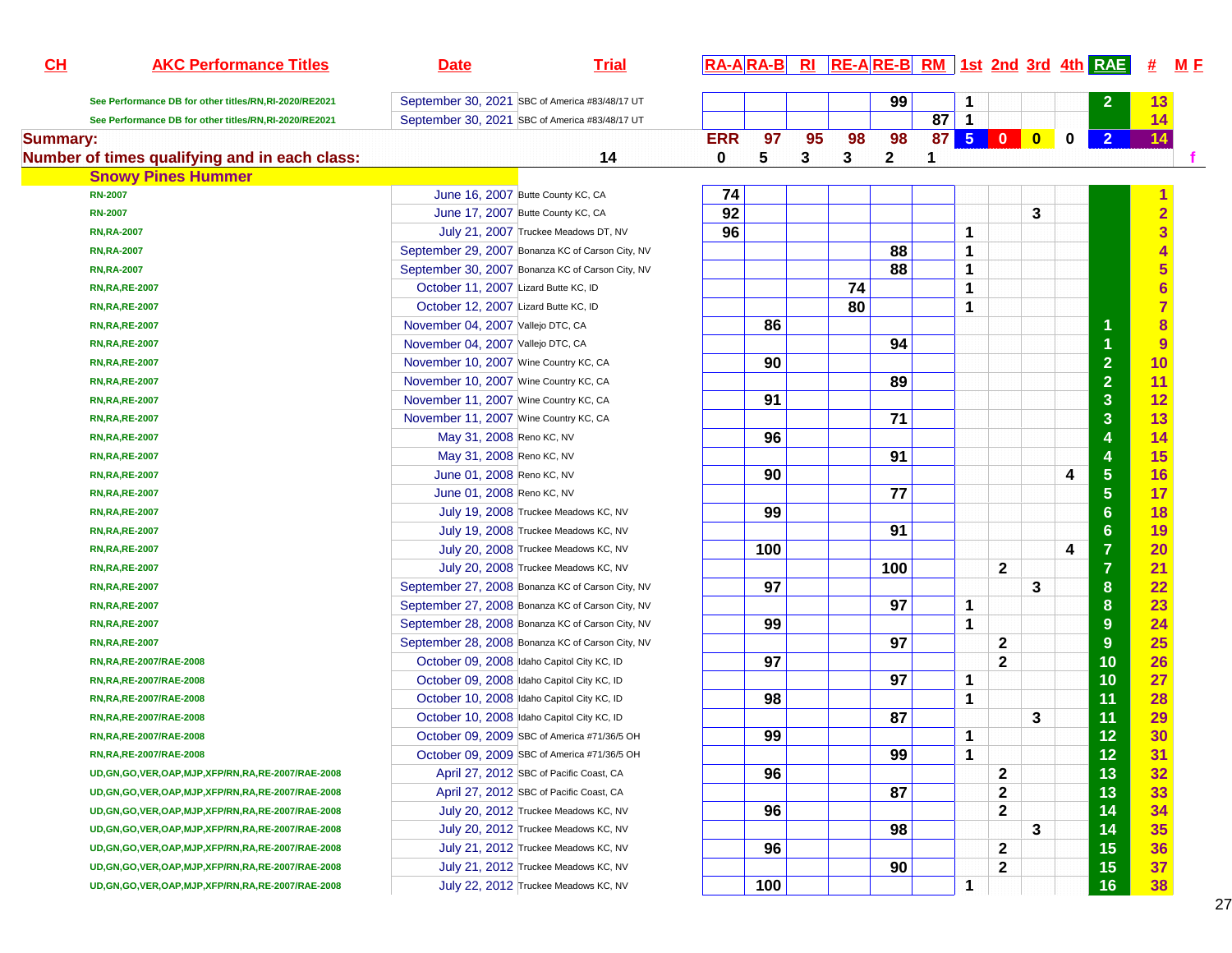| CH | AKC Performance Titles | Date | Trial | RA-A | RA-B | RI | RE-A | RE-B | RM | 1st | 2nd | 3rd | 4th | RAE | # | M F |
|---|---|---|---|---|---|---|---|---|---|---|---|---|---|---|---|---|
| | See Performance DB for other titles/RN,RI-2020/RE2021 | September 30, 2021 | SBC of America #83/48/17 UT | | | | | 99 | | 1 | | | | 2 | 13 | |
| | See Performance DB for other titles/RN,RI-2020/RE2021 | September 30, 2021 | SBC of America #83/48/17 UT | | | | | | 87 | 1 | | | | | 14 | |
| Summary: | | | | ERR | 97 | 95 | 98 | 98 | 87 | 5 | 0 | 0 | 0 | 2 | 14 | |
| Number of times qualifying and in each class: | | | 14 | 0 | 5 | 3 | 3 | 2 | 1 | | | | | | | f |
| | **Snowy Pines Hummer** | | | | | | | | | | | | | | | |
| | RN-2007 | June 16, 2007 | Butte County KC, CA | 74 | | | | | | | | | | | 1 | |
| | RN-2007 | June 17, 2007 | Butte County KC, CA | 92 | | | | | | | | 3 | | | 2 | |
| | RN,RA-2007 | July 21, 2007 | Truckee Meadows DT, NV | 96 | | | | | | 1 | | | | | 3 | |
| | RN,RA-2007 | September 29, 2007 | Bonanza KC of Carson City, NV | | | | | 88 | | 1 | | | | | 4 | |
| | RN,RA-2007 | September 30, 2007 | Bonanza KC of Carson City, NV | | | | | 88 | | 1 | | | | | 5 | |
| | RN,RA,RE-2007 | October 11, 2007 | Lizard Butte KC, ID | | | | 74 | | | 1 | | | | | 6 | |
| | RN,RA,RE-2007 | October 12, 2007 | Lizard Butte KC, ID | | | | 80 | | | 1 | | | | | 7 | |
| | RN,RA,RE-2007 | November 04, 2007 | Vallejo DTC, CA | | 86 | | | | | | | | | 1 | 8 | |
| | RN,RA,RE-2007 | November 04, 2007 | Vallejo DTC, CA | | | | | 94 | | | | | | 1 | 9 | |
| | RN,RA,RE-2007 | November 10, 2007 | Wine Country KC, CA | | 90 | | | | | | | | | 2 | 10 | |
| | RN,RA,RE-2007 | November 10, 2007 | Wine Country KC, CA | | | | | 89 | | | | | | 2 | 11 | |
| | RN,RA,RE-2007 | November 11, 2007 | Wine Country KC, CA | | 91 | | | | | | | | | 3 | 12 | |
| | RN,RA,RE-2007 | November 11, 2007 | Wine Country KC, CA | | | | | 71 | | | | | | 3 | 13 | |
| | RN,RA,RE-2007 | May 31, 2008 | Reno KC, NV | | 96 | | | | | | | | | 4 | 14 | |
| | RN,RA,RE-2007 | May 31, 2008 | Reno KC, NV | | | | | 91 | | | | | | 4 | 15 | |
| | RN,RA,RE-2007 | June 01, 2008 | Reno KC, NV | | 90 | | | | | | | | 4 | 5 | 16 | |
| | RN,RA,RE-2007 | June 01, 2008 | Reno KC, NV | | | | | 77 | | | | | | 5 | 17 | |
| | RN,RA,RE-2007 | July 19, 2008 | Truckee Meadows KC, NV | | 99 | | | | | | | | | 6 | 18 | |
| | RN,RA,RE-2007 | July 19, 2008 | Truckee Meadows KC, NV | | | | | 91 | | | | | | 6 | 19 | |
| | RN,RA,RE-2007 | July 20, 2008 | Truckee Meadows KC, NV | | 100 | | | | | | | | 4 | 7 | 20 | |
| | RN,RA,RE-2007 | July 20, 2008 | Truckee Meadows KC, NV | | | | | 100 | | | 2 | | | 7 | 21 | |
| | RN,RA,RE-2007 | September 27, 2008 | Bonanza KC of Carson City, NV | | 97 | | | | | | | 3 | | 8 | 22 | |
| | RN,RA,RE-2007 | September 27, 2008 | Bonanza KC of Carson City, NV | | | | | 97 | | 1 | | | | 8 | 23 | |
| | RN,RA,RE-2007 | September 28, 2008 | Bonanza KC of Carson City, NV | | 99 | | | | | 1 | | | | 9 | 24 | |
| | RN,RA,RE-2007 | September 28, 2008 | Bonanza KC of Carson City, NV | | | | | 97 | | | 2 | | | 9 | 25 | |
| | RN,RA,RE-2007/RAE-2008 | October 09, 2008 | Idaho Capitol City KC, ID | | 97 | | | | | | 2 | | | 10 | 26 | |
| | RN,RA,RE-2007/RAE-2008 | October 09, 2008 | Idaho Capitol City KC, ID | | | | | 97 | | 1 | | | | 10 | 27 | |
| | RN,RA,RE-2007/RAE-2008 | October 10, 2008 | Idaho Capitol City KC, ID | | 98 | | | | | 1 | | | | 11 | 28 | |
| | RN,RA,RE-2007/RAE-2008 | October 10, 2008 | Idaho Capitol City KC, ID | | | | | 87 | | | | 3 | | 11 | 29 | |
| | RN,RA,RE-2007/RAE-2008 | October 09, 2009 | SBC of America #71/36/5 OH | | 99 | | | | | 1 | | | | 12 | 30 | |
| | RN,RA,RE-2007/RAE-2008 | October 09, 2009 | SBC of America #71/36/5 OH | | | | | 99 | | 1 | | | | 12 | 31 | |
| | UD,GN,GO,VER,OAP,MJP,XFP/RN,RA,RE-2007/RAE-2008 | April 27, 2012 | SBC of Pacific Coast, CA | | 96 | | | | | | 2 | | | 13 | 32 | |
| | UD,GN,GO,VER,OAP,MJP,XFP/RN,RA,RE-2007/RAE-2008 | April 27, 2012 | SBC of Pacific Coast, CA | | | | | 87 | | | 2 | | | 13 | 33 | |
| | UD,GN,GO,VER,OAP,MJP,XFP/RN,RA,RE-2007/RAE-2008 | July 20, 2012 | Truckee Meadows KC, NV | | 96 | | | | | | 2 | | | 14 | 34 | |
| | UD,GN,GO,VER,OAP,MJP,XFP/RN,RA,RE-2007/RAE-2008 | July 20, 2012 | Truckee Meadows KC, NV | | | | | 98 | | | | 3 | | 14 | 35 | |
| | UD,GN,GO,VER,OAP,MJP,XFP/RN,RA,RE-2007/RAE-2008 | July 21, 2012 | Truckee Meadows KC, NV | | 96 | | | | | | 2 | | | 15 | 36 | |
| | UD,GN,GO,VER,OAP,MJP,XFP/RN,RA,RE-2007/RAE-2008 | July 21, 2012 | Truckee Meadows KC, NV | | | | | 90 | | | 2 | | | 15 | 37 | |
| | UD,GN,GO,VER,OAP,MJP,XFP/RN,RA,RE-2007/RAE-2008 | July 22, 2012 | Truckee Meadows KC, NV | | 100 | | | | | 1 | | | | 16 | 38 | |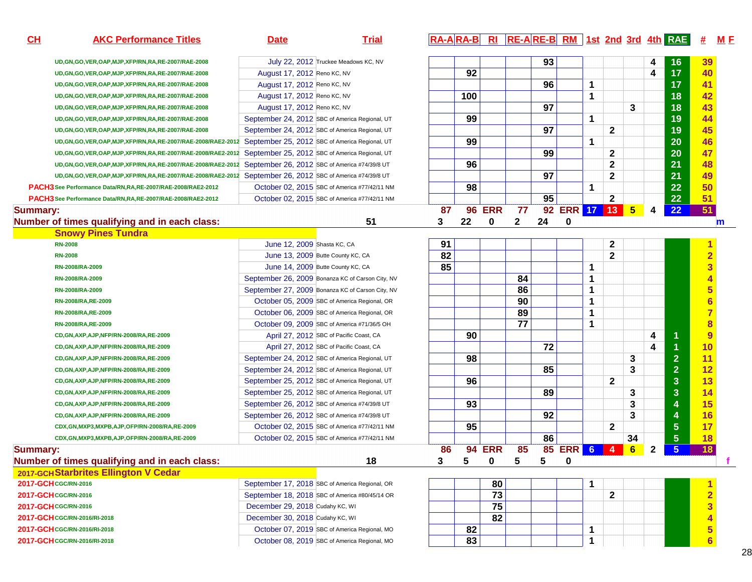| CH | AKC Performance Titles | Date | Trial | RA-A | RA-B | RI | RE-A | RE-B | RM | 1st | 2nd | 3rd | 4th | RAE | # | M F |
|---|---|---|---|---|---|---|---|---|---|---|---|---|---|---|---|---|
| | UD,GN,GO,VER,OAP,MJP,XFP/RN,RA,RE-2007/RAE-2008 | July 22, 2012 | Truckee Meadows KC, NV | | | | | 93 | | | | | 4 | 16 | 39 | |
| | UD,GN,GO,VER,OAP,MJP,XFP/RN,RA,RE-2007/RAE-2008 | August 17, 2012 | Reno KC, NV | | 92 | | | | | | | | 4 | 17 | 40 | |
| | UD,GN,GO,VER,OAP,MJP,XFP/RN,RA,RE-2007/RAE-2008 | August 17, 2012 | Reno KC, NV | | | | | 96 | | 1 | | | | 17 | 41 | |
| | UD,GN,GO,VER,OAP,MJP,XFP/RN,RA,RE-2007/RAE-2008 | August 17, 2012 | Reno KC, NV | | 100 | | | | | 1 | | | | 18 | 42 | |
| | UD,GN,GO,VER,OAP,MJP,XFP/RN,RA,RE-2007/RAE-2008 | August 17, 2012 | Reno KC, NV | | | | | 97 | | | | 3 | | 18 | 43 | |
| | UD,GN,GO,VER,OAP,MJP,XFP/RN,RA,RE-2007/RAE-2008 | September 24, 2012 | SBC of America Regional, UT | | 99 | | | | | 1 | | | | 19 | 44 | |
| | UD,GN,GO,VER,OAP,MJP,XFP/RN,RA,RE-2007/RAE-2008 | September 24, 2012 | SBC of America Regional, UT | | | | | 97 | | | 2 | | | 19 | 45 | |
| | UD,GN,GO,VER,OAP,MJP,XFP/RN,RA,RE-2007/RAE-2008/RAE2-2012 | September 25, 2012 | SBC of America Regional, UT | | 99 | | | | | 1 | | | | 20 | 46 | |
| | UD,GN,GO,VER,OAP,MJP,XFP/RN,RA,RE-2007/RAE-2008/RAE2-2012 | September 25, 2012 | SBC of America Regional, UT | | | | | 99 | | | 2 | | | 20 | 47 | |
| | UD,GN,GO,VER,OAP,MJP,XFP/RN,RA,RE-2007/RAE-2008/RAE2-2012 | September 26, 2012 | SBC of America #74/39/8 UT | | 96 | | | | | | 2 | | | 21 | 48 | |
| | UD,GN,GO,VER,OAP,MJP,XFP/RN,RA,RE-2007/RAE-2008/RAE2-2012 | September 26, 2012 | SBC of America #74/39/8 UT | | | | | 97 | | | 2 | | | 21 | 49 | |
| PACH3 | See Performance Data/RN,RA,RE-2007/RAE-2008/RAE2-2012 | October 02, 2015 | SBC of America #77/42/11 NM | | 98 | | | | | 1 | | | | 22 | 50 | |
| PACH3 | See Performance Data/RN,RA,RE-2007/RAE-2008/RAE2-2012 | October 02, 2015 | SBC of America #77/42/11 NM | | | | | 95 | | | 2 | | | 22 | 51 | |
| **Summary:** | | | | 87 | 96 | ERR | 77 | 92 | ERR | 17 | 13 | 5 | 4 | 22 | 51 | |
| **Number of times qualifying and in each class:** | | | 51 | 3 | 22 | 0 | 2 | 24 | 0 | | | | | | | m |
| | **Snowy Pines Tundra** | | | | | | | | | | | | | | | |
| | RN-2008 | June 12, 2009 | Shasta KC, CA | 91 | | | | | | | 2 | | | | 1 | |
| | RN-2008 | June 13, 2009 | Butte County KC, CA | 82 | | | | | | | 2 | | | | 2 | |
| | RN-2008/RA-2009 | June 14, 2009 | Butte County KC, CA | 85 | | | | | | 1 | | | | | 3 | |
| | RN-2008/RA-2009 | September 26, 2009 | Bonanza KC of Carson City, NV | | | | 84 | | | 1 | | | | | 4 | |
| | RN-2008/RA-2009 | September 27, 2009 | Bonanza KC of Carson City, NV | | | | 86 | | | 1 | | | | | 5 | |
| | RN-2008/RA,RE-2009 | October 05, 2009 | SBC of America Regional, OR | | | | 90 | | | 1 | | | | | 6 | |
| | RN-2008/RA,RE-2009 | October 06, 2009 | SBC of America Regional, OR | | | | 89 | | | 1 | | | | | 7 | |
| | RN-2008/RA,RE-2009 | October 09, 2009 | SBC of America #71/36/5 OH | | | | 77 | | | 1 | | | | | 8 | |
| | CD,GN,AXP,AJP,NFP/RN-2008/RA,RE-2009 | April 27, 2012 | SBC of Pacific Coast, CA | | 90 | | | | | | | | 4 | 1 | 9 | |
| | CD,GN,AXP,AJP,NFP/RN-2008/RA,RE-2009 | April 27, 2012 | SBC of Pacific Coast, CA | | | | | 72 | | | | | 4 | 1 | 10 | |
| | CD,GN,AXP,AJP,NFP/RN-2008/RA,RE-2009 | September 24, 2012 | SBC of America Regional, UT | | 98 | | | | | | | 3 | | 2 | 11 | |
| | CD,GN,AXP,AJP,NFP/RN-2008/RA,RE-2009 | September 24, 2012 | SBC of America Regional, UT | | | | | 85 | | | | 3 | | 2 | 12 | |
| | CD,GN,AXP,AJP,NFP/RN-2008/RA,RE-2009 | September 25, 2012 | SBC of America Regional, UT | | 96 | | | | | | 2 | | | 3 | 13 | |
| | CD,GN,AXP,AJP,NFP/RN-2008/RA,RE-2009 | September 25, 2012 | SBC of America Regional, UT | | | | | 89 | | | | 3 | | 3 | 14 | |
| | CD,GN,AXP,AJP,NFP/RN-2008/RA,RE-2009 | September 26, 2012 | SBC of America #74/39/8 UT | | 93 | | | | | | | 3 | | 4 | 15 | |
| | CD,GN,AXP,AJP,NFP/RN-2008/RA,RE-2009 | September 26, 2012 | SBC of America #74/39/8 UT | | | | | 92 | | | | 3 | | 4 | 16 | |
| | CDX,GN,MXP3,MXPB,AJP,OFP/RN-2008/RA,RE-2009 | October 02, 2015 | SBC of America #77/42/11 NM | | 95 | | | | | | 2 | | | 5 | 17 | |
| | CDX,GN,MXP3,MXPB,AJP,OFP/RN-2008/RA,RE-2009 | October 02, 2015 | SBC of America #77/42/11 NM | | | | | 86 | | | | 34 | | 5 | 18 | |
| **Summary:** | | | | 86 | 94 | ERR | 85 | 85 | ERR | 6 | 4 | 6 | 2 | 5 | 18 | |
| **Number of times qualifying and in each class:** | | | 18 | 3 | 5 | 0 | 5 | 5 | 0 | | | | | | | f |
| 2017-GCH | **Starbrites Ellington V Cedar** | | | | | | | | | | | | | | | |
| 2017-GCH | CGC/RN-2016 | September 17, 2018 | SBC of America Regional, OR | | | 80 | | | | 1 | | | | | 1 | |
| 2017-GCH | CGC/RN-2016 | September 18, 2018 | SBC of America #80/45/14 OR | | | 73 | | | | | 2 | | | | 2 | |
| 2017-GCH | CGC/RN-2016 | December 29, 2018 | Cudahy KC, WI | | | 75 | | | | | | | | | 3 | |
| 2017-GCH | CGC/RN-2016/RI-2018 | December 30, 2018 | Cudahy KC, WI | | | 82 | | | | | | | | | 4 | |
| 2017-GCH | CGC/RN-2016/RI-2018 | October 07, 2019 | SBC of America Regional, MO | | 82 | | | | | 1 | | | | | 5 | |
| 2017-GCH | CGC/RN-2016/RI-2018 | October 08, 2019 | SBC of America Regional, MO | | 83 | | | | | 1 | | | | | 6 | |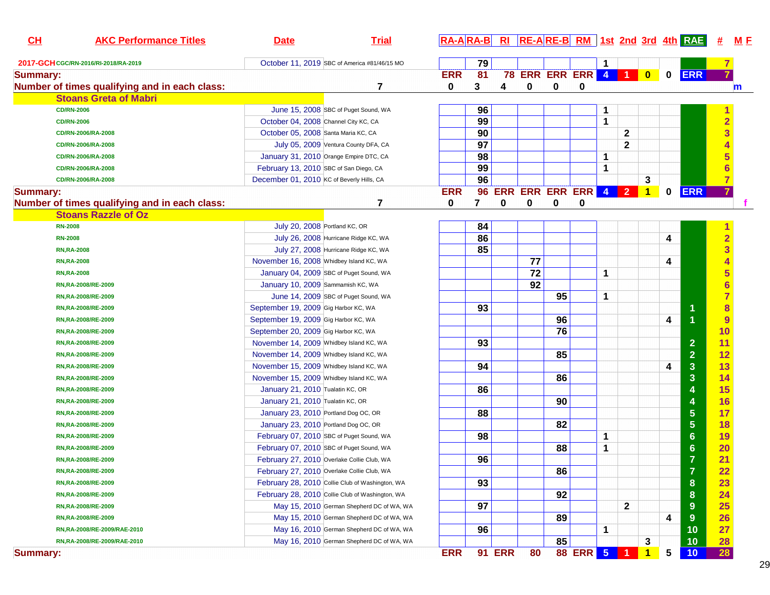| CH | AKC Performance Titles | Date | Trial | RA-A | RA-B | RI | RE-A | RE-B | RM | 1st | 2nd | 3rd | 4th | RAE | # | M F |
|---|---|---|---|---|---|---|---|---|---|---|---|---|---|---|---|---|
| 2017-GCH | CGC/RN-2016/RI-2018/RA-2019 | October 11, 2019 | SBC of America #81/46/15 MO | | 79 | | | | | 1 | | | | | 7 | |
| Summary: | | | | ERR | 81 | 78 | ERR | ERR | ERR | 4 | 1 | 0 | 0 | ERR | 7 | |
| Number of times qualifying and in each class: | | 7 | | 0 | 3 | 4 | 0 | 0 | 0 | | | | | | | m |
| Stoans Greta of Mabri | | | | | | | | | | | | | | | | |
| | CD/RN-2006 | June 15, 2008 | SBC of Puget Sound, WA | | 96 | | | | | 1 | | | | | 1 | |
| | CD/RN-2006 | October 04, 2008 | Channel City KC, CA | | 99 | | | | | 1 | | | | | 2 | |
| | CD/RN-2006/RA-2008 | October 05, 2008 | Santa Maria KC, CA | | 90 | | | | | | 2 | | | | 3 | |
| | CD/RN-2006/RA-2008 | July 05, 2009 | Ventura County DFA, CA | | 97 | | | | | | 2 | | | | 4 | |
| | CD/RN-2006/RA-2008 | January 31, 2010 | Orange Empire DTC, CA | | 98 | | | | | 1 | | | | | 5 | |
| | CD/RN-2006/RA-2008 | February 13, 2010 | SBC of San Diego, CA | | 99 | | | | | 1 | | | | | 6 | |
| | CD/RN-2006/RA-2008 | December 01, 2010 | KC of Beverly Hills, CA | | 96 | | | | | | | 3 | | | 7 | |
| Summary: | | | | ERR | 96 | ERR | ERR | ERR | ERR | 4 | 2 | 1 | 0 | ERR | 7 | |
| Number of times qualifying and in each class: | | 7 | | 0 | 7 | 0 | 0 | 0 | 0 | | | | | | | f |
| Stoans Razzle of Oz | | | | | | | | | | | | | | | | |
| | RN-2008 | July 20, 2008 | Portland KC, OR | | 84 | | | | | | | | | | 1 | |
| | RN-2008 | July 26, 2008 | Hurricane Ridge KC, WA | | 86 | | | | | | | | 4 | | 2 | |
| | RN,RA-2008 | July 27, 2008 | Hurricane Ridge KC, WA | | 85 | | | | | | | | | | 3 | |
| | RN,RA-2008 | November 16, 2008 | Whidbey Island KC, WA | | | | 77 | | | | | | 4 | | 4 | |
| | RN,RA-2008 | January 04, 2009 | SBC of Puget Sound, WA | | | | 72 | | | 1 | | | | | 5 | |
| | RN,RA-2008/RE-2009 | January 10, 2009 | Sammamish KC, WA | | | | 92 | | | | | | | | 6 | |
| | RN,RA-2008/RE-2009 | June 14, 2009 | SBC of Puget Sound, WA | | | | | 95 | | 1 | | | | | 7 | |
| | RN,RA-2008/RE-2009 | September 19, 2009 | Gig Harbor KC, WA | | 93 | | | | | | | | | 1 | 8 | |
| | RN,RA-2008/RE-2009 | September 19, 2009 | Gig Harbor KC, WA | | | | | 96 | | | | | 4 | 1 | 9 | |
| | RN,RA-2008/RE-2009 | September 20, 2009 | Gig Harbor KC, WA | | | | | 76 | | | | | | | 10 | |
| | RN,RA-2008/RE-2009 | November 14, 2009 | Whidbey Island KC, WA | | 93 | | | | | | | | | 2 | 11 | |
| | RN,RA-2008/RE-2009 | November 14, 2009 | Whidbey Island KC, WA | | | | | 85 | | | | | | 2 | 12 | |
| | RN,RA-2008/RE-2009 | November 15, 2009 | Whidbey Island KC, WA | | 94 | | | | | | | | 4 | 3 | 13 | |
| | RN,RA-2008/RE-2009 | November 15, 2009 | Whidbey Island KC, WA | | | | | 86 | | | | | | 3 | 14 | |
| | RN,RA-2008/RE-2009 | January 21, 2010 | Tualatin KC, OR | | 86 | | | | | | | | | 4 | 15 | |
| | RN,RA-2008/RE-2009 | January 21, 2010 | Tualatin KC, OR | | | | | 90 | | | | | | 4 | 16 | |
| | RN,RA-2008/RE-2009 | January 23, 2010 | Portland Dog OC, OR | | 88 | | | | | | | | | 5 | 17 | |
| | RN,RA-2008/RE-2009 | January 23, 2010 | Portland Dog OC, OR | | | | | 82 | | | | | | 5 | 18 | |
| | RN,RA-2008/RE-2009 | February 07, 2010 | SBC of Puget Sound, WA | | 98 | | | | | 1 | | | | 6 | 19 | |
| | RN,RA-2008/RE-2009 | February 07, 2010 | SBC of Puget Sound, WA | | | | | 88 | | 1 | | | | 6 | 20 | |
| | RN,RA-2008/RE-2009 | February 27, 2010 | Overlake Collie Club, WA | | 96 | | | | | | | | | 7 | 21 | |
| | RN,RA-2008/RE-2009 | February 27, 2010 | Overlake Collie Club, WA | | | | | 86 | | | | | | 7 | 22 | |
| | RN,RA-2008/RE-2009 | February 28, 2010 | Collie Club of Washington, WA | | 93 | | | | | | | | | 8 | 23 | |
| | RN,RA-2008/RE-2009 | February 28, 2010 | Collie Club of Washington, WA | | | | | 92 | | | | | | 8 | 24 | |
| | RN,RA-2008/RE-2009 | May 15, 2010 | German Shepherd DC of WA, WA | | 97 | | | | | | 2 | | | 9 | 25 | |
| | RN,RA-2008/RE-2009 | May 15, 2010 | German Shepherd DC of WA, WA | | | | | 89 | | | | | 4 | 9 | 26 | |
| | RN,RA-2008/RE-2009/RAE-2010 | May 16, 2010 | German Shepherd DC of WA, WA | | 96 | | | | | 1 | | | | 10 | 27 | |
| | RN,RA-2008/RE-2009/RAE-2010 | May 16, 2010 | German Shepherd DC of WA, WA | | | | | 85 | | | | 3 | | 10 | 28 | |
| Summary: | | | | ERR | 91 | ERR | 80 | 88 | ERR | 5 | 1 | 1 | 5 | 10 | 28 | |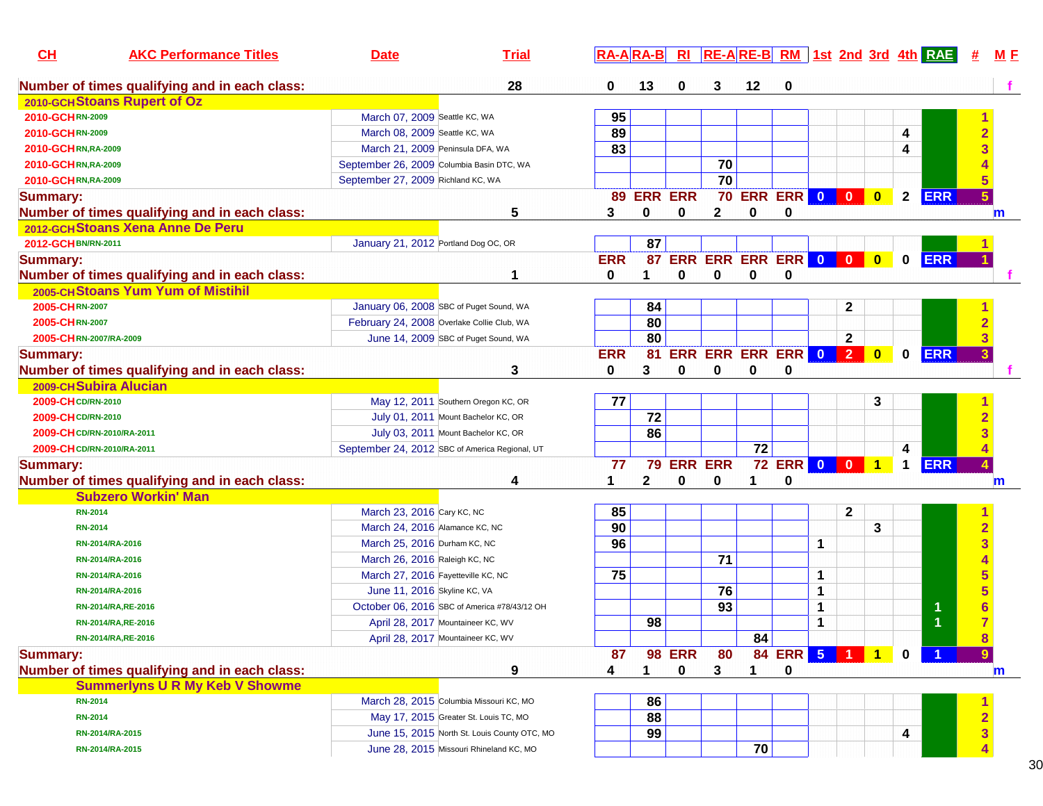| CH | AKC Performance Titles | Date | Trial | RA-A | RA-B | RI | RE-A | RE-B | RM | 1st | 2nd | 3rd | 4th | RAE | # | M F |
|---|---|---|---|---|---|---|---|---|---|---|---|---|---|---|---|---|
| Number of times qualifying and in each class: | | | 28 | 0 | 13 | 0 | 3 | 12 | 0 | | | | | | | f |
| 2010-GCH Stoans Rupert of Oz | | | | | | | | | | | | | | | | |
| 2010-GCH | RN-2009 | March 07, 2009 | Seattle KC, WA | 95 | | | | | | | | | | | 1 | |
| 2010-GCH | RN-2009 | March 08, 2009 | Seattle KC, WA | 89 | | | | | | | | | 4 | | 2 | |
| 2010-GCH | RN,RA-2009 | March 21, 2009 | Peninsula DFA, WA | 83 | | | | | | | | | 4 | | 3 | |
| 2010-GCH | RN,RA-2009 | September 26, 2009 | Columbia Basin DTC, WA | | | | 70 | | | | | | | | 4 | |
| 2010-GCH | RN,RA-2009 | September 27, 2009 | Richland KC, WA | | | | 70 | | | | | | | | 5 | |
| Summary: | | | | 89 | ERR | ERR | 70 | ERR | ERR | 0 | 0 | 0 | 2 | ERR | 5 | |
| Number of times qualifying and in each class: | | | 5 | 3 | 0 | 0 | 2 | 0 | 0 | | | | | | | m |
| 2012-GCH Stoans Xena Anne De Peru | | | | | | | | | | | | | | | | |
| 2012-GCH | BN/RN-2011 | January 21, 2012 | Portland Dog OC, OR | | 87 | | | | | | | | | | 1 | |
| Summary: | | | | ERR | 87 | ERR | ERR | ERR | ERR | 0 | 0 | 0 | 0 | ERR | 1 | |
| Number of times qualifying and in each class: | | | 1 | 0 | 1 | 0 | 0 | 0 | 0 | | | | | | | f |
| 2005-CH Stoans Yum Yum of Mistihil | | | | | | | | | | | | | | | | |
| 2005-CH | RN-2007 | January 06, 2008 | SBC of Puget Sound, WA | | 84 | | | | | | 2 | | | | 1 | |
| 2005-CH | RN-2007 | February 24, 2008 | Overlake Collie Club, WA | | 80 | | | | | | | | | | 2 | |
| 2005-CH | RN-2007/RA-2009 | June 14, 2009 | SBC of Puget Sound, WA | | 80 | | | | | | 2 | | | | 3 | |
| Summary: | | | | ERR | 81 | ERR | ERR | ERR | ERR | 0 | 2 | 0 | 0 | ERR | 3 | |
| Number of times qualifying and in each class: | | | 3 | 0 | 3 | 0 | 0 | 0 | 0 | | | | | | | f |
| 2009-CH Subira Alucian | | | | | | | | | | | | | | | | |
| 2009-CH | CD/RN-2010 | May 12, 2011 | Southern Oregon KC, OR | 77 | | | | | | | | 3 | | | 1 | |
| 2009-CH | CD/RN-2010 | July 01, 2011 | Mount Bachelor KC, OR | | 72 | | | | | | | | | | 2 | |
| 2009-CH | CD/RN-2010/RA-2011 | July 03, 2011 | Mount Bachelor KC, OR | | 86 | | | | | | | | | | 3 | |
| 2009-CH | CD/RN-2010/RA-2011 | September 24, 2012 | SBC of America Regional, UT | | | | | 72 | | | | | 4 | | 4 | |
| Summary: | | | | 77 | 79 | ERR | ERR | 72 | ERR | 0 | 0 | 1 | 1 | ERR | 4 | |
| Number of times qualifying and in each class: | | | 4 | 1 | 2 | 0 | 0 | 1 | 0 | | | | | | | m |
| Subzero Workin' Man | | | | | | | | | | | | | | | | |
| | RN-2014 | March 23, 2016 | Cary KC, NC | 85 | | | | | | | 2 | | | | 1 | |
| | RN-2014 | March 24, 2016 | Alamance KC, NC | 90 | | | | | | | | 3 | | | 2 | |
| | RN-2014/RA-2016 | March 25, 2016 | Durham KC, NC | 96 | | | | | | 1 | | | | | 3 | |
| | RN-2014/RA-2016 | March 26, 2016 | Raleigh KC, NC | | | | 71 | | | | | | | | 4 | |
| | RN-2014/RA-2016 | March 27, 2016 | Fayetteville KC, NC | 75 | | | | | | 1 | | | | | 5 | |
| | RN-2014/RA-2016 | June 11, 2016 | Skyline KC, VA | | | | 76 | | | 1 | | | | | 5 | |
| | RN-2014/RA,RE-2016 | October 06, 2016 | SBC of America #78/43/12 OH | | | | 93 | | | 1 | | | | 1 | 6 | |
| | RN-2014/RA,RE-2016 | April 28, 2017 | Mountaineer KC, WV | | 98 | | | | | 1 | | | | 1 | 7 | |
| | RN-2014/RA,RE-2016 | April 28, 2017 | Mountaineer KC, WV | | | | | 84 | | | | | | | 8 | |
| Summary: | | | | 87 | 98 | ERR | 80 | 84 | ERR | 5 | 1 | 1 | 0 | 1 | 9 | |
| Number of times qualifying and in each class: | | | 9 | 4 | 1 | 0 | 3 | 1 | 0 | | | | | | | m |
| Summerlyns U R My Keb V Showme | | | | | | | | | | | | | | | | |
| | RN-2014 | March 28, 2015 | Columbia Missouri KC, MO | | 86 | | | | | | | | | | 1 | |
| | RN-2014 | May 17, 2015 | Greater St. Louis TC, MO | | 88 | | | | | | | | | | 2 | |
| | RN-2014/RA-2015 | June 15, 2015 | North St. Louis County OTC, MO | | 99 | | | | | | | | 4 | | 3 | |
| | RN-2014/RA-2015 | June 28, 2015 | Missouri Rhineland KC, MO | | | | | 70 | | | | | | | 4 | |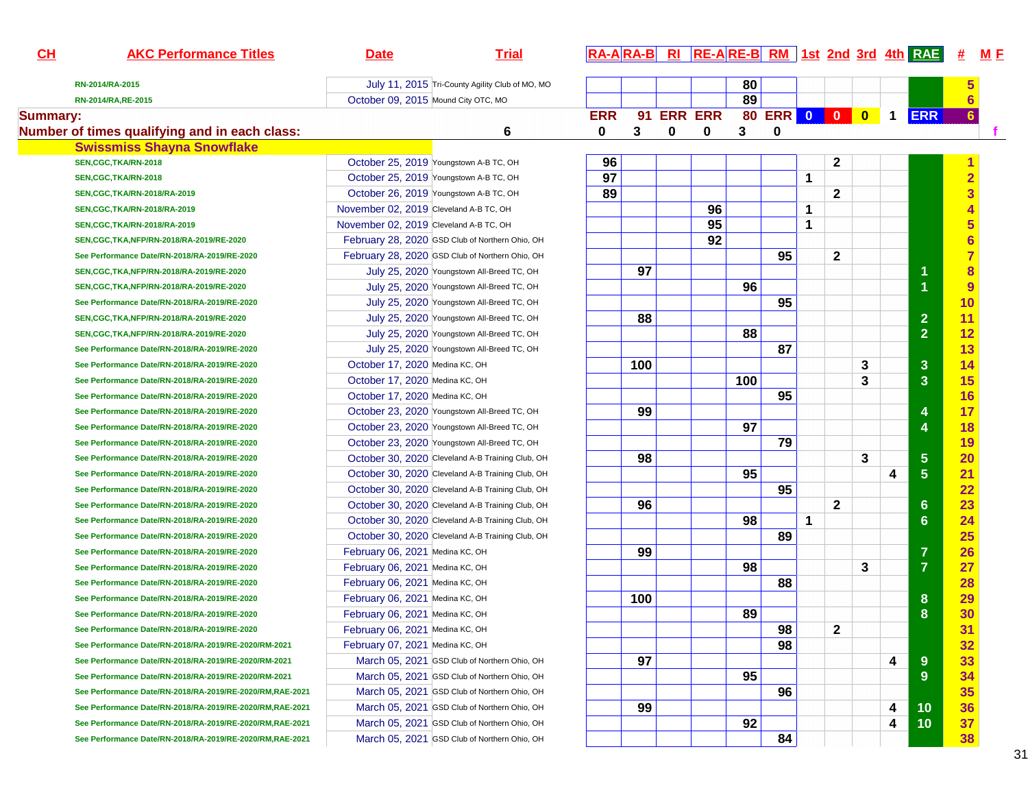| CH | AKC Performance Titles | Date | Trial | RA-A | RA-B | RI | RE-A | RE-B | RM | 1st | 2nd | 3rd | 4th | RAE | # | M F |
|---|---|---|---|---|---|---|---|---|---|---|---|---|---|---|---|---|
| | RN-2014/RA-2015 | July 11, 2015 | Tri-County Agility Club of MO, MO | | | | | 80 | | | | | | | 5 | |
| | RN-2014/RA,RE-2015 | October 09, 2015 | Mound City OTC, MO | | | | | 89 | | | | | | | 6 | |
| Summary: | | | | ERR | 91 | ERR | ERR | 80 | ERR | 0 | 0 | 0 | 1 | ERR | 6 | |
| Number of times qualifying and in each class: | | | 6 | 0 | 3 | 0 | 0 | 3 | 0 | | | | | | | f |
| | **Swissmiss Shayna Snowflake** | | | | | | | | | | | | | | | |
| | SEN,CGC,TKA/RN-2018 | October 25, 2019 | Youngstown A-B TC, OH | 96 | | | | | | | 2 | | | | 1 | |
| | SEN,CGC,TKA/RN-2018 | October 25, 2019 | Youngstown A-B TC, OH | 97 | | | | | | 1 | | | | | 2 | |
| | SEN,CGC,TKA/RN-2018/RA-2019 | October 26, 2019 | Youngstown A-B TC, OH | 89 | | | | | | | 2 | | | | 3 | |
| | SEN,CGC,TKA/RN-2018/RA-2019 | November 02, 2019 | Cleveland A-B TC, OH | | | | 96 | | | 1 | | | | | 4 | |
| | SEN,CGC,TKA/RN-2018/RA-2019 | November 02, 2019 | Cleveland A-B TC, OH | | | | 95 | | | 1 | | | | | 5 | |
| | SEN,CGC,TKA,NFP/RN-2018/RA-2019/RE-2020 | February 28, 2020 | GSD Club of Northern Ohio, OH | | | | 92 | | | | | | | | 6 | |
| | See Performance Date/RN-2018/RA-2019/RE-2020 | February 28, 2020 | GSD Club of Northern Ohio, OH | | | | | | 95 | | 2 | | | | 7 | |
| | SEN,CGC,TKA,NFP/RN-2018/RA-2019/RE-2020 | July 25, 2020 | Youngstown All-Breed TC, OH | | 97 | | | | | | | | | 1 | 8 | |
| | SEN,CGC,TKA,NFP/RN-2018/RA-2019/RE-2020 | July 25, 2020 | Youngstown All-Breed TC, OH | | | | | 96 | | | | | | 1 | 9 | |
| | See Performance Date/RN-2018/RA-2019/RE-2020 | July 25, 2020 | Youngstown All-Breed TC, OH | | | | | | 95 | | | | | | 10 | |
| | SEN,CGC,TKA,NFP/RN-2018/RA-2019/RE-2020 | July 25, 2020 | Youngstown All-Breed TC, OH | | 88 | | | | | | | | | 2 | 11 | |
| | SEN,CGC,TKA,NFP/RN-2018/RA-2019/RE-2020 | July 25, 2020 | Youngstown All-Breed TC, OH | | | | | 88 | | | | | | 2 | 12 | |
| | See Performance Date/RN-2018/RA-2019/RE-2020 | July 25, 2020 | Youngstown All-Breed TC, OH | | | | | | 87 | | | | | | 13 | |
| | See Performance Date/RN-2018/RA-2019/RE-2020 | October 17, 2020 | Medina KC, OH | | 100 | | | | | | | 3 | | 3 | 14 | |
| | See Performance Date/RN-2018/RA-2019/RE-2020 | October 17, 2020 | Medina KC, OH | | | | | 100 | | | | 3 | | 3 | 15 | |
| | See Performance Date/RN-2018/RA-2019/RE-2020 | October 17, 2020 | Medina KC, OH | | | | | | 95 | | | | | | 16 | |
| | See Performance Date/RN-2018/RA-2019/RE-2020 | October 23, 2020 | Youngstown All-Breed TC, OH | | 99 | | | | | | | | | 4 | 17 | |
| | See Performance Date/RN-2018/RA-2019/RE-2020 | October 23, 2020 | Youngstown All-Breed TC, OH | | | | | 97 | | | | | | 4 | 18 | |
| | See Performance Date/RN-2018/RA-2019/RE-2020 | October 23, 2020 | Youngstown All-Breed TC, OH | | | | | | 79 | | | | | | 19 | |
| | See Performance Date/RN-2018/RA-2019/RE-2020 | October 30, 2020 | Cleveland A-B Training Club, OH | | 98 | | | | | | | 3 | | 5 | 20 | |
| | See Performance Date/RN-2018/RA-2019/RE-2020 | October 30, 2020 | Cleveland A-B Training Club, OH | | | | | 95 | | | | | 4 | 5 | 21 | |
| | See Performance Date/RN-2018/RA-2019/RE-2020 | October 30, 2020 | Cleveland A-B Training Club, OH | | | | | | 95 | | | | | | 22 | |
| | See Performance Date/RN-2018/RA-2019/RE-2020 | October 30, 2020 | Cleveland A-B Training Club, OH | | 96 | | | | | | 2 | | | 6 | 23 | |
| | See Performance Date/RN-2018/RA-2019/RE-2020 | October 30, 2020 | Cleveland A-B Training Club, OH | | | | | 98 | | 1 | | | | 6 | 24 | |
| | See Performance Date/RN-2018/RA-2019/RE-2020 | October 30, 2020 | Cleveland A-B Training Club, OH | | | | | | 89 | | | | | | 25 | |
| | See Performance Date/RN-2018/RA-2019/RE-2020 | February 06, 2021 | Medina KC, OH | | 99 | | | | | | | | | 7 | 26 | |
| | See Performance Date/RN-2018/RA-2019/RE-2020 | February 06, 2021 | Medina KC, OH | | | | | 98 | | | | 3 | | 7 | 27 | |
| | See Performance Date/RN-2018/RA-2019/RE-2020 | February 06, 2021 | Medina KC, OH | | | | | | 88 | | | | | | 28 | |
| | See Performance Date/RN-2018/RA-2019/RE-2020 | February 06, 2021 | Medina KC, OH | | 100 | | | | | | | | | 8 | 29 | |
| | See Performance Date/RN-2018/RA-2019/RE-2020 | February 06, 2021 | Medina KC, OH | | | | | 89 | | | | | | 8 | 30 | |
| | See Performance Date/RN-2018/RA-2019/RE-2020 | February 06, 2021 | Medina KC, OH | | | | | | 98 | | 2 | | | | 31 | |
| | See Performance Date/RN-2018/RA-2019/RE-2020/RM-2021 | February 07, 2021 | Medina KC, OH | | | | | | 98 | | | | | | 32 | |
| | See Performance Date/RN-2018/RA-2019/RE-2020/RM-2021 | March 05, 2021 | GSD Club of Northern Ohio, OH | | 97 | | | | | | | | 4 | 9 | 33 | |
| | See Performance Date/RN-2018/RA-2019/RE-2020/RM-2021 | March 05, 2021 | GSD Club of Northern Ohio, OH | | | | | 95 | | | | | | 9 | 34 | |
| | See Performance Date/RN-2018/RA-2019/RE-2020/RM,RAE-2021 | March 05, 2021 | GSD Club of Northern Ohio, OH | | | | | | 96 | | | | | | 35 | |
| | See Performance Date/RN-2018/RA-2019/RE-2020/RM,RAE-2021 | March 05, 2021 | GSD Club of Northern Ohio, OH | | 99 | | | | | | | | 4 | 10 | 36 | |
| | See Performance Date/RN-2018/RA-2019/RE-2020/RM,RAE-2021 | March 05, 2021 | GSD Club of Northern Ohio, OH | | | | | 92 | | | | | 4 | 10 | 37 | |
| | See Performance Date/RN-2018/RA-2019/RE-2020/RM,RAE-2021 | March 05, 2021 | GSD Club of Northern Ohio, OH | | | | | | 84 | | | | | | 38 | |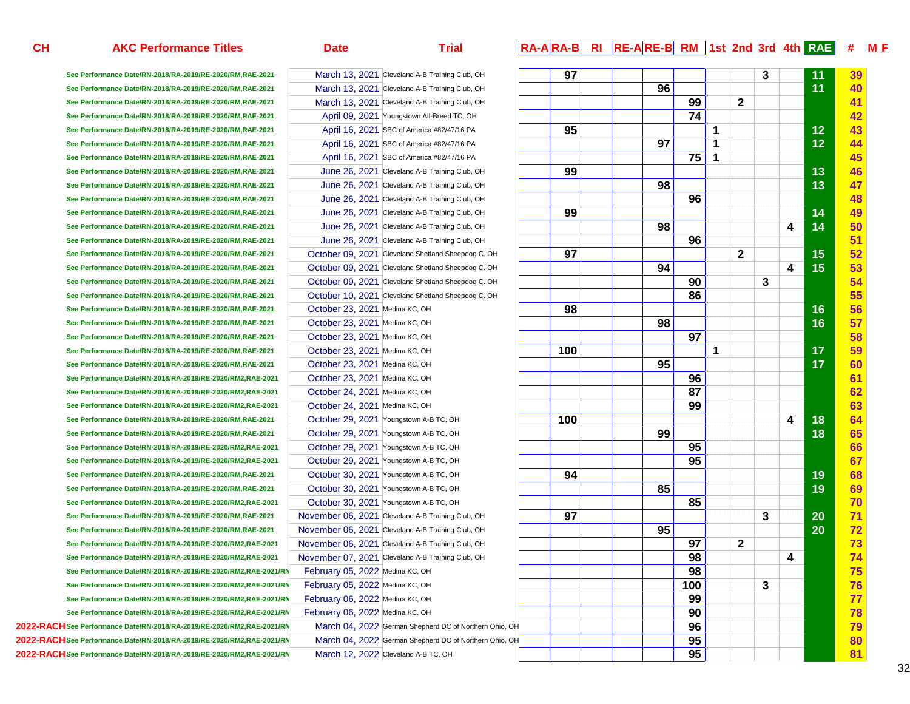| CH | AKC Performance Titles | Date | Trial | RA-A | RA-B | RI | RE-A | RE-B | RM | 1st | 2nd | 3rd | 4th | RAE | # | M F |
|---|---|---|---|---|---|---|---|---|---|---|---|---|---|---|---|---|
| | See Performance Date/RN-2018/RA-2019/RE-2020/RM,RAE-2021 | March 13, 2021 | Cleveland A-B Training Club, OH | | 97 | | | | | | | 3 | | 11 | 39 | |
| | See Performance Date/RN-2018/RA-2019/RE-2020/RM,RAE-2021 | March 13, 2021 | Cleveland A-B Training Club, OH | | | | | 96 | | | | | | 11 | 40 | |
| | See Performance Date/RN-2018/RA-2019/RE-2020/RM,RAE-2021 | March 13, 2021 | Cleveland A-B Training Club, OH | | | | | | 99 | | 2 | | | | 41 | |
| | See Performance Date/RN-2018/RA-2019/RE-2020/RM,RAE-2021 | April 09, 2021 | Youngstown All-Breed TC, OH | | | | | | 74 | | | | | | 42 | |
| | See Performance Date/RN-2018/RA-2019/RE-2020/RM,RAE-2021 | April 16, 2021 | SBC of America #82/47/16 PA | | 95 | | | | | 1 | | | | 12 | 43 | |
| | See Performance Date/RN-2018/RA-2019/RE-2020/RM,RAE-2021 | April 16, 2021 | SBC of America #82/47/16 PA | | | | | 97 | | 1 | | | | 12 | 44 | |
| | See Performance Date/RN-2018/RA-2019/RE-2020/RM,RAE-2021 | April 16, 2021 | SBC of America #82/47/16 PA | | | | | | 75 | 1 | | | | | 45 | |
| | See Performance Date/RN-2018/RA-2019/RE-2020/RM,RAE-2021 | June 26, 2021 | Cleveland A-B Training Club, OH | | 99 | | | | | | | | | 13 | 46 | |
| | See Performance Date/RN-2018/RA-2019/RE-2020/RM,RAE-2021 | June 26, 2021 | Cleveland A-B Training Club, OH | | | | | 98 | | | | | | 13 | 47 | |
| | See Performance Date/RN-2018/RA-2019/RE-2020/RM,RAE-2021 | June 26, 2021 | Cleveland A-B Training Club, OH | | | | | | 96 | | | | | | 48 | |
| | See Performance Date/RN-2018/RA-2019/RE-2020/RM,RAE-2021 | June 26, 2021 | Cleveland A-B Training Club, OH | | 99 | | | | | | | | | 14 | 49 | |
| | See Performance Date/RN-2018/RA-2019/RE-2020/RM,RAE-2021 | June 26, 2021 | Cleveland A-B Training Club, OH | | | | | 98 | | | | | 4 | 14 | 50 | |
| | See Performance Date/RN-2018/RA-2019/RE-2020/RM,RAE-2021 | June 26, 2021 | Cleveland A-B Training Club, OH | | | | | | 96 | | | | | | 51 | |
| | See Performance Date/RN-2018/RA-2019/RE-2020/RM,RAE-2021 | October 09, 2021 | Cleveland Shetland Sheepdog C. OH | | 97 | | | | | | 2 | | | 15 | 52 | |
| | See Performance Date/RN-2018/RA-2019/RE-2020/RM,RAE-2021 | October 09, 2021 | Cleveland Shetland Sheepdog C. OH | | | | | 94 | | | | | 4 | 15 | 53 | |
| | See Performance Date/RN-2018/RA-2019/RE-2020/RM,RAE-2021 | October 09, 2021 | Cleveland Shetland Sheepdog C. OH | | | | | | 90 | | | 3 | | | 54 | |
| | See Performance Date/RN-2018/RA-2019/RE-2020/RM,RAE-2021 | October 10, 2021 | Cleveland Shetland Sheepdog C. OH | | | | | | 86 | | | | | | 55 | |
| | See Performance Date/RN-2018/RA-2019/RE-2020/RM,RAE-2021 | October 23, 2021 | Medina KC, OH | | 98 | | | | | | | | | 16 | 56 | |
| | See Performance Date/RN-2018/RA-2019/RE-2020/RM,RAE-2021 | October 23, 2021 | Medina KC, OH | | | | | 98 | | | | | | 16 | 57 | |
| | See Performance Date/RN-2018/RA-2019/RE-2020/RM,RAE-2021 | October 23, 2021 | Medina KC, OH | | | | | | 97 | | | | | | 58 | |
| | See Performance Date/RN-2018/RA-2019/RE-2020/RM,RAE-2021 | October 23, 2021 | Medina KC, OH | | 100 | | | | | 1 | | | | 17 | 59 | |
| | See Performance Date/RN-2018/RA-2019/RE-2020/RM,RAE-2021 | October 23, 2021 | Medina KC, OH | | | | | 95 | | | | | | 17 | 60 | |
| | See Performance Date/RN-2018/RA-2019/RE-2020/RM2,RAE-2021 | October 23, 2021 | Medina KC, OH | | | | | | 96 | | | | | | 61 | |
| | See Performance Date/RN-2018/RA-2019/RE-2020/RM2,RAE-2021 | October 24, 2021 | Medina KC, OH | | | | | | 87 | | | | | | 62 | |
| | See Performance Date/RN-2018/RA-2019/RE-2020/RM2,RAE-2021 | October 24, 2021 | Medina KC, OH | | | | | | 99 | | | | | | 63 | |
| | See Performance Date/RN-2018/RA-2019/RE-2020/RM,RAE-2021 | October 29, 2021 | Youngstown A-B TC, OH | | 100 | | | | | | | | 4 | 18 | 64 | |
| | See Performance Date/RN-2018/RA-2019/RE-2020/RM,RAE-2021 | October 29, 2021 | Youngstown A-B TC, OH | | | | | 99 | | | | | | 18 | 65 | |
| | See Performance Date/RN-2018/RA-2019/RE-2020/RM2,RAE-2021 | October 29, 2021 | Youngstown A-B TC, OH | | | | | | 95 | | | | | | 66 | |
| | See Performance Date/RN-2018/RA-2019/RE-2020/RM2,RAE-2021 | October 29, 2021 | Youngstown A-B TC, OH | | | | | | 95 | | | | | | 67 | |
| | See Performance Date/RN-2018/RA-2019/RE-2020/RM,RAE-2021 | October 30, 2021 | Youngstown A-B TC, OH | | 94 | | | | | | | | | 19 | 68 | |
| | See Performance Date/RN-2018/RA-2019/RE-2020/RM,RAE-2021 | October 30, 2021 | Youngstown A-B TC, OH | | | | | 85 | | | | | | 19 | 69 | |
| | See Performance Date/RN-2018/RA-2019/RE-2020/RM2,RAE-2021 | October 30, 2021 | Youngstown A-B TC, OH | | | | | | 85 | | | | | | 70 | |
| | See Performance Date/RN-2018/RA-2019/RE-2020/RM,RAE-2021 | November 06, 2021 | Cleveland A-B Training Club, OH | | 97 | | | | | | | 3 | | 20 | 71 | |
| | See Performance Date/RN-2018/RA-2019/RE-2020/RM,RAE-2021 | November 06, 2021 | Cleveland A-B Training Club, OH | | | | | 95 | | | | | | 20 | 72 | |
| | See Performance Date/RN-2018/RA-2019/RE-2020/RM2,RAE-2021 | November 06, 2021 | Cleveland A-B Training Club, OH | | | | | | 97 | | 2 | | | | 73 | |
| | See Performance Date/RN-2018/RA-2019/RE-2020/RM2,RAE-2021 | November 07, 2021 | Cleveland A-B Training Club, OH | | | | | | 98 | | | | 4 | | 74 | |
| | See Performance Date/RN-2018/RA-2019/RE-2020/RM2,RAE-2021/RM | February 05, 2022 | Medina KC, OH | | | | | | 98 | | | | | | 75 | |
| | See Performance Date/RN-2018/RA-2019/RE-2020/RM2,RAE-2021/RM | February 05, 2022 | Medina KC, OH | | | | | | 100 | | | 3 | | | 76 | |
| | See Performance Date/RN-2018/RA-2019/RE-2020/RM2,RAE-2021/RM | February 06, 2022 | Medina KC, OH | | | | | | 99 | | | | | | 77 | |
| | See Performance Date/RN-2018/RA-2019/RE-2020/RM2,RAE-2021/RM | February 06, 2022 | Medina KC, OH | | | | | | 90 | | | | | | 78 | |
| 2022-RACH | See Performance Date/RN-2018/RA-2019/RE-2020/RM2,RAE-2021/RM | March 04, 2022 | German Shepherd DC of Northern Ohio, OH | | | | | | 96 | | | | | | 79 | |
| 2022-RACH | See Performance Date/RN-2018/RA-2019/RE-2020/RM2,RAE-2021/RM | March 04, 2022 | German Shepherd DC of Northern Ohio, OH | | | | | | 95 | | | | | | 80 | |
| 2022-RACH | See Performance Date/RN-2018/RA-2019/RE-2020/RM2,RAE-2021/RM | March 12, 2022 | Cleveland A-B TC, OH | | | | | | 95 | | | | | | 81 | |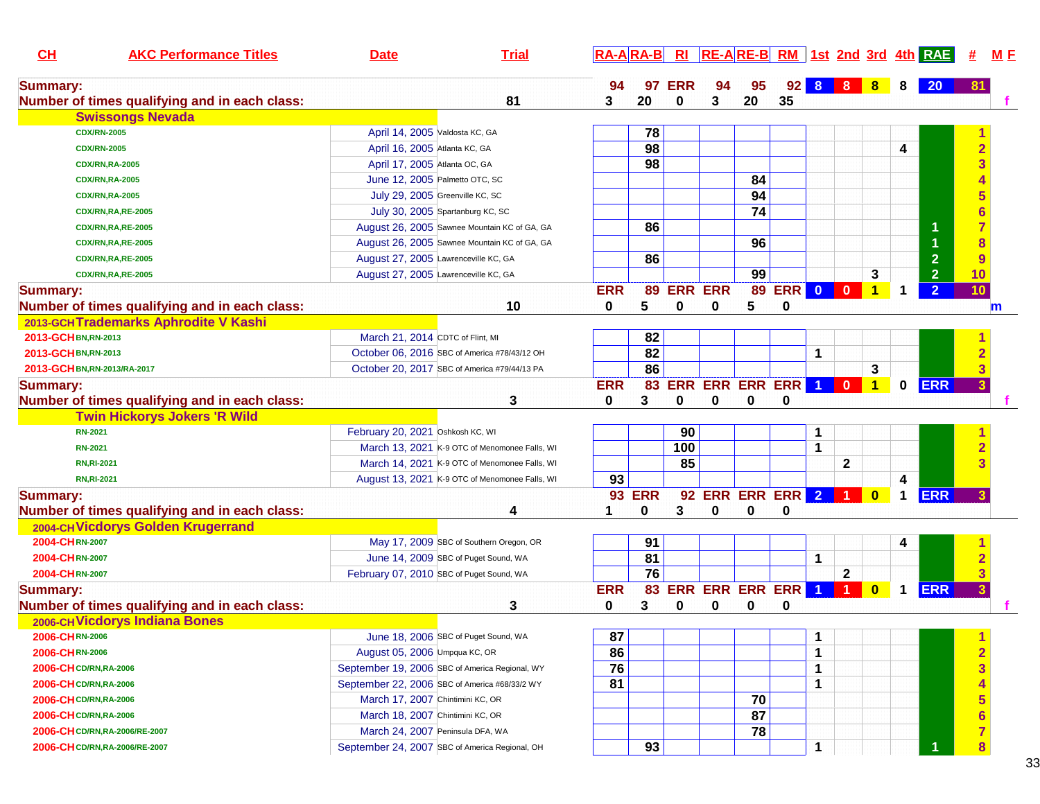| CH | AKC Performance Titles | Date | Trial | RA-A | RA-B | RI | RE-A | RE-B | RM | 1st | 2nd | 3rd | 4th | RAE | # | M F |
|---|---|---|---|---|---|---|---|---|---|---|---|---|---|---|---|---|
| **Summary:** | | | | 94 | 97 | ERR | 94 | 95 | 92 | 8 | 8 | 8 | 8 | 20 | 81 | |
| **Number of times qualifying and in each class:** | | | 81 | 3 | 20 | 0 | 3 | 20 | 35 | | | | | | | f |
| | **Swissongs Nevada** | | | | | | | | | | | | | | | |
| | CDX/RN-2005 | April 14, 2005 | Valdosta KC, GA | | 78 | | | | | | | | | | 1 | |
| | CDX/RN-2005 | April 16, 2005 | Atlanta KC, GA | | 98 | | | | | | | | 4 | | 2 | |
| | CDX/RN,RA-2005 | April 17, 2005 | Atlanta OC, GA | | 98 | | | | | | | | | | 3 | |
| | CDX/RN,RA-2005 | June 12, 2005 | Palmetto OTC, SC | | | | | 84 | | | | | | | 4 | |
| | CDX/RN,RA-2005 | July 29, 2005 | Greenville KC, SC | | | | | 94 | | | | | | | 5 | |
| | CDX/RN,RA,RE-2005 | July 30, 2005 | Spartanburg KC, SC | | | | | 74 | | | | | | | 6 | |
| | CDX/RN,RA,RE-2005 | August 26, 2005 | Sawnee Mountain KC of GA, GA | | 86 | | | | | | | | | 1 | 7 | |
| | CDX/RN,RA,RE-2005 | August 26, 2005 | Sawnee Mountain KC of GA, GA | | | | | 96 | | | | | | 1 | 8 | |
| | CDX/RN,RA,RE-2005 | August 27, 2005 | Lawrenceville KC, GA | | 86 | | | | | | | | | 2 | 9 | |
| | CDX/RN,RA,RE-2005 | August 27, 2005 | Lawrenceville KC, GA | | | | | 99 | | | | 3 | | 2 | 10 | |
| **Summary:** | | | | ERR | 89 | ERR | ERR | 89 | ERR | 0 | 0 | 1 | 1 | 2 | 10 | |
| **Number of times qualifying and in each class:** | | | 10 | 0 | 5 | 0 | 0 | 5 | 0 | | | | | | | m |
| 2013-GCH | **Trademarks Aphrodite V Kashi** | | | | | | | | | | | | | | | |
| 2013-GCH | BN,RN-2013 | March 21, 2014 | CDTC of Flint, MI | | 82 | | | | | | | | | | 1 | |
| 2013-GCH | BN,RN-2013 | October 06, 2016 | SBC of America #78/43/12 OH | | 82 | | | | | 1 | | | | | 2 | |
| 2013-GCH | BN,RN-2013/RA-2017 | October 20, 2017 | SBC of America #79/44/13 PA | | 86 | | | | | | | 3 | | | 3 | |
| **Summary:** | | | | ERR | 83 | ERR | ERR | ERR | ERR | 1 | 0 | 1 | 0 | ERR | 3 | |
| **Number of times qualifying and in each class:** | | | 3 | 0 | 3 | 0 | 0 | 0 | 0 | | | | | | | f |
| | **Twin Hickorys Jokers 'R Wild** | | | | | | | | | | | | | | | |
| | RN-2021 | February 20, 2021 | Oshkosh KC, WI | | | 90 | | | | 1 | | | | | 1 | |
| | RN-2021 | March 13, 2021 | K-9 OTC of Menomonee Falls, WI | | | 100 | | | | 1 | | | | | 2 | |
| | RN,RI-2021 | March 14, 2021 | K-9 OTC of Menomonee Falls, WI | | | 85 | | | | | 2 | | | | 3 | |
| | RN,RI-2021 | August 13, 2021 | K-9 OTC of Menomonee Falls, WI | 93 | | | | | | | | | 4 | | | |
| **Summary:** | | | | 93 | ERR | 92 | ERR | ERR | ERR | 2 | 1 | 0 | 1 | ERR | 3 | |
| **Number of times qualifying and in each class:** | | | 4 | 1 | 0 | 3 | 0 | 0 | 0 | | | | | | | |
| 2004-CH | **Vicdorys Golden Krugerrand** | | | | | | | | | | | | | | | |
| 2004-CH | RN-2007 | May 17, 2009 | SBC of Southern Oregon, OR | | 91 | | | | | | | | 4 | | 1 | |
| 2004-CH | RN-2007 | June 14, 2009 | SBC of Puget Sound, WA | | 81 | | | | | 1 | | | | | 2 | |
| 2004-CH | RN-2007 | February 07, 2010 | SBC of Puget Sound, WA | | 76 | | | | | | 2 | | | | 3 | |
| **Summary:** | | | | ERR | 83 | ERR | ERR | ERR | ERR | 1 | 1 | 0 | 1 | ERR | 3 | |
| **Number of times qualifying and in each class:** | | | 3 | 0 | 3 | 0 | 0 | 0 | 0 | | | | | | | f |
| 2006-CH | **Vicdorys Indiana Bones** | | | | | | | | | | | | | | | |
| 2006-CH | RN-2006 | June 18, 2006 | SBC of Puget Sound, WA | 87 | | | | | | 1 | | | | | 1 | |
| 2006-CH | RN-2006 | August 05, 2006 | Umpqua KC, OR | 86 | | | | | | 1 | | | | | 2 | |
| 2006-CH | CD/RN,RA-2006 | September 19, 2006 | SBC of America Regional, WY | 76 | | | | | | 1 | | | | | 3 | |
| 2006-CH | CD/RN,RA-2006 | September 22, 2006 | SBC of America #68/33/2 WY | 81 | | | | | | 1 | | | | | 4 | |
| 2006-CH | CD/RN,RA-2006 | March 17, 2007 | Chintimini KC, OR | | | | | 70 | | | | | | | 5 | |
| 2006-CH | CD/RN,RA-2006 | March 18, 2007 | Chintimini KC, OR | | | | | 87 | | | | | | | 6 | |
| 2006-CH | CD/RN,RA-2006/RE-2007 | March 24, 2007 | Peninsula DFA, WA | | | | | 78 | | | | | | | 7 | |
| 2006-CH | CD/RN,RA-2006/RE-2007 | September 24, 2007 | SBC of America Regional, OH | | 93 | | | | | 1 | | | | 1 | 8 | |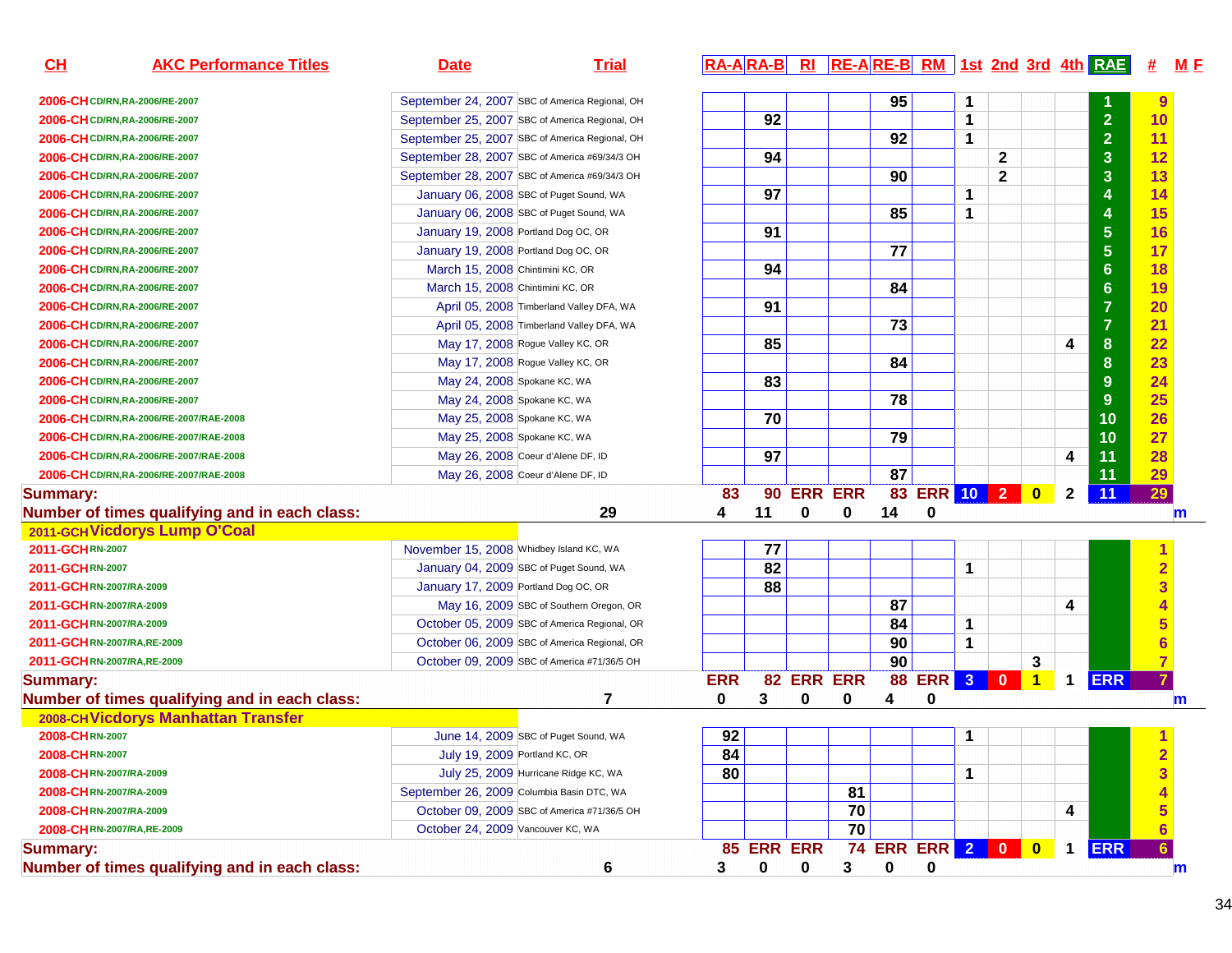| CH | AKC Performance Titles | Date | Trial | RA-A | RA-B | RI | RE-A | RE-B | RM | 1st | 2nd | 3rd | 4th | RAE | # | M F |
|---|---|---|---|---|---|---|---|---|---|---|---|---|---|---|---|---|
| 2006-CH | CD/RN,RA-2006/RE-2007 | September 24, 2007 | SBC of America Regional, OH | | | | | 95 | | 1 | | | | 1 | 9 | |
| 2006-CH | CD/RN,RA-2006/RE-2007 | September 25, 2007 | SBC of America Regional, OH | | 92 | | | | | 1 | | | | 2 | 10 | |
| 2006-CH | CD/RN,RA-2006/RE-2007 | September 25, 2007 | SBC of America Regional, OH | | | | | 92 | | 1 | | | | 2 | 11 | |
| 2006-CH | CD/RN,RA-2006/RE-2007 | September 28, 2007 | SBC of America #69/34/3 OH | | 94 | | | | | | 2 | | | 3 | 12 | |
| 2006-CH | CD/RN,RA-2006/RE-2007 | September 28, 2007 | SBC of America #69/34/3 OH | | | | | 90 | | | 2 | | | 3 | 13 | |
| 2006-CH | CD/RN,RA-2006/RE-2007 | January 06, 2008 | SBC of Puget Sound, WA | | 97 | | | | | 1 | | | | 4 | 14 | |
| 2006-CH | CD/RN,RA-2006/RE-2007 | January 06, 2008 | SBC of Puget Sound, WA | | | | | 85 | | 1 | | | | 4 | 15 | |
| 2006-CH | CD/RN,RA-2006/RE-2007 | January 19, 2008 | Portland Dog OC, OR | | 91 | | | | | | | | | 5 | 16 | |
| 2006-CH | CD/RN,RA-2006/RE-2007 | January 19, 2008 | Portland Dog OC, OR | | | | | 77 | | | | | | 5 | 17 | |
| 2006-CH | CD/RN,RA-2006/RE-2007 | March 15, 2008 | Chintimini KC, OR | | 94 | | | | | | | | | 6 | 18 | |
| 2006-CH | CD/RN,RA-2006/RE-2007 | March 15, 2008 | Chintimini KC, OR | | | | | 84 | | | | | | 6 | 19 | |
| 2006-CH | CD/RN,RA-2006/RE-2007 | April 05, 2008 | Timberland Valley DFA, WA | | 91 | | | | | | | | | 7 | 20 | |
| 2006-CH | CD/RN,RA-2006/RE-2007 | April 05, 2008 | Timberland Valley DFA, WA | | | | | 73 | | | | | | 7 | 21 | |
| 2006-CH | CD/RN,RA-2006/RE-2007 | May 17, 2008 | Rogue Valley KC, OR | | 85 | | | | | | | | 4 | 8 | 22 | |
| 2006-CH | CD/RN,RA-2006/RE-2007 | May 17, 2008 | Rogue Valley KC, OR | | | | | 84 | | | | | | 8 | 23 | |
| 2006-CH | CD/RN,RA-2006/RE-2007 | May 24, 2008 | Spokane KC, WA | | 83 | | | | | | | | | 9 | 24 | |
| 2006-CH | CD/RN,RA-2006/RE-2007 | May 24, 2008 | Spokane KC, WA | | | | | 78 | | | | | | 9 | 25 | |
| 2006-CH | CD/RN,RA-2006/RE-2007/RAE-2008 | May 25, 2008 | Spokane KC, WA | | 70 | | | | | | | | | 10 | 26 | |
| 2006-CH | CD/RN,RA-2006/RE-2007/RAE-2008 | May 25, 2008 | Spokane KC, WA | | | | | 79 | | | | | | 10 | 27 | |
| 2006-CH | CD/RN,RA-2006/RE-2007/RAE-2008 | May 26, 2008 | Coeur d'Alene DF, ID | | 97 | | | | | | | | 4 | 11 | 28 | |
| 2006-CH | CD/RN,RA-2006/RE-2007/RAE-2008 | May 26, 2008 | Coeur d'Alene DF, ID | | | | | 87 | | | | | | 11 | 29 | |
| **Summary:** | | | | 83 | 90 | ERR | ERR | 83 | ERR | 10 | 2 | 0 | 2 | 11 | 29 | |
| **Number of times qualifying and in each class:** | | | 29 | 4 | 11 | 0 | 0 | 14 | 0 | | | | | | | m |
| 2011-GCH | **Vicdorys Lump O'Coal** | | | | | | | | | | | | | | | |
| 2011-GCH | RN-2007 | November 15, 2008 | Whidbey Island KC, WA | | 77 | | | | | | | | | | 1 | |
| 2011-GCH | RN-2007 | January 04, 2009 | SBC of Puget Sound, WA | | 82 | | | | | 1 | | | | | 2 | |
| 2011-GCH | RN-2007/RA-2009 | January 17, 2009 | Portland Dog OC, OR | | 88 | | | | | | | | | | 3 | |
| 2011-GCH | RN-2007/RA-2009 | May 16, 2009 | SBC of Southern Oregon, OR | | | | | 87 | | | | | 4 | | 4 | |
| 2011-GCH | RN-2007/RA-2009 | October 05, 2009 | SBC of America Regional, OR | | | | | 84 | | 1 | | | | | 5 | |
| 2011-GCH | RN-2007/RA,RE-2009 | October 06, 2009 | SBC of America Regional, OR | | | | | 90 | | 1 | | | | | 6 | |
| 2011-GCH | RN-2007/RA,RE-2009 | October 09, 2009 | SBC of America #71/36/5 OH | | | | | 90 | | | | 3 | | | 7 | |
| **Summary:** | | | | ERR | 82 | ERR | ERR | 88 | ERR | 3 | 0 | 1 | 1 | ERR | 7 | |
| **Number of times qualifying and in each class:** | | | 7 | 0 | 3 | 0 | 0 | 4 | 0 | | | | | | | m |
| 2008-CH | **Vicdorys Manhattan Transfer** | | | | | | | | | | | | | | | |
| 2008-CH | RN-2007 | June 14, 2009 | SBC of Puget Sound, WA | 92 | | | | | | 1 | | | | | 1 | |
| 2008-CH | RN-2007 | July 19, 2009 | Portland KC, OR | 84 | | | | | | | | | | | 2 | |
| 2008-CH | RN-2007/RA-2009 | July 25, 2009 | Hurricane Ridge KC, WA | 80 | | | | | | 1 | | | | | 3 | |
| 2008-CH | RN-2007/RA-2009 | September 26, 2009 | Columbia Basin DTC, WA | | | | 81 | | | | | | | | 4 | |
| 2008-CH | RN-2007/RA-2009 | October 09, 2009 | SBC of America #71/36/5 OH | | | | 70 | | | | | | 4 | | 5 | |
| 2008-CH | RN-2007/RA,RE-2009 | October 24, 2009 | Vancouver KC, WA | | | | 70 | | | | | | | | 6 | |
| **Summary:** | | | | 85 | ERR | ERR | 74 | ERR | ERR | 2 | 0 | 0 | 1 | ERR | 6 | |
| **Number of times qualifying and in each class:** | | | 6 | 3 | 0 | 0 | 3 | 0 | 0 | | | | | | | m |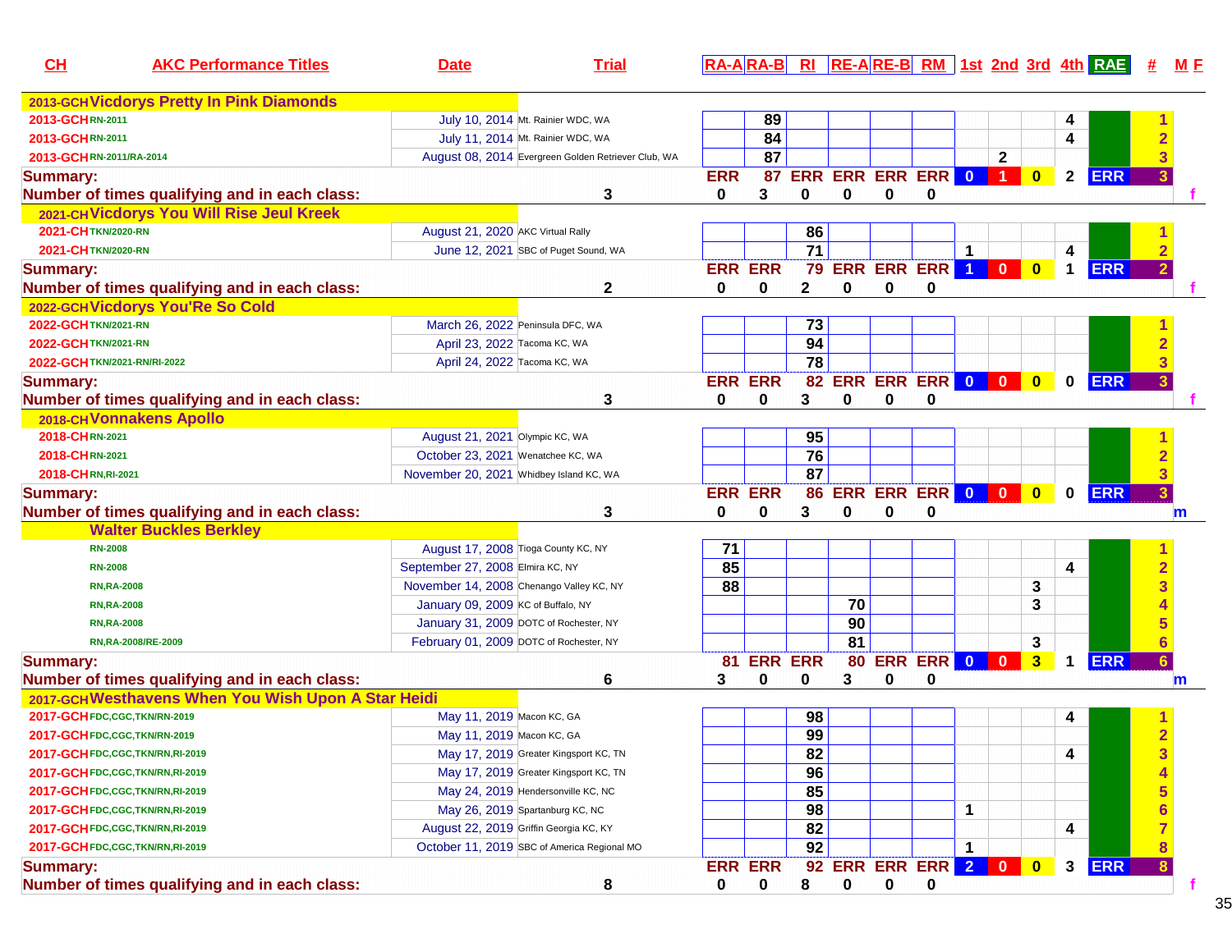| CH | AKC Performance Titles | Date | Trial | RA-A | RA-B | RI | RE-A | RE-B | RM | 1st | 2nd | 3rd | 4th | RAE | # | M F |
|---|---|---|---|---|---|---|---|---|---|---|---|---|---|---|---|---|
| 2013-GCH | **Vicdorys Pretty In Pink Diamonds** | | | | | | | | | | | | | | | |
| 2013-GCH | RN-2011 | July 10, 2014 | Mt. Rainier WDC, WA | | 89 | | | | | | | | 4 | | 1 | |
| 2013-GCH | RN-2011 | July 11, 2014 | Mt. Rainier WDC, WA | | 84 | | | | | | | | 4 | | 2 | |
| 2013-GCH | RN-2011/RA-2014 | August 08, 2014 | Evergreen Golden Retriever Club, WA | | 87 | | | | | | 2 | | | | 3 | |
| **Summary:** | | | | ERR | 87 | ERR | ERR | ERR | ERR | 0 | 1 | 0 | 2 | ERR | 3 | |
| **Number of times qualifying and in each class:** | | 3 | | 0 | 3 | 0 | 0 | 0 | 0 | | | | | | | f |
| 2021-CH | **Vicdorys You Will Rise Jeul Kreek** | | | | | | | | | | | | | | | |
| 2021-CH | TKN/2020-RN | August 21, 2020 | AKC Virtual Rally | | | 86 | | | | | | | | | 1 | |
| 2021-CH | TKN/2020-RN | June 12, 2021 | SBC of Puget Sound, WA | | | 71 | | | | 1 | | | 4 | | 2 | |
| **Summary:** | | | | ERR | ERR | 79 | ERR | ERR | ERR | 1 | 0 | 0 | 1 | ERR | 2 | |
| **Number of times qualifying and in each class:** | | 2 | | 0 | 0 | 2 | 0 | 0 | 0 | | | | | | | f |
| 2022-GCH | **Vicdorys You'Re So Cold** | | | | | | | | | | | | | | | |
| 2022-GCH | TKN/2021-RN | March 26, 2022 | Peninsula DFC, WA | | | 73 | | | | | | | | | 1 | |
| 2022-GCH | TKN/2021-RN | April 23, 2022 | Tacoma KC, WA | | | 94 | | | | | | | | | 2 | |
| 2022-GCH | TKN/2021-RN/RI-2022 | April 24, 2022 | Tacoma KC, WA | | | 78 | | | | | | | | | 3 | |
| **Summary:** | | | | ERR | ERR | 82 | ERR | ERR | ERR | 0 | 0 | 0 | 0 | ERR | 3 | |
| **Number of times qualifying and in each class:** | | 3 | | 0 | 0 | 3 | 0 | 0 | 0 | | | | | | | f |
| 2018-CH | **Vonnakens Apollo** | | | | | | | | | | | | | | | |
| 2018-CH | RN-2021 | August 21, 2021 | Olympic KC, WA | | | 95 | | | | | | | | | 1 | |
| 2018-CH | RN-2021 | October 23, 2021 | Wenatchee KC, WA | | | 76 | | | | | | | | | 2 | |
| 2018-CH | RN,RI-2021 | November 20, 2021 | Whidbey Island KC, WA | | | 87 | | | | | | | | | 3 | |
| **Summary:** | | | | ERR | ERR | 86 | ERR | ERR | ERR | 0 | 0 | 0 | 0 | ERR | 3 | |
| **Number of times qualifying and in each class:** | | 3 | | 0 | 0 | 3 | 0 | 0 | 0 | | | | | | | m |
| | **Walter Buckles Berkley** | | | | | | | | | | | | | | | |
| | RN-2008 | August 17, 2008 | Tioga County KC, NY | 71 | | | | | | | | | | | 1 | |
| | RN-2008 | September 27, 2008 | Elmira KC, NY | 85 | | | | | | | | | 4 | | 2 | |
| | RN,RA-2008 | November 14, 2008 | Chenango Valley KC, NY | 88 | | | | | | | | 3 | | | 3 | |
| | RN,RA-2008 | January 09, 2009 | KC of Buffalo, NY | | | | 70 | | | | | 3 | | | 4 | |
| | RN,RA-2008 | January 31, 2009 | DOTC of Rochester, NY | | | | 90 | | | | | | | | 5 | |
| | RN,RA-2008/RE-2009 | February 01, 2009 | DOTC of Rochester, NY | | | | 81 | | | | | 3 | | | 6 | |
| **Summary:** | | | | 81 | ERR | ERR | 80 | ERR | ERR | 0 | 0 | 3 | 1 | ERR | 6 | |
| **Number of times qualifying and in each class:** | | 6 | | 3 | 0 | 0 | 3 | 0 | 0 | | | | | | | m |
| 2017-GCH | **Westhavens When You Wish Upon A Star Heidi** | | | | | | | | | | | | | | | |
| 2017-GCH | FDC,CGC,TKN/RN-2019 | May 11, 2019 | Macon KC, GA | | | 98 | | | | | | | 4 | | 1 | |
| 2017-GCH | FDC,CGC,TKN/RN-2019 | May 11, 2019 | Macon KC, GA | | | 99 | | | | | | | | | 2 | |
| 2017-GCH | FDC,CGC,TKN/RN,RI-2019 | May 17, 2019 | Greater Kingsport KC, TN | | | 82 | | | | | | | 4 | | 3 | |
| 2017-GCH | FDC,CGC,TKN/RN,RI-2019 | May 17, 2019 | Greater Kingsport KC, TN | | | 96 | | | | | | | | | 4 | |
| 2017-GCH | FDC,CGC,TKN/RN,RI-2019 | May 24, 2019 | Hendersonville KC, NC | | | 85 | | | | | | | | | 5 | |
| 2017-GCH | FDC,CGC,TKN/RN,RI-2019 | May 26, 2019 | Spartanburg KC, NC | | | 98 | | | | 1 | | | | | 6 | |
| 2017-GCH | FDC,CGC,TKN/RN,RI-2019 | August 22, 2019 | Griffin Georgia KC, KY | | | 82 | | | | | | | 4 | | 7 | |
| 2017-GCH | FDC,CGC,TKN/RN,RI-2019 | October 11, 2019 | SBC of America Regional MO | | | 92 | | | | 1 | | | | | 8 | |
| **Summary:** | | | | ERR | ERR | 92 | ERR | ERR | ERR | 2 | 0 | 0 | 3 | ERR | 8 | |
| **Number of times qualifying and in each class:** | | 8 | | 0 | 0 | 8 | 0 | 0 | 0 | | | | | | | f |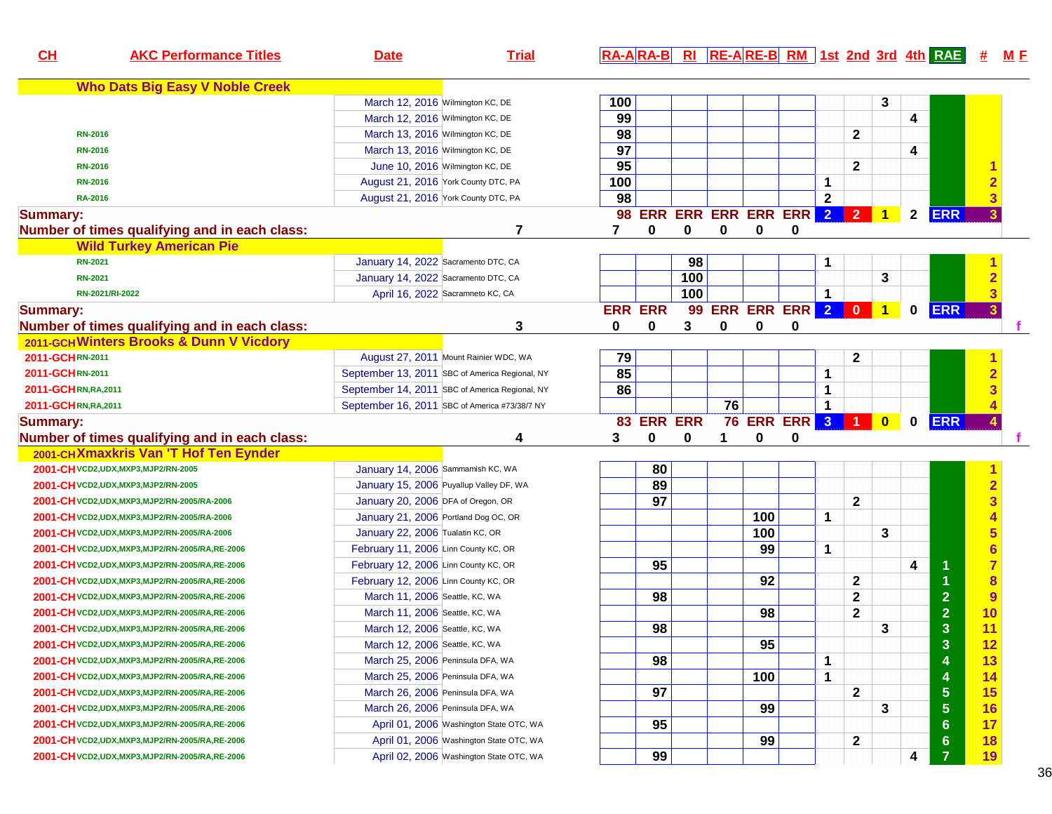| CH | AKC Performance Titles | Date | Trial | RA-A | RA-B | RI | RE-A | RE-B | RM | 1st | 2nd | 3rd | 4th | RAE | # | M F |
|---|---|---|---|---|---|---|---|---|---|---|---|---|---|---|---|---|
| | **Who Dats Big Easy V Noble Creek** | | | | | | | | | | | | | | | |
| | | March 12, 2016 | Wilmington KC, DE | 100 | | | | | | | | 3 | | | | |
| | | March 12, 2016 | Wilmington KC, DE | 99 | | | | | | | | | 4 | | | |
| | RN-2016 | March 13, 2016 | Wilmington KC, DE | 98 | | | | | | | 2 | | | | | |
| | RN-2016 | March 13, 2016 | Wilmington KC, DE | 97 | | | | | | | | | 4 | | | |
| | RN-2016 | June 10, 2016 | Wilmington KC, DE | 95 | | | | | | | 2 | | | | 1 | |
| | RN-2016 | August 21, 2016 | York County DTC, PA | 100 | | | | | | 1 | | | | | 2 | |
| | RA-2016 | August 21, 2016 | York County DTC, PA | 98 | | | | | | 2 | | | | | 3 | |
| **Summary:** | | | | 98 | ERR | ERR | ERR | ERR | ERR | 2 | 2 | 1 | 2 | ERR | 3 | |
| **Number of times qualifying and in each class:** | | | 7 | 7 | 0 | 0 | 0 | 0 | 0 | | | | | | | |
| | **Wild Turkey American Pie** | | | | | | | | | | | | | | | |
| | RN-2021 | January 14, 2022 | Sacramento DTC, CA | | | 98 | | | | 1 | | | | | 1 | |
| | RN-2021 | January 14, 2022 | Sacramento DTC, CA | | | 100 | | | | | | 3 | | | 2 | |
| | RN-2021/RI-2022 | April 16, 2022 | Sacramneto KC, CA | | | 100 | | | | 1 | | | | | 3 | |
| **Summary:** | | | | ERR | ERR | 99 | ERR | ERR | ERR | 2 | 0 | 1 | 0 | ERR | 3 | |
| **Number of times qualifying and in each class:** | | | 3 | 0 | 0 | 3 | 0 | 0 | 0 | | | | | | | f |
| 2011-GCH | **Winters Brooks & Dunn V Vicdory** | | | | | | | | | | | | | | | |
| 2011-GCH | RN-2011 | August 27, 2011 | Mount Rainier WDC, WA | 79 | | | | | | | 2 | | | | 1 | |
| 2011-GCH | RN-2011 | September 13, 2011 | SBC of America Regional, NY | 85 | | | | | | 1 | | | | | 2 | |
| 2011-GCH | RN,RA,2011 | September 14, 2011 | SBC of America Regional, NY | 86 | | | | | | 1 | | | | | 3 | |
| 2011-GCH | RN,RA,2011 | September 16, 2011 | SBC of America #73/38/7 NY | | | | 76 | | | 1 | | | | | 4 | |
| **Summary:** | | | | 83 | ERR | ERR | 76 | ERR | ERR | 3 | 1 | 0 | 0 | ERR | 4 | |
| **Number of times qualifying and in each class:** | | | 4 | 3 | 0 | 0 | 1 | 0 | 0 | | | | | | | f |
| 2001-CH | **Xmaxkris Van 'T Hof Ten Eynder** | | | | | | | | | | | | | | | |
| 2001-CH | VCD2,UDX,MXP3,MJP2/RN-2005 | January 14, 2006 | Sammamish KC, WA | | 80 | | | | | | | | | | 1 | |
| 2001-CH | VCD2,UDX,MXP3,MJP2/RN-2005 | January 15, 2006 | Puyallup Valley DF, WA | | 89 | | | | | | | | | | 2 | |
| 2001-CH | VCD2,UDX,MXP3,MJP2/RN-2005/RA-2006 | January 20, 2006 | DFA of Oregon, OR | | 97 | | | | | | 2 | | | | 3 | |
| 2001-CH | VCD2,UDX,MXP3,MJP2/RN-2005/RA-2006 | January 21, 2006 | Portland Dog OC, OR | | | | | 100 | | 1 | | | | | 4 | |
| 2001-CH | VCD2,UDX,MXP3,MJP2/RN-2005/RA-2006 | January 22, 2006 | Tualatin KC, OR | | | | | 100 | | | | 3 | | | 5 | |
| 2001-CH | VCD2,UDX,MXP3,MJP2/RN-2005/RA,RE-2006 | February 11, 2006 | Linn County KC, OR | | | | | 99 | | 1 | | | | | 6 | |
| 2001-CH | VCD2,UDX,MXP3,MJP2/RN-2005/RA,RE-2006 | February 12, 2006 | Linn County KC, OR | | 95 | | | | | | | | 4 | 1 | 7 | |
| 2001-CH | VCD2,UDX,MXP3,MJP2/RN-2005/RA,RE-2006 | February 12, 2006 | Linn County KC, OR | | | | | 92 | | | 2 | | | 1 | 8 | |
| 2001-CH | VCD2,UDX,MXP3,MJP2/RN-2005/RA,RE-2006 | March 11, 2006 | Seattle, KC, WA | | 98 | | | | | | 2 | | | 2 | 9 | |
| 2001-CH | VCD2,UDX,MXP3,MJP2/RN-2005/RA,RE-2006 | March 11, 2006 | Seattle, KC, WA | | | | | 98 | | | 2 | | | 2 | 10 | |
| 2001-CH | VCD2,UDX,MXP3,MJP2/RN-2005/RA,RE-2006 | March 12, 2006 | Seattle, KC, WA | | 98 | | | | | | | 3 | | 3 | 11 | |
| 2001-CH | VCD2,UDX,MXP3,MJP2/RN-2005/RA,RE-2006 | March 12, 2006 | Seattle, KC, WA | | | | | 95 | | | | | | 3 | 12 | |
| 2001-CH | VCD2,UDX,MXP3,MJP2/RN-2005/RA,RE-2006 | March 25, 2006 | Peninsula DFA, WA | | 98 | | | | | 1 | | | | 4 | 13 | |
| 2001-CH | VCD2,UDX,MXP3,MJP2/RN-2005/RA,RE-2006 | March 25, 2006 | Peninsula DFA, WA | | | | | 100 | | 1 | | | | 4 | 14 | |
| 2001-CH | VCD2,UDX,MXP3,MJP2/RN-2005/RA,RE-2006 | March 26, 2006 | Peninsula DFA, WA | | 97 | | | | | | 2 | | | 5 | 15 | |
| 2001-CH | VCD2,UDX,MXP3,MJP2/RN-2005/RA,RE-2006 | March 26, 2006 | Peninsula DFA, WA | | | | | 99 | | | | 3 | | 5 | 16 | |
| 2001-CH | VCD2,UDX,MXP3,MJP2/RN-2005/RA,RE-2006 | April 01, 2006 | Washington State OTC, WA | | 95 | | | | | | | | | 6 | 17 | |
| 2001-CH | VCD2,UDX,MXP3,MJP2/RN-2005/RA,RE-2006 | April 01, 2006 | Washington State OTC, WA | | | | | 99 | | | 2 | | | 6 | 18 | |
| 2001-CH | VCD2,UDX,MXP3,MJP2/RN-2005/RA,RE-2006 | April 02, 2006 | Washington State OTC, WA | | 99 | | | | | | | | 4 | 7 | 19 | |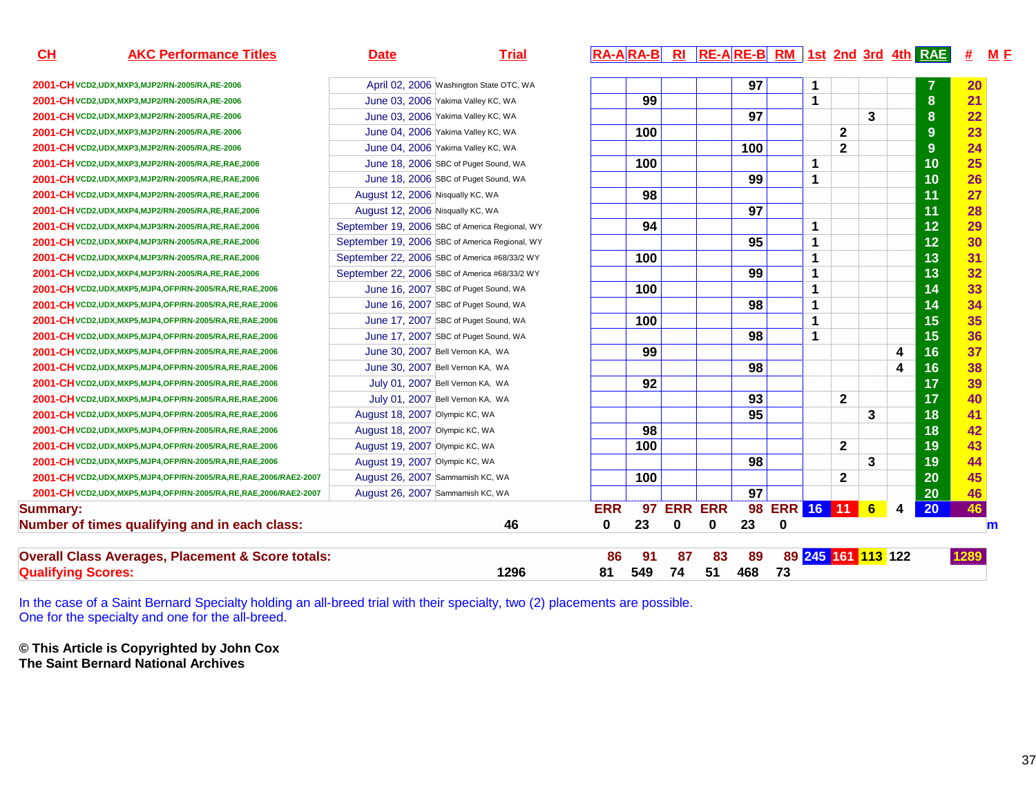| CH | AKC Performance Titles | Date | Trial | RA-A | RA-B | RI | RE-A | RE-B | RM | 1st | 2nd | 3rd | 4th | RAE | # | M F |
|---|---|---|---|---|---|---|---|---|---|---|---|---|---|---|---|---|
| 2001-CH | VCD2,UDX,MXP3,MJP2/RN-2005/RA,RE-2006 | April 02, 2006 | Washington State OTC, WA | | | | | 97 | | 1 | | | | 7 | 20 | |
| 2001-CH | VCD2,UDX,MXP3,MJP2/RN-2005/RA,RE-2006 | June 03, 2006 | Yakima Valley KC, WA | | 99 | | | | | 1 | | | | 8 | 21 | |
| 2001-CH | VCD2,UDX,MXP3,MJP2/RN-2005/RA,RE-2006 | June 03, 2006 | Yakima Valley KC, WA | | | | | 97 | | | | 3 | | 8 | 22 | |
| 2001-CH | VCD2,UDX,MXP3,MJP2/RN-2005/RA,RE-2006 | June 04, 2006 | Yakima Valley KC, WA | | 100 | | | | | | 2 | | | 9 | 23 | |
| 2001-CH | VCD2,UDX,MXP3,MJP2/RN-2005/RA,RE-2006 | June 04, 2006 | Yakima Valley KC, WA | | | | | 100 | | | 2 | | | 9 | 24 | |
| 2001-CH | VCD2,UDX,MXP3,MJP2/RN-2005/RA,RE,RAE,2006 | June 18, 2006 | SBC of Puget Sound, WA | | 100 | | | | | 1 | | | | 10 | 25 | |
| 2001-CH | VCD2,UDX,MXP3,MJP2/RN-2005/RA,RE,RAE,2006 | June 18, 2006 | SBC of Puget Sound, WA | | | | | 99 | | 1 | | | | 10 | 26 | |
| 2001-CH | VCD2,UDX,MXP4,MJP2/RN-2005/RA,RE,RAE,2006 | August 12, 2006 | Nisqually KC, WA | | 98 | | | | | | | | | 11 | 27 | |
| 2001-CH | VCD2,UDX,MXP4,MJP2/RN-2005/RA,RE,RAE,2006 | August 12, 2006 | Nisqually KC, WA | | | | | 97 | | | | | | 11 | 28 | |
| 2001-CH | VCD2,UDX,MXP4,MJP3/RN-2005/RA,RE,RAE,2006 | September 19, 2006 | SBC of America Regional, WY | | 94 | | | | | 1 | | | | 12 | 29 | |
| 2001-CH | VCD2,UDX,MXP4,MJP3/RN-2005/RA,RE,RAE,2006 | September 19, 2006 | SBC of America Regional, WY | | | | | 95 | | 1 | | | | 12 | 30 | |
| 2001-CH | VCD2,UDX,MXP4,MJP3/RN-2005/RA,RE,RAE,2006 | September 22, 2006 | SBC of America #68/33/2 WY | | 100 | | | | | 1 | | | | 13 | 31 | |
| 2001-CH | VCD2,UDX,MXP4,MJP3/RN-2005/RA,RE,RAE,2006 | September 22, 2006 | SBC of America #68/33/2 WY | | | | | 99 | | 1 | | | | 13 | 32 | |
| 2001-CH | VCD2,UDX,MXP5,MJP4,OFP/RN-2005/RA,RE,RAE,2006 | June 16, 2007 | SBC of Puget Sound, WA | | 100 | | | | | 1 | | | | 14 | 33 | |
| 2001-CH | VCD2,UDX,MXP5,MJP4,OFP/RN-2005/RA,RE,RAE,2006 | June 16, 2007 | SBC of Puget Sound, WA | | | | | 98 | | 1 | | | | 14 | 34 | |
| 2001-CH | VCD2,UDX,MXP5,MJP4,OFP/RN-2005/RA,RE,RAE,2006 | June 17, 2007 | SBC of Puget Sound, WA | | 100 | | | | | 1 | | | | 15 | 35 | |
| 2001-CH | VCD2,UDX,MXP5,MJP4,OFP/RN-2005/RA,RE,RAE,2006 | June 17, 2007 | SBC of Puget Sound, WA | | | | | 98 | | 1 | | | | 15 | 36 | |
| 2001-CH | VCD2,UDX,MXP5,MJP4,OFP/RN-2005/RA,RE,RAE,2006 | June 30, 2007 | Bell Vernon KA, WA | | 99 | | | | | | | | 4 | 16 | 37 | |
| 2001-CH | VCD2,UDX,MXP5,MJP4,OFP/RN-2005/RA,RE,RAE,2006 | June 30, 2007 | Bell Vernon KA, WA | | | | | 98 | | | | | 4 | 16 | 38 | |
| 2001-CH | VCD2,UDX,MXP5,MJP4,OFP/RN-2005/RA,RE,RAE,2006 | July 01, 2007 | Bell Vernon KA, WA | | 92 | | | | | | | | | 17 | 39 | |
| 2001-CH | VCD2,UDX,MXP5,MJP4,OFP/RN-2005/RA,RE,RAE,2006 | July 01, 2007 | Bell Vernon KA, WA | | | | | 93 | | | 2 | | | 17 | 40 | |
| 2001-CH | VCD2,UDX,MXP5,MJP4,OFP/RN-2005/RA,RE,RAE,2006 | August 18, 2007 | Olympic KC, WA | | | | | 95 | | | | 3 | | 18 | 41 | |
| 2001-CH | VCD2,UDX,MXP5,MJP4,OFP/RN-2005/RA,RE,RAE,2006 | August 18, 2007 | Olympic KC, WA | | 98 | | | | | | | | | 18 | 42 | |
| 2001-CH | VCD2,UDX,MXP5,MJP4,OFP/RN-2005/RA,RE,RAE,2006 | August 19, 2007 | Olympic KC, WA | | 100 | | | | | | 2 | | | 19 | 43 | |
| 2001-CH | VCD2,UDX,MXP5,MJP4,OFP/RN-2005/RA,RE,RAE,2006 | August 19, 2007 | Olympic KC, WA | | | | | 98 | | | | 3 | | 19 | 44 | |
| 2001-CH | VCD2,UDX,MXP5,MJP4,OFP/RN-2005/RA,RE,RAE,2006/RAE2-2007 | August 26, 2007 | Sammamish KC, WA | | 100 | | | | | | 2 | | | 20 | 45 | |
| 2001-CH | VCD2,UDX,MXP5,MJP4,OFP/RN-2005/RA,RE,RAE,2006/RAE2-2007 | August 26, 2007 | Sammamish KC, WA | | | | | 97 | | | | | | 20 | 46 | |
| **Summary:** | | | | ERR | 97 | ERR | ERR | 98 | ERR | 16 | 11 | 6 | 4 | 20 | 46 | |
| **Number of times qualifying and in each class:** | | | 46 | 0 | 23 | 0 | 0 | 23 | 0 | | | | | | | m |
| **Overall Class Averages, Placement & Score totals:** | | | | 86 | 91 | 87 | 83 | 89 | 89 | 245 | 161 | 113 | 122 | | 1289 | |
| **Qualifying Scores:** | | | 1296 | 81 | 549 | 74 | 51 | 468 | 73 | | | | | | | |

In the case of a Saint Bernard Specialty holding an all-breed trial with their specialty, two (2) placements are possible.
One for the specialty and one for the all-breed.

**© This Article is Copyrighted by John Cox**
**The Saint Bernard National Archives**